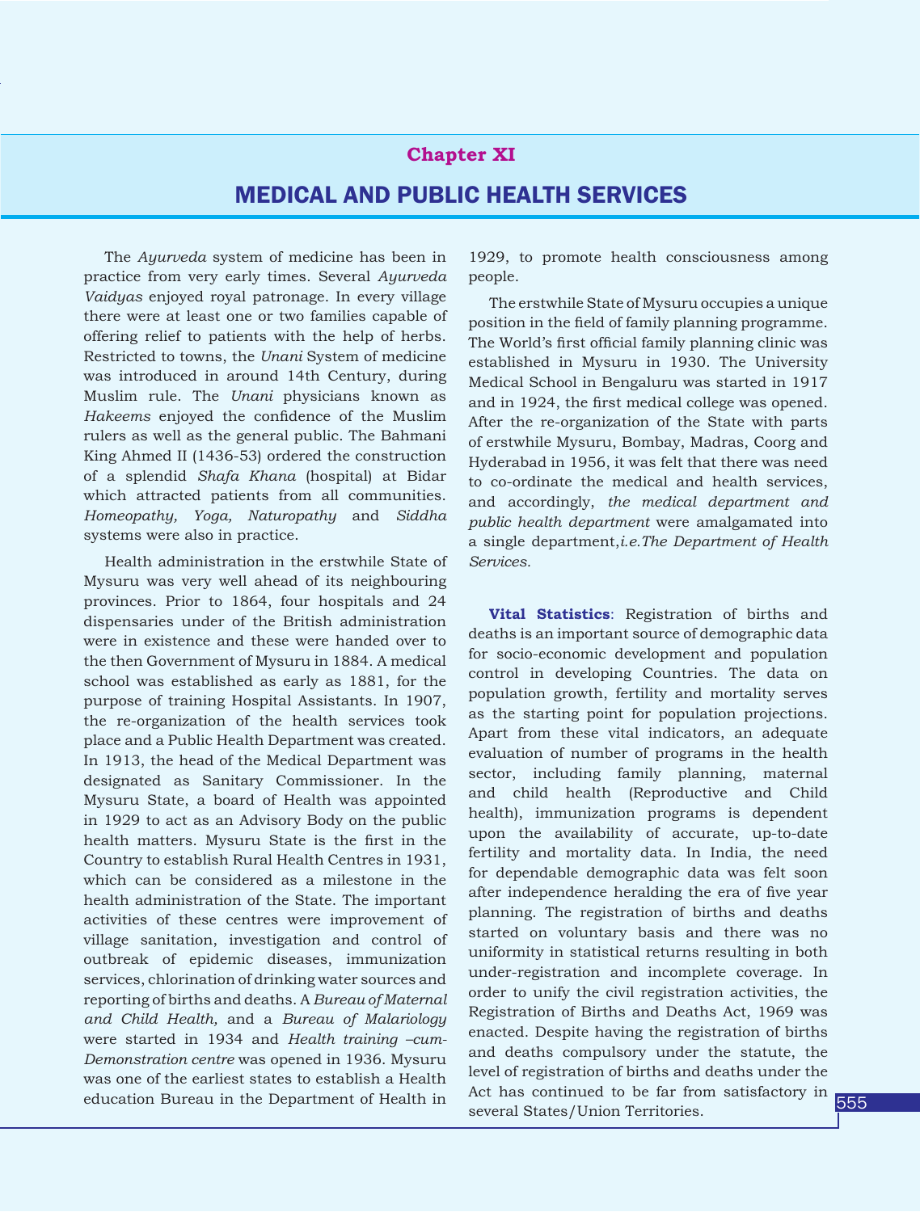## Chapter XI

# MEDICAL AND PUBLIC HEALTH SERVICES

The *Ayurveda* system of medicine has been in practice from very early times. Several *Ayurveda Vaidyas* enjoyed royal patronage. In every village there were at least one or two families capable of offering relief to patients with the help of herbs. Restricted to towns, the *Unani* System of medicine was introduced in around 14th Century, during Muslim rule. The *Unani* physicians known as *Hakeems* enjoyed the confidence of the Muslim rulers as well as the general public. The Bahmani King Ahmed II (1436-53) ordered the construction of a splendid *Shafa Khana* (hospital) at Bidar which attracted patients from all communities. *Homeopathy, Yoga, Naturopathy* and *Siddha* systems were also in practice.

Health administration in the erstwhile State of Mysuru was very well ahead of its neighbouring provinces. Prior to 1864, four hospitals and 24 dispensaries under of the British administration were in existence and these were handed over to the then Government of Mysuru in 1884. A medical school was established as early as 1881, for the purpose of training Hospital Assistants. In 1907, the re-organization of the health services took place and a Public Health Department was created. In 1913, the head of the Medical Department was designated as Sanitary Commissioner. In the Mysuru State, a board of Health was appointed in 1929 to act as an Advisory Body on the public health matters. Mysuru State is the first in the Country to establish Rural Health Centres in 1931, which can be considered as a milestone in the health administration of the State. The important activities of these centres were improvement of village sanitation, investigation and control of outbreak of epidemic diseases, immunization services, chlorination of drinking water sources and reporting of births and deaths. A *Bureau of Maternal and Child Health,* and a *Bureau of Malariology* were started in 1934 and *Health training –cum-Demonstration centre* was opened in 1936. Mysuru was one of the earliest states to establish a Health education Bureau in the Department of Health in 1929, to promote health consciousness among people.

The erstwhile State of Mysuru occupies a unique position in the field of family planning programme. The World's first official family planning clinic was established in Mysuru in 1930. The University Medical School in Bengaluru was started in 1917 and in 1924, the first medical college was opened. After the re-organization of the State with parts of erstwhile Mysuru, Bombay, Madras, Coorg and Hyderabad in 1956, it was felt that there was need to co-ordinate the medical and health services, and accordingly, *the medical department and public health department* were amalgamated into a single department,*i.e.The Department of Health Services.*

**Vital Statistics**: Registration of births and deaths is an important source of demographic data for socio-economic development and population control in developing Countries. The data on population growth, fertility and mortality serves as the starting point for population projections. Apart from these vital indicators, an adequate evaluation of number of programs in the health sector, including family planning, maternal and child health (Reproductive and Child health), immunization programs is dependent upon the availability of accurate, up-to-date fertility and mortality data. In India, the need for dependable demographic data was felt soon after independence heralding the era of five year planning. The registration of births and deaths started on voluntary basis and there was no uniformity in statistical returns resulting in both under-registration and incomplete coverage. In order to unify the civil registration activities, the Registration of Births and Deaths Act, 1969 was enacted. Despite having the registration of births and deaths compulsory under the statute, the level of registration of births and deaths under the Act has continued to be far from satisfactory in several States/Union Territories.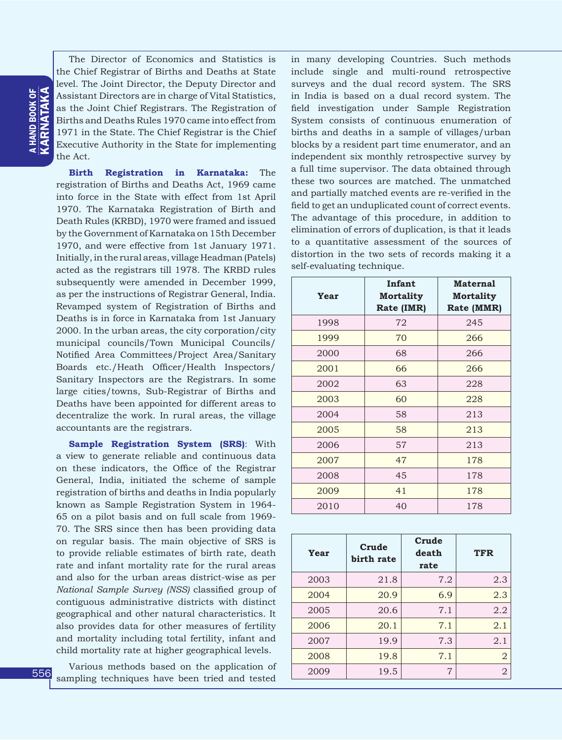The Director of Economics and Statistics is the Chief Registrar of Births and Deaths at State level. The Joint Director, the Deputy Director and Assistant Directors are in charge of Vital Statistics, as the Joint Chief Registrars. The Registration of Births and Deaths Rules 1970 came into effect from 1971 in the State. The Chief Registrar is the Chief Executive Authority in the State for implementing the Act.

**Birth Registration in Karnataka:** The registration of Births and Deaths Act, 1969 came into force in the State with effect from 1st April 1970. The Karnataka Registration of Birth and Death Rules (KRBD), 1970 were framed and issued by the Government of Karnataka on 15th December 1970, and were effective from 1st January 1971. Initially, in the rural areas, village Headman (Patels) acted as the registrars till 1978. The KRBD rules subsequently were amended in December 1999, as per the instructions of Registrar General, India. Revamped system of Registration of Births and Deaths is in force in Karnataka from 1st January 2000. In the urban areas, the city corporation/city municipal councils/Town Municipal Councils/ Notified Area Committees/Project Area/Sanitary Boards etc./Heath Officer/Health Inspectors/ Sanitary Inspectors are the Registrars. In some large cities/towns, Sub-Registrar of Births and Deaths have been appointed for different areas to decentralize the work. In rural areas, the village accountants are the registrars.

**Sample Registration System (SRS)**: With a view to generate reliable and continuous data on these indicators, the Office of the Registrar General, India, initiated the scheme of sample registration of births and deaths in India popularly known as Sample Registration System in 1964-65 on a pilot basis and on full scale from 1969-70. The SRS since then has been providing data on regular basis. The main objective of SRS is to provide reliable estimates of birth rate, death rate and infant mortality rate for the rural areas and also for the urban areas district-wise as per *National Sample Survey (NSS)* classified group of contiguous administrative districts with distinct geographical and other natural characteristics. It also provides data for other measures of fertility and mortality including total fertility, infant and child mortality rate at higher geographical levels.

Various methods based on the application of sampling techniques have been tried and tested in many developing Countries. Such methods include single and multi-round retrospective surveys and the dual record system. The SRS in India is based on a dual record system. The field investigation under Sample Registration System consists of continuous enumeration of births and deaths in a sample of villages/urban blocks by a resident part time enumerator, and an independent six monthly retrospective survey by a full time supervisor. The data obtained through these two sources are matched. The unmatched and partially matched events are re-verified in the field to get an unduplicated count of correct events. The advantage of this procedure, in addition to elimination of errors of duplication, is that it leads to a quantitative assessment of the sources of distortion in the two sets of records making it a self-evaluating technique.

| Year | Infant Mortality Rate (IMR) | Maternal Mortality Rate (MMR) |
|---|---|---|
| 1998 | 72 | 245 |
| 1999 | 70 | 266 |
| 2000 | 68 | 266 |
| 2001 | 66 | 266 |
| 2002 | 63 | 228 |
| 2003 | 60 | 228 |
| 2004 | 58 | 213 |
| 2005 | 58 | 213 |
| 2006 | 57 | 213 |
| 2007 | 47 | 178 |
| 2008 | 45 | 178 |
| 2009 | 41 | 178 |
| 2010 | 40 | 178 |

| Year | Crude birth rate | Crude death rate | TFR |
|---|---|---|---|
| 2003 | 21.8 | 7.2 | 2.3 |
| 2004 | 20.9 | 6.9 | 2.3 |
| 2005 | 20.6 | 7.1 | 2.2 |
| 2006 | 20.1 | 7.1 | 2.1 |
| 2007 | 19.9 | 7.3 | 2.1 |
| 2008 | 19.8 | 7.1 | 2 |
| 2009 | 19.5 | 7 | 2 |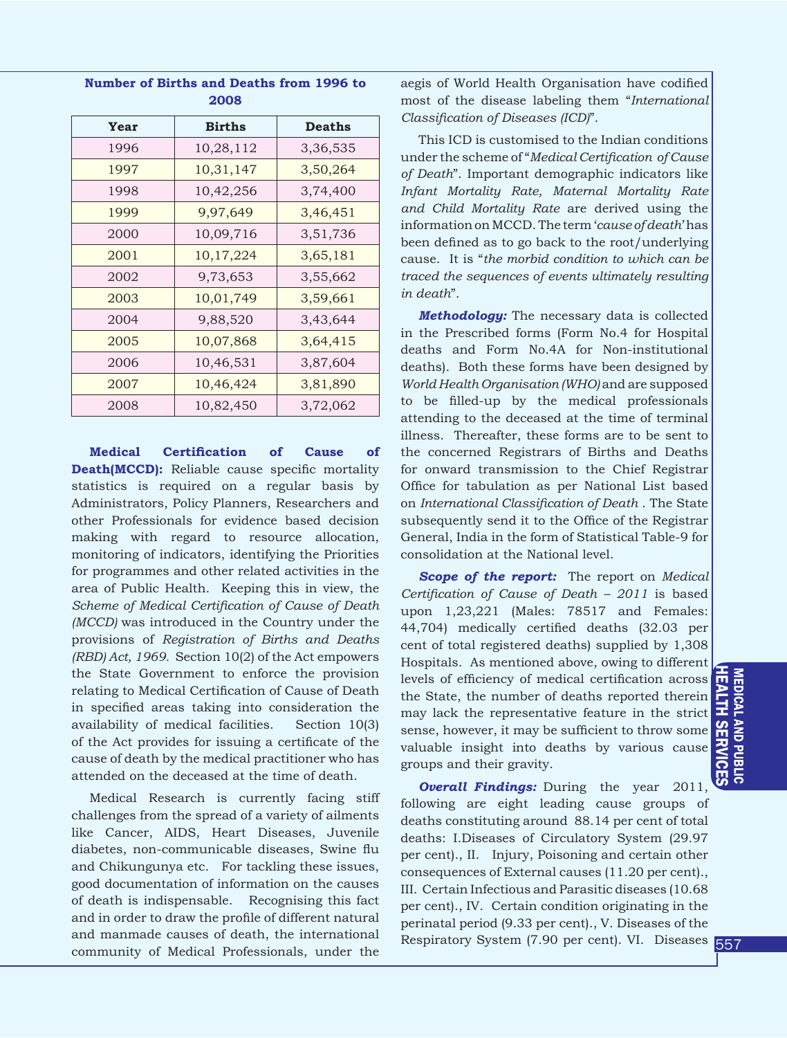**Number of Births and Deaths from 1996 to 2008**

| Year | Births | Deaths |
|---|---|---|
| 1996 | 10,28,112 | 3,36,535 |
| 1997 | 10,31,147 | 3,50,264 |
| 1998 | 10,42,256 | 3,74,400 |
| 1999 | 9,97,649 | 3,46,451 |
| 2000 | 10,09,716 | 3,51,736 |
| 2001 | 10,17,224 | 3,65,181 |
| 2002 | 9,73,653 | 3,55,662 |
| 2003 | 10,01,749 | 3,59,661 |
| 2004 | 9,88,520 | 3,43,644 |
| 2005 | 10,07,868 | 3,64,415 |
| 2006 | 10,46,531 | 3,87,604 |
| 2007 | 10,46,424 | 3,81,890 |
| 2008 | 10,82,450 | 3,72,062 |

**Medical Certification of Cause of Death(MCCD):** Reliable cause specific mortality statistics is required on a regular basis by Administrators, Policy Planners, Researchers and other Professionals for evidence based decision making with regard to resource allocation, monitoring of indicators, identifying the Priorities for programmes and other related activities in the area of Public Health. Keeping this in view, the *Scheme of Medical Certification of Cause of Death (MCCD)* was introduced in the Country under the provisions of *Registration of Births and Deaths (RBD) Act, 1969.* Section 10(2) of the Act empowers the State Government to enforce the provision relating to Medical Certification of Cause of Death in specified areas taking into consideration the availability of medical facilities. Section 10(3) of the Act provides for issuing a certificate of the cause of death by the medical practitioner who has attended on the deceased at the time of death.

Medical Research is currently facing stiff challenges from the spread of a variety of ailments like Cancer, AIDS, Heart Diseases, Juvenile diabetes, non-communicable diseases, Swine flu and Chikungunya etc. For tackling these issues, good documentation of information on the causes of death is indispensable. Recognising this fact and in order to draw the profile of different natural and manmade causes of death, the international community of Medical Professionals, under the aegis of World Health Organisation have codified most of the disease labeling them "*International Classification of Diseases (ICD)*".

This ICD is customised to the Indian conditions under the scheme of "*Medical Certification of Cause of Death*". Important demographic indicators like *Infant Mortality Rate, Maternal Mortality Rate and Child Mortality Rate* are derived using the information on MCCD. The term '*cause of death*' has been defined as to go back to the root/underlying cause. It is "*the morbid condition to which can be traced the sequences of events ultimately resulting in death*".

***Methodology:*** The necessary data is collected in the Prescribed forms (Form No.4 for Hospital deaths and Form No.4A for Non-institutional deaths). Both these forms have been designed by *World Health Organisation (WHO)* and are supposed to be filled-up by the medical professionals attending to the deceased at the time of terminal illness. Thereafter, these forms are to be sent to the concerned Registrars of Births and Deaths for onward transmission to the Chief Registrar Office for tabulation as per National List based on *International Classification of Death* . The State subsequently send it to the Office of the Registrar General, India in the form of Statistical Table-9 for consolidation at the National level.

***Scope of the report:*** The report on *Medical Certification of Cause of Death – 2011* is based upon 1,23,221 (Males: 78517 and Females: 44,704) medically certified deaths (32.03 per cent of total registered deaths) supplied by 1,308 Hospitals. As mentioned above, owing to different levels of efficiency of medical certification across the State, the number of deaths reported therein may lack the representative feature in the strict sense, however, it may be sufficient to throw some valuable insight into deaths by various cause groups and their gravity.

***Overall Findings:*** During the year 2011, following are eight leading cause groups of deaths constituting around 88.14 per cent of total deaths: I.Diseases of Circulatory System (29.97 per cent)., II. Injury, Poisoning and certain other consequences of External causes (11.20 per cent)., III. Certain Infectious and Parasitic diseases (10.68 per cent)., IV. Certain condition originating in the perinatal period (9.33 per cent)., V. Diseases of the Respiratory System (7.90 per cent). VI. Diseases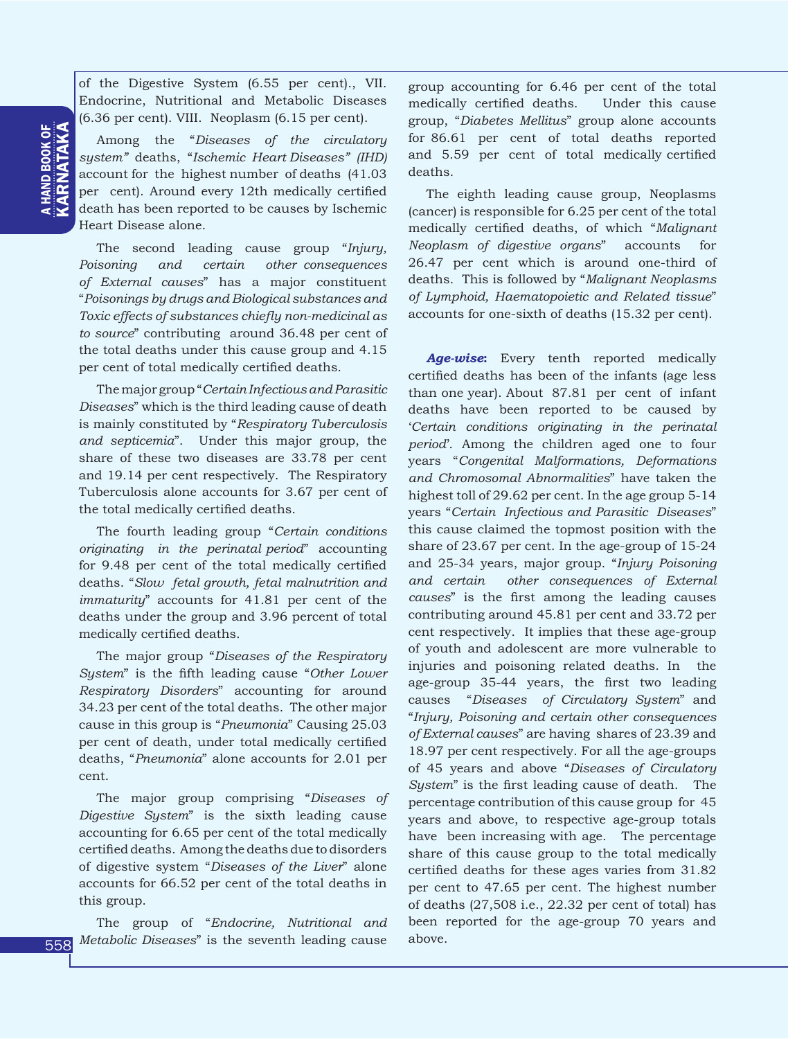of the Digestive System (6.55 per cent)., VII. Endocrine, Nutritional and Metabolic Diseases (6.36 per cent). VIII. Neoplasm (6.15 per cent).

Among the "*Diseases of the circulatory system*" deaths, "*Ischemic Heart Diseases" (IHD)* account for the highest number of deaths (41.03 per cent). Around every 12th medically certified death has been reported to be causes by Ischemic Heart Disease alone.

The second leading cause group "*Injury, Poisoning and certain other consequences of External causes*" has a major constituent "*Poisonings by drugs and Biological substances and Toxic effects of substances chiefly non-medicinal as to source*" contributing around 36.48 per cent of the total deaths under this cause group and 4.15 per cent of total medically certified deaths.

The major group "*Certain Infectious and Parasitic Diseases*" which is the third leading cause of death is mainly constituted by "*Respiratory Tuberculosis and septicemia*". Under this major group, the share of these two diseases are 33.78 per cent and 19.14 per cent respectively. The Respiratory Tuberculosis alone accounts for 3.67 per cent of the total medically certified deaths.

The fourth leading group "*Certain conditions originating in the perinatal period*" accounting for 9.48 per cent of the total medically certified deaths. "*Slow fetal growth, fetal malnutrition and immaturity*" accounts for 41.81 per cent of the deaths under the group and 3.96 percent of total medically certified deaths.

The major group "*Diseases of the Respiratory System*" is the fifth leading cause "*Other Lower Respiratory Disorders*" accounting for around 34.23 per cent of the total deaths. The other major cause in this group is "*Pneumonia*" Causing 25.03 per cent of death, under total medically certified deaths, "*Pneumonia*" alone accounts for 2.01 per cent.

The major group comprising "*Diseases of Digestive System*" is the sixth leading cause accounting for 6.65 per cent of the total medically certified deaths. Among the deaths due to disorders of digestive system "*Diseases of the Liver*" alone accounts for 66.52 per cent of the total deaths in this group.

The group of "*Endocrine, Nutritional and Metabolic Diseases*" is the seventh leading cause group accounting for 6.46 per cent of the total medically certified deaths. Under this cause group, "*Diabetes Mellitus*" group alone accounts for 86.61 per cent of total deaths reported and 5.59 per cent of total medically certified deaths.

The eighth leading cause group, Neoplasms (cancer) is responsible for 6.25 per cent of the total medically certified deaths, of which "*Malignant Neoplasm of digestive organs*" accounts for 26.47 per cent which is around one-third of deaths. This is followed by "*Malignant Neoplasms of Lymphoid, Haematopoietic and Related tissue*" accounts for one-sixth of deaths (15.32 per cent).

***Age-wise*:** Every tenth reported medically certified deaths has been of the infants (age less than one year). About 87.81 per cent of infant deaths have been reported to be caused by '*Certain conditions originating in the perinatal period*'. Among the children aged one to four years "*Congenital Malformations, Deformations and Chromosomal Abnormalities*" have taken the highest toll of 29.62 per cent. In the age group 5-14 years "*Certain Infectious and Parasitic Diseases*" this cause claimed the topmost position with the share of 23.67 per cent. In the age-group of 15-24 and 25-34 years, major group. "*Injury Poisoning and certain other consequences of External causes*" is the first among the leading causes contributing around 45.81 per cent and 33.72 per cent respectively. It implies that these age-group of youth and adolescent are more vulnerable to injuries and poisoning related deaths. In the age-group 35-44 years, the first two leading causes "*Diseases of Circulatory System*" and "*Injury, Poisoning and certain other consequences of External causes*" are having shares of 23.39 and 18.97 per cent respectively. For all the age-groups of 45 years and above "*Diseases of Circulatory System*" is the first leading cause of death. The percentage contribution of this cause group for 45 years and above, to respective age-group totals have been increasing with age. The percentage share of this cause group to the total medically certified deaths for these ages varies from 31.82 per cent to 47.65 per cent. The highest number of deaths (27,508 i.e., 22.32 per cent of total) has been reported for the age-group 70 years and above.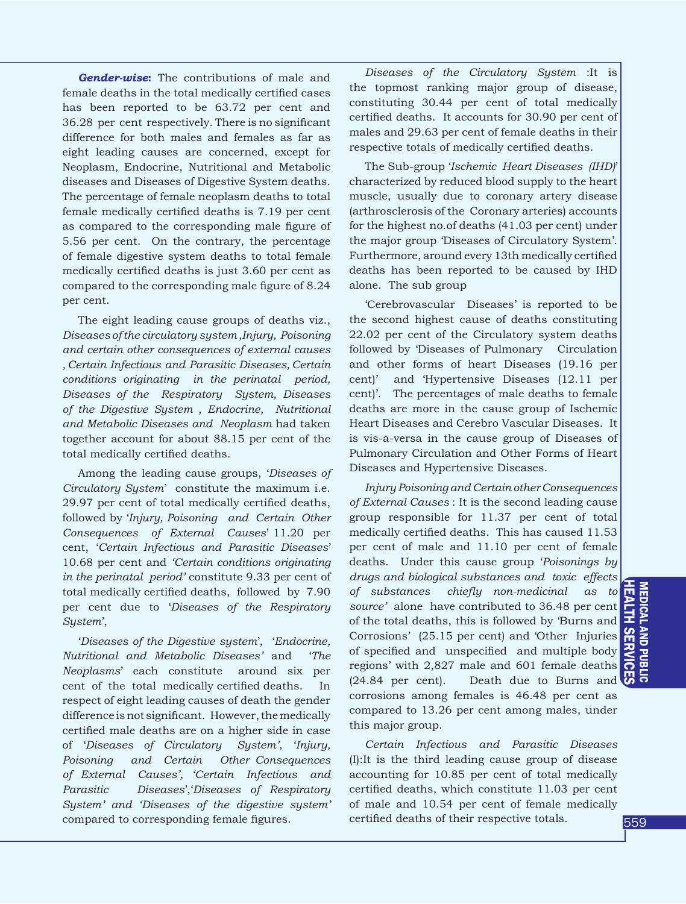***Gender-wise*:** The contributions of male and female deaths in the total medically certified cases has been reported to be 63.72 per cent and 36.28 per cent respectively. There is no significant difference for both males and females as far as eight leading causes are concerned, except for Neoplasm, Endocrine, Nutritional and Metabolic diseases and Diseases of Digestive System deaths. The percentage of female neoplasm deaths to total female medically certified deaths is 7.19 per cent as compared to the corresponding male figure of 5.56 per cent. On the contrary, the percentage of female digestive system deaths to total female medically certified deaths is just 3.60 per cent as compared to the corresponding male figure of 8.24 per cent.

The eight leading cause groups of deaths viz., *Diseases of the circulatory system ,Injury, Poisoning and certain other consequences of external causes , Certain Infectious and Parasitic Diseases, Certain conditions originating in the perinatal period, Diseases of the Respiratory System, Diseases of the Digestive System , Endocrine, Nutritional and Metabolic Diseases and Neoplasm* had taken together account for about 88.15 per cent of the total medically certified deaths.

Among the leading cause groups, '*Diseases of Circulatory System*' constitute the maximum i.e. 29.97 per cent of total medically certified deaths, followed by '*Injury, Poisoning and Certain Other Consequences of External Causes*' 11.20 per cent, '*Certain Infectious and Parasitic Diseases*' 10.68 per cent and *'Certain conditions originating in the perinatal period'* constitute 9.33 per cent of total medically certified deaths, followed by 7.90 per cent due to '*Diseases of the Respiratory System*',

'*Diseases of the Digestive system*', '*Endocrine, Nutritional and Metabolic Diseases'* and *'The Neoplasms*' each constitute around six per cent of the total medically certified deaths. In respect of eight leading causes of death the gender difference is not significant. However, the medically certified male deaths are on a higher side in case of *'Diseases of Circulatory System'*, *'Injury, Poisoning and Certain Other Consequences of External Causes', 'Certain Infectious and Parasitic Diseases'*,*'Diseases of Respiratory System' and 'Diseases of the digestive system'* compared to corresponding female figures.

*Diseases of the Circulatory System* :It is the topmost ranking major group of disease, constituting 30.44 per cent of total medically certified deaths. It accounts for 30.90 per cent of males and 29.63 per cent of female deaths in their respective totals of medically certified deaths.

The Sub-group '*Ischemic Heart Diseases (IHD)*' characterized by reduced blood supply to the heart muscle, usually due to coronary artery disease (arthrosclerosis of the Coronary arteries) accounts for the highest no.of deaths (41.03 per cent) under the major group 'Diseases of Circulatory System'. Furthermore, around every 13th medically certified deaths has been reported to be caused by IHD alone. The sub group

'Cerebrovascular Diseases' is reported to be the second highest cause of deaths constituting 22.02 per cent of the Circulatory system deaths followed by 'Diseases of Pulmonary Circulation and other forms of heart Diseases (19.16 per cent)' and 'Hypertensive Diseases (12.11 per cent)'. The percentages of male deaths to female deaths are more in the cause group of Ischemic Heart Diseases and Cerebro Vascular Diseases. It is vis-a-versa in the cause group of Diseases of Pulmonary Circulation and Other Forms of Heart Diseases and Hypertensive Diseases.

*Injury Poisoning and Certain other Consequences of External Causes* : It is the second leading cause group responsible for 11.37 per cent of total medically certified deaths. This has caused 11.53 per cent of male and 11.10 per cent of female deaths. Under this cause group '*Poisonings by drugs and biological substances and toxic effects of substances chiefly non-medicinal as to source'* alone have contributed to 36.48 per cent of the total deaths, this is followed by 'Burns and Corrosions' (25.15 per cent) and 'Other Injuries of specified and unspecified and multiple body regions' with 2,827 male and 601 female deaths (24.84 per cent). Death due to Burns and corrosions among females is 46.48 per cent as compared to 13.26 per cent among males, under this major group.

*Certain Infectious and Parasitic Diseases* (I):It is the third leading cause group of disease accounting for 10.85 per cent of total medically certified deaths, which constitute 11.03 per cent of male and 10.54 per cent of female medically certified deaths of their respective totals.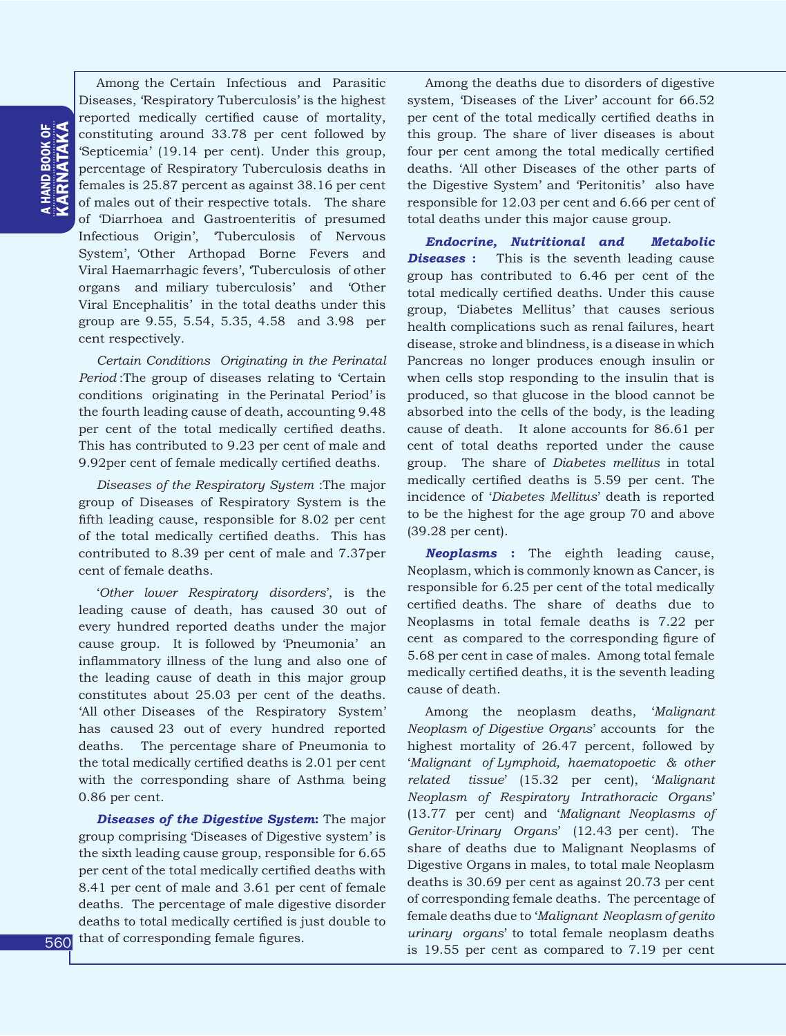Among the Certain Infectious and Parasitic Diseases, 'Respiratory Tuberculosis' is the highest reported medically certified cause of mortality, constituting around 33.78 per cent followed by 'Septicemia' (19.14 per cent). Under this group, percentage of Respiratory Tuberculosis deaths in females is 25.87 percent as against 38.16 per cent of males out of their respective totals. The share of 'Diarrhoea and Gastroenteritis of presumed Infectious Origin', 'Tuberculosis of Nervous System', 'Other Arthopad Borne Fevers and Viral Haemarrhagic fevers', 'Tuberculosis of other organs and miliary tuberculosis' and 'Other Viral Encephalitis' in the total deaths under this group are 9.55, 5.54, 5.35, 4.58 and 3.98 per cent respectively.

*Certain Conditions Originating in the Perinatal Period* :The group of diseases relating to 'Certain conditions originating in the Perinatal Period' is the fourth leading cause of death, accounting 9.48 per cent of the total medically certified deaths. This has contributed to 9.23 per cent of male and 9.92per cent of female medically certified deaths.

*Diseases of the Respiratory System* :The major group of Diseases of Respiratory System is the fifth leading cause, responsible for 8.02 per cent of the total medically certified deaths. This has contributed to 8.39 per cent of male and 7.37per cent of female deaths.

'*Other lower Respiratory disorders*', is the leading cause of death, has caused 30 out of every hundred reported deaths under the major cause group. It is followed by 'Pneumonia' an inflammatory illness of the lung and also one of the leading cause of death in this major group constitutes about 25.03 per cent of the deaths. 'All other Diseases of the Respiratory System' has caused 23 out of every hundred reported deaths. The percentage share of Pneumonia to the total medically certified deaths is 2.01 per cent with the corresponding share of Asthma being 0.86 per cent.

***Diseases of the Digestive System:*** The major group comprising 'Diseases of Digestive system' is the sixth leading cause group, responsible for 6.65 per cent of the total medically certified deaths with 8.41 per cent of male and 3.61 per cent of female deaths. The percentage of male digestive disorder deaths to total medically certified is just double to that of corresponding female figures.

Among the deaths due to disorders of digestive system, 'Diseases of the Liver' account for 66.52 per cent of the total medically certified deaths in this group. The share of liver diseases is about four per cent among the total medically certified deaths. 'All other Diseases of the other parts of the Digestive System' and 'Peritonitis' also have responsible for 12.03 per cent and 6.66 per cent of total deaths under this major cause group.

***Endocrine, Nutritional and Metabolic Diseases :*** This is the seventh leading cause group has contributed to 6.46 per cent of the total medically certified deaths. Under this cause group, 'Diabetes Mellitus' that causes serious health complications such as renal failures, heart disease, stroke and blindness, is a disease in which Pancreas no longer produces enough insulin or when cells stop responding to the insulin that is produced, so that glucose in the blood cannot be absorbed into the cells of the body, is the leading cause of death. It alone accounts for 86.61 per cent of total deaths reported under the cause group. The share of *Diabetes mellitus* in total medically certified deaths is 5.59 per cent. The incidence of '*Diabetes Mellitus*' death is reported to be the highest for the age group 70 and above (39.28 per cent).

***Neoplasms :*** The eighth leading cause, Neoplasm, which is commonly known as Cancer, is responsible for 6.25 per cent of the total medically certified deaths. The share of deaths due to Neoplasms in total female deaths is 7.22 per cent as compared to the corresponding figure of 5.68 per cent in case of males. Among total female medically certified deaths, it is the seventh leading cause of death.

Among the neoplasm deaths, '*Malignant Neoplasm of Digestive Organs*' accounts for the highest mortality of 26.47 percent, followed by '*Malignant of Lymphoid, haematopoetic & other related tissue*' (15.32 per cent), '*Malignant Neoplasm of Respiratory Intrathoracic Organs*' (13.77 per cent) and '*Malignant Neoplasms of Genitor-Urinary Organs*' (12.43 per cent). The share of deaths due to Malignant Neoplasms of Digestive Organs in males, to total male Neoplasm deaths is 30.69 per cent as against 20.73 per cent of corresponding female deaths. The percentage of female deaths due to '*Malignant Neoplasm of genito urinary organs*' to total female neoplasm deaths is 19.55 per cent as compared to 7.19 per cent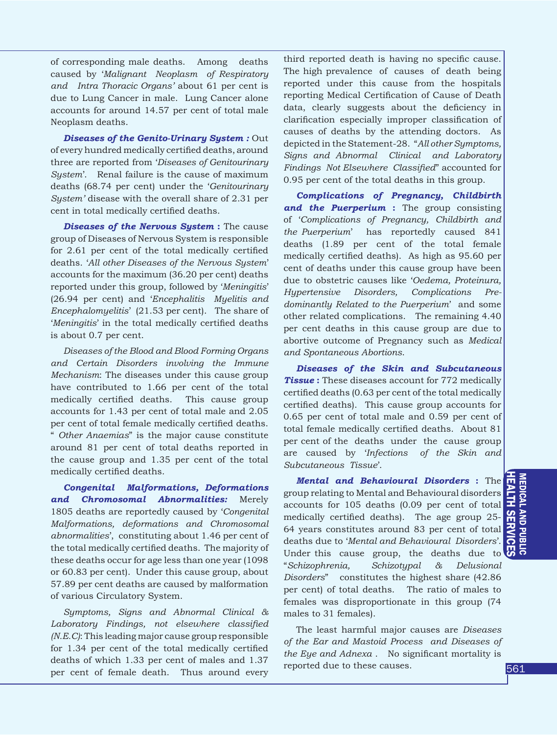of corresponding male deaths. Among deaths caused by '*Malignant Neoplasm of Respiratory and Intra Thoracic Organs'* about 61 per cent is due to Lung Cancer in male. Lung Cancer alone accounts for around 14.57 per cent of total male Neoplasm deaths.

***Diseases of the Genito-Urinary System :*** Out of every hundred medically certified deaths, around three are reported from '*Diseases of Genitourinary System*'. Renal failure is the cause of maximum deaths (68.74 per cent) under the '*Genitourinary System'* disease with the overall share of 2.31 per cent in total medically certified deaths.

***Diseases of the Nervous System*** **:** The cause group of Diseases of Nervous System is responsible for 2.61 per cent of the total medically certified deaths. '*All other Diseases of the Nervous System*' accounts for the maximum (36.20 per cent) deaths reported under this group, followed by '*Meningitis*' (26.94 per cent) and '*Encephalitis Myelitis and Encephalomyelitis*' (21.53 per cent). The share of '*Meningitis*' in the total medically certified deaths is about 0.7 per cent.

*Diseases of the Blood and Blood Forming Organs and Certain Disorders involving the Immune Mechanism*: The diseases under this cause group have contributed to 1.66 per cent of the total medically certified deaths. This cause group accounts for 1.43 per cent of total male and 2.05 per cent of total female medically certified deaths. " *Other Anaemias*" is the major cause constitute around 81 per cent of total deaths reported in the cause group and 1.35 per cent of the total medically certified deaths.

***Congenital Malformations, Deformations and Chromosomal Abnormalities:*** Merely 1805 deaths are reportedly caused by '*Congenital Malformations, deformations and Chromosomal abnormalities*', constituting about 1.46 per cent of the total medically certified deaths. The majority of these deaths occur for age less than one year (1098 or 60.83 per cent). Under this cause group, about 57.89 per cent deaths are caused by malformation of various Circulatory System.

*Symptoms, Signs and Abnormal Clinical & Laboratory Findings, not elsewhere classified (N.E.C)*: This leading major cause group responsible for 1.34 per cent of the total medically certified deaths of which 1.33 per cent of males and 1.37 per cent of female death. Thus around every third reported death is having no specific cause. The high prevalence of causes of death being reported under this cause from the hospitals reporting Medical Certification of Cause of Death data, clearly suggests about the deficiency in clarification especially improper classification of causes of deaths by the attending doctors. As depicted in the Statement-28. "*All other Symptoms, Signs and Abnormal Clinical and Laboratory Findings Not Elsewhere Classified*" accounted for 0.95 per cent of the total deaths in this group.

***Complications of Pregnancy, Childbirth and the Puerperium*** **:** The group consisting of '*Complications of Pregnancy, Childbirth and the Puerperium*' has reportedly caused 841 deaths (1.89 per cent of the total female medically certified deaths). As high as 95.60 per cent of deaths under this cause group have been due to obstetric causes like '*Oedema, Proteinura, Hypertensive Disorders, Complications Predominantly Related to the Puerperium*' and some other related complications. The remaining 4.40 per cent deaths in this cause group are due to abortive outcome of Pregnancy such as *Medical and Spontaneous Abortions*.

***Diseases of the Skin and Subcutaneous Tissue*** **:** These diseases account for 772 medically certified deaths (0.63 per cent of the total medically certified deaths). This cause group accounts for 0.65 per cent of total male and 0.59 per cent of total female medically certified deaths. About 81 per cent of the deaths under the cause group are caused by '*Infections of the Skin and Subcutaneous Tissue*'.

***Mental and Behavioural Disorders*** **:** The group relating to Mental and Behavioural disorders accounts for 105 deaths (0.09 per cent of total medically certified deaths). The age group 25-64 years constitutes around 83 per cent of total deaths due to '*Mental and Behavioural Disorders*'. Under this cause group, the deaths due to "*Schizophrenia, Schizotypal & Delusional Disorders*" constitutes the highest share (42.86 per cent) of total deaths. The ratio of males to females was disproportionate in this group (74 males to 31 females).

The least harmful major causes are *Diseases of the Ear and Mastoid Process and Diseases of the Eye and Adnexa* . No significant mortality is reported due to these causes.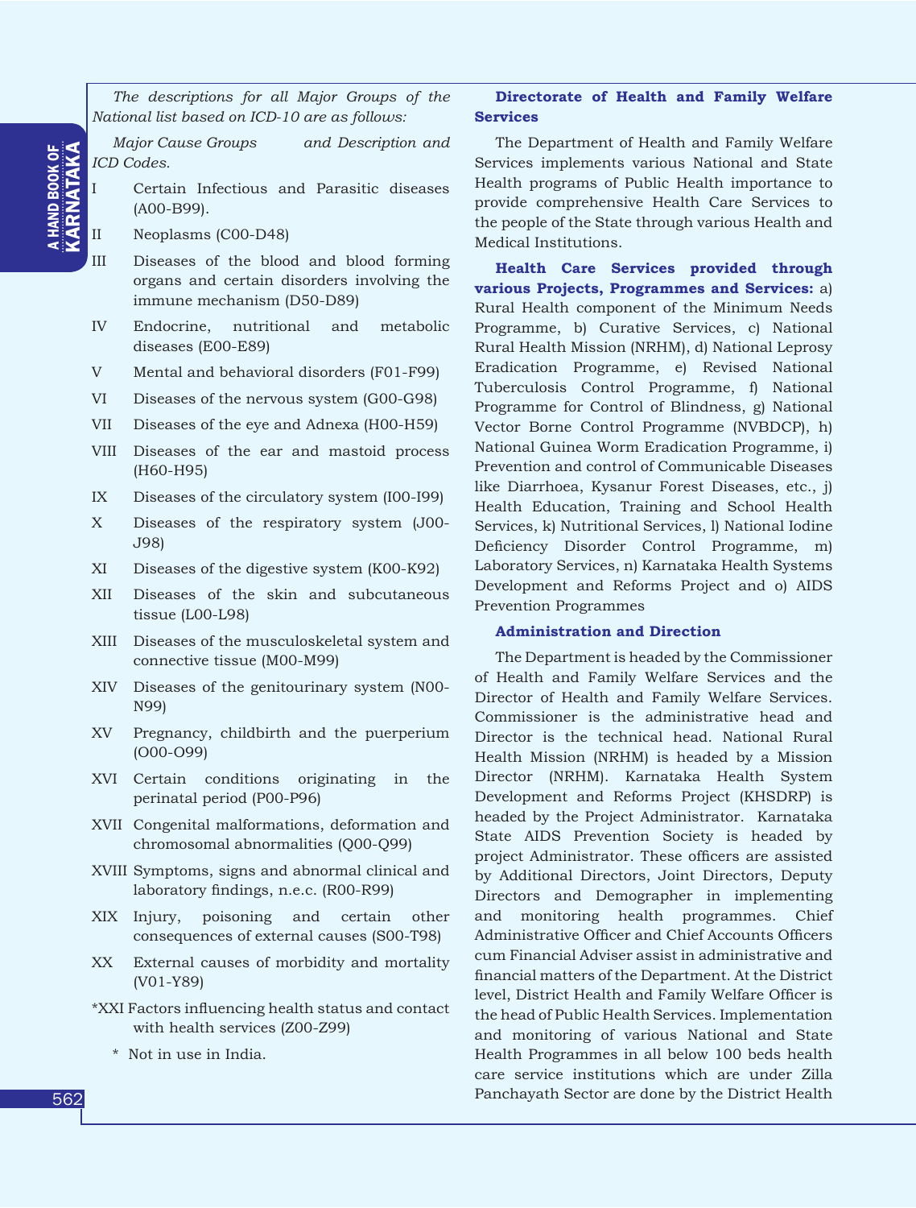*The descriptions for all Major Groups of the National list based on ICD-10 are as follows:*

*Major Cause Groups and Description and ICD Codes.*

| | |
|---|---|
| I | Certain Infectious and Parasitic diseases (A00-B99). |
| II | Neoplasms (C00-D48) |
| III | Diseases of the blood and blood forming organs and certain disorders involving the immune mechanism (D50-D89) |
| IV | Endocrine, nutritional and metabolic diseases (E00-E89) |
| V | Mental and behavioral disorders (F01-F99) |
| VI | Diseases of the nervous system (G00-G98) |
| VII | Diseases of the eye and Adnexa (H00-H59) |
| VIII | Diseases of the ear and mastoid process (H60-H95) |
| IX | Diseases of the circulatory system (I00-I99) |
| X | Diseases of the respiratory system (J00-J98) |
| XI | Diseases of the digestive system (K00-K92) |
| XII | Diseases of the skin and subcutaneous tissue (L00-L98) |
| XIII | Diseases of the musculoskeletal system and connective tissue (M00-M99) |
| XIV | Diseases of the genitourinary system (N00-N99) |
| XV | Pregnancy, childbirth and the puerperium (O00-O99) |
| XVI | Certain conditions originating in the perinatal period (P00-P96) |
| XVII | Congenital malformations, deformation and chromosomal abnormalities (Q00-Q99) |
| XVIII | Symptoms, signs and abnormal clinical and laboratory findings, n.e.c. (R00-R99) |
| XIX | Injury, poisoning and certain other consequences of external causes (S00-T98) |
| XX | External causes of morbidity and mortality (V01-Y89) |
| *XXI | Factors influencing health status and contact with health services (Z00-Z99) |

\* Not in use in India.

### Directorate of Health and Family Welfare Services

The Department of Health and Family Welfare Services implements various National and State Health programs of Public Health importance to provide comprehensive Health Care Services to the people of the State through various Health and Medical Institutions.

**Health Care Services provided through various Projects, Programmes and Services:** a) Rural Health component of the Minimum Needs Programme, b) Curative Services, c) National Rural Health Mission (NRHM), d) National Leprosy Eradication Programme, e) Revised National Tuberculosis Control Programme, f) National Programme for Control of Blindness, g) National Vector Borne Control Programme (NVBDCP), h) National Guinea Worm Eradication Programme, i) Prevention and control of Communicable Diseases like Diarrhoea, Kysanur Forest Diseases, etc., j) Health Education, Training and School Health Services, k) Nutritional Services, l) National Iodine Deficiency Disorder Control Programme, m) Laboratory Services, n) Karnataka Health Systems Development and Reforms Project and o) AIDS Prevention Programmes

#### Administration and Direction

The Department is headed by the Commissioner of Health and Family Welfare Services and the Director of Health and Family Welfare Services. Commissioner is the administrative head and Director is the technical head. National Rural Health Mission (NRHM) is headed by a Mission Director (NRHM). Karnataka Health System Development and Reforms Project (KHSDRP) is headed by the Project Administrator. Karnataka State AIDS Prevention Society is headed by project Administrator. These officers are assisted by Additional Directors, Joint Directors, Deputy Directors and Demographer in implementing and monitoring health programmes. Chief Administrative Officer and Chief Accounts Officers cum Financial Adviser assist in administrative and financial matters of the Department. At the District level, District Health and Family Welfare Officer is the head of Public Health Services. Implementation and monitoring of various National and State Health Programmes in all below 100 beds health care service institutions which are under Zilla Panchayath Sector are done by the District Health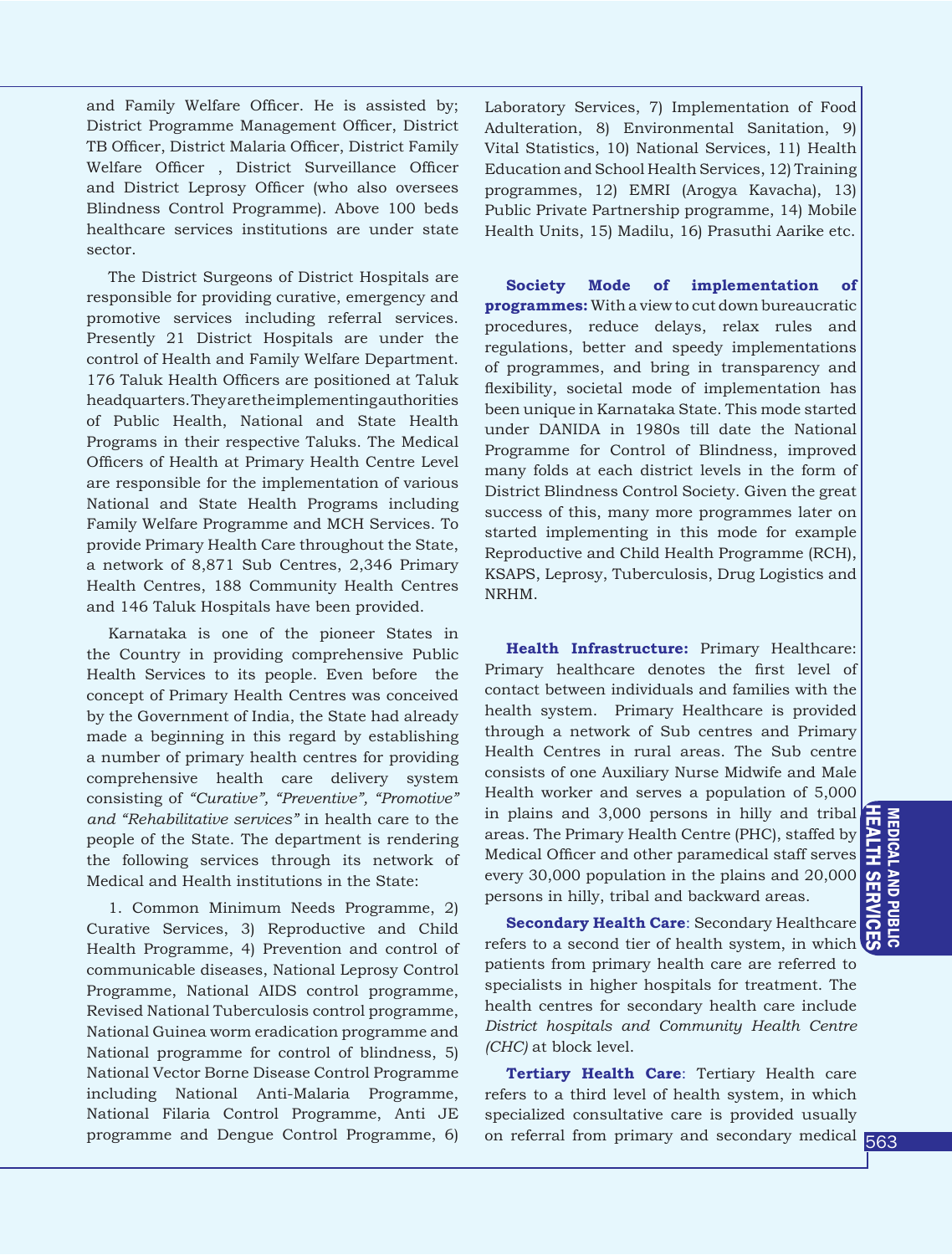and Family Welfare Officer. He is assisted by; District Programme Management Officer, District TB Officer, District Malaria Officer, District Family Welfare Officer , District Surveillance Officer and District Leprosy Officer (who also oversees Blindness Control Programme). Above 100 beds healthcare services institutions are under state sector.

The District Surgeons of District Hospitals are responsible for providing curative, emergency and promotive services including referral services. Presently 21 District Hospitals are under the control of Health and Family Welfare Department. 176 Taluk Health Officers are positioned at Taluk headquarters. They are the implementing authorities of Public Health, National and State Health Programs in their respective Taluks. The Medical Officers of Health at Primary Health Centre Level are responsible for the implementation of various National and State Health Programs including Family Welfare Programme and MCH Services. To provide Primary Health Care throughout the State, a network of 8,871 Sub Centres, 2,346 Primary Health Centres, 188 Community Health Centres and 146 Taluk Hospitals have been provided.

Karnataka is one of the pioneer States in the Country in providing comprehensive Public Health Services to its people. Even before the concept of Primary Health Centres was conceived by the Government of India, the State had already made a beginning in this regard by establishing a number of primary health centres for providing comprehensive health care delivery system consisting of *"Curative", "Preventive", "Promotive" and "Rehabilitative services"* in health care to the people of the State. The department is rendering the following services through its network of Medical and Health institutions in the State:

1. Common Minimum Needs Programme, 2) Curative Services, 3) Reproductive and Child Health Programme, 4) Prevention and control of communicable diseases, National Leprosy Control Programme, National AIDS control programme, Revised National Tuberculosis control programme, National Guinea worm eradication programme and National programme for control of blindness, 5) National Vector Borne Disease Control Programme including National Anti-Malaria Programme, National Filaria Control Programme, Anti JE programme and Dengue Control Programme, 6) Laboratory Services, 7) Implementation of Food Adulteration, 8) Environmental Sanitation, 9) Vital Statistics, 10) National Services, 11) Health Education and School Health Services, 12) Training programmes, 12) EMRI (Arogya Kavacha), 13) Public Private Partnership programme, 14) Mobile Health Units, 15) Madilu, 16) Prasuthi Aarike etc.

**Society Mode of implementation of programmes:** With a view to cut down bureaucratic procedures, reduce delays, relax rules and regulations, better and speedy implementations of programmes, and bring in transparency and flexibility, societal mode of implementation has been unique in Karnataka State. This mode started under DANIDA in 1980s till date the National Programme for Control of Blindness, improved many folds at each district levels in the form of District Blindness Control Society. Given the great success of this, many more programmes later on started implementing in this mode for example Reproductive and Child Health Programme (RCH), KSAPS, Leprosy, Tuberculosis, Drug Logistics and NRHM.

**Health Infrastructure:** Primary Healthcare: Primary healthcare denotes the first level of contact between individuals and families with the health system. Primary Healthcare is provided through a network of Sub centres and Primary Health Centres in rural areas. The Sub centre consists of one Auxiliary Nurse Midwife and Male Health worker and serves a population of 5,000 in plains and 3,000 persons in hilly and tribal areas. The Primary Health Centre (PHC), staffed by Medical Officer and other paramedical staff serves every 30,000 population in the plains and 20,000 persons in hilly, tribal and backward areas.

**Secondary Health Care**: Secondary Healthcare refers to a second tier of health system, in which patients from primary health care are referred to specialists in higher hospitals for treatment. The health centres for secondary health care include *District hospitals and Community Health Centre (CHC)* at block level.

**Tertiary Health Care**: Tertiary Health care refers to a third level of health system, in which specialized consultative care is provided usually on referral from primary and secondary medical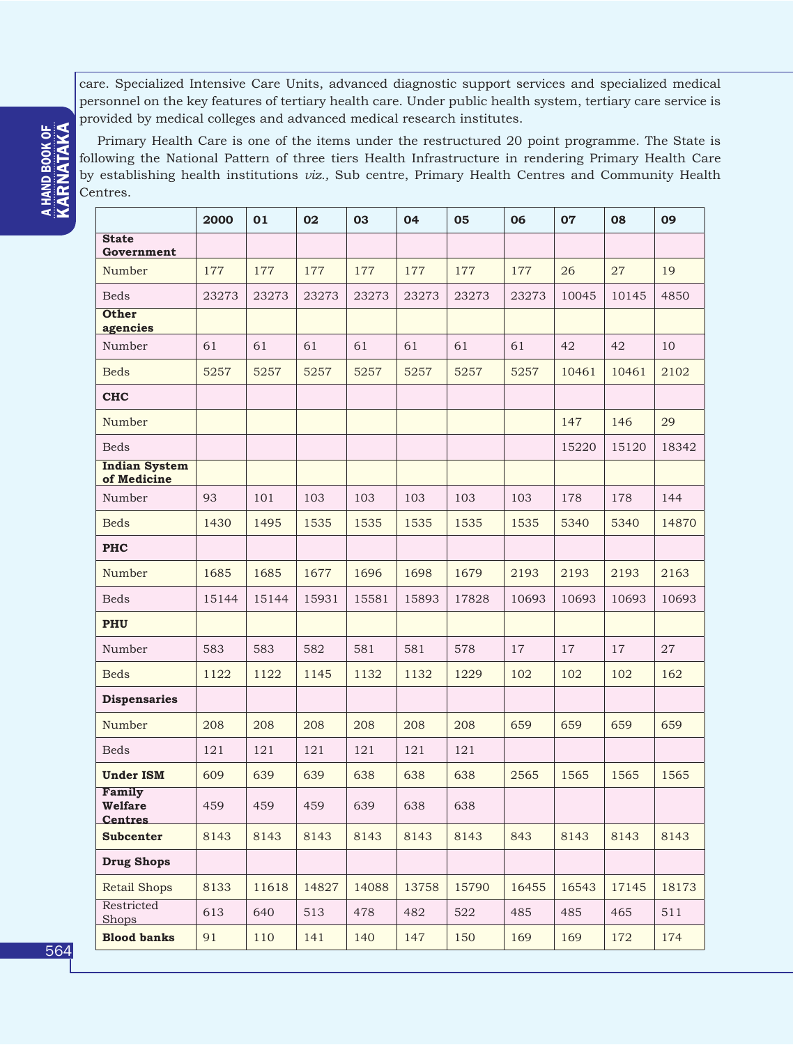care. Specialized Intensive Care Units, advanced diagnostic support services and specialized medical personnel on the key features of tertiary health care. Under public health system, tertiary care service is provided by medical colleges and advanced medical research institutes.

Primary Health Care is one of the items under the restructured 20 point programme. The State is following the National Pattern of three tiers Health Infrastructure in rendering Primary Health Care by establishing health institutions *viz.,* Sub centre, Primary Health Centres and Community Health Centres.

| | 2000 | 01 | 02 | 03 | 04 | 05 | 06 | 07 | 08 | 09 |
|---|---|---|---|---|---|---|---|---|---|---|
| **State Government** | | | | | | | | | | |
| Number | 177 | 177 | 177 | 177 | 177 | 177 | 177 | 26 | 27 | 19 |
| Beds | 23273 | 23273 | 23273 | 23273 | 23273 | 23273 | 23273 | 10045 | 10145 | 4850 |
| **Other agencies** | | | | | | | | | | |
| Number | 61 | 61 | 61 | 61 | 61 | 61 | 61 | 42 | 42 | 10 |
| Beds | 5257 | 5257 | 5257 | 5257 | 5257 | 5257 | 5257 | 10461 | 10461 | 2102 |
| **CHC** | | | | | | | | | | |
| Number | | | | | | | | 147 | 146 | 29 |
| Beds | | | | | | | | 15220 | 15120 | 18342 |
| **Indian System of Medicine** | | | | | | | | | | |
| Number | 93 | 101 | 103 | 103 | 103 | 103 | 103 | 178 | 178 | 144 |
| Beds | 1430 | 1495 | 1535 | 1535 | 1535 | 1535 | 1535 | 5340 | 5340 | 14870 |
| **PHC** | | | | | | | | | | |
| Number | 1685 | 1685 | 1677 | 1696 | 1698 | 1679 | 2193 | 2193 | 2193 | 2163 |
| Beds | 15144 | 15144 | 15931 | 15581 | 15893 | 17828 | 10693 | 10693 | 10693 | 10693 |
| **PHU** | | | | | | | | | | |
| Number | 583 | 583 | 582 | 581 | 581 | 578 | 17 | 17 | 17 | 27 |
| Beds | 1122 | 1122 | 1145 | 1132 | 1132 | 1229 | 102 | 102 | 102 | 162 |
| **Dispensaries** | | | | | | | | | | |
| Number | 208 | 208 | 208 | 208 | 208 | 208 | 659 | 659 | 659 | 659 |
| Beds | 121 | 121 | 121 | 121 | 121 | 121 | | | | |
| **Under ISM** | 609 | 639 | 639 | 638 | 638 | 638 | 2565 | 1565 | 1565 | 1565 |
| **Family Welfare Centres** | 459 | 459 | 459 | 639 | 638 | 638 | | | | |
| **Subcenter** | 8143 | 8143 | 8143 | 8143 | 8143 | 8143 | 843 | 8143 | 8143 | 8143 |
| **Drug Shops** | | | | | | | | | | |
| Retail Shops | 8133 | 11618 | 14827 | 14088 | 13758 | 15790 | 16455 | 16543 | 17145 | 18173 |
| Restricted Shops | 613 | 640 | 513 | 478 | 482 | 522 | 485 | 485 | 465 | 511 |
| **Blood banks** | 91 | 110 | 141 | 140 | 147 | 150 | 169 | 169 | 172 | 174 |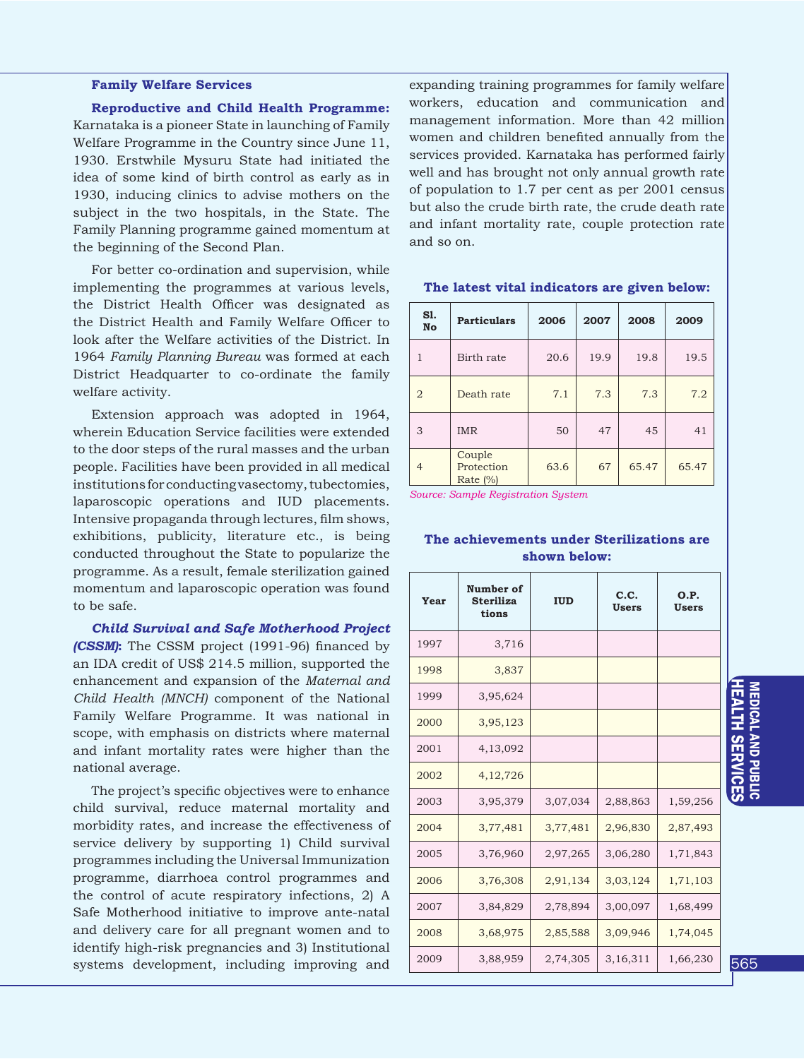### Family Welfare Services

**Reproductive and Child Health Programme:** Karnataka is a pioneer State in launching of Family Welfare Programme in the Country since June 11, 1930. Erstwhile Mysuru State had initiated the idea of some kind of birth control as early as in 1930, inducing clinics to advise mothers on the subject in the two hospitals, in the State. The Family Planning programme gained momentum at the beginning of the Second Plan.

For better co-ordination and supervision, while implementing the programmes at various levels, the District Health Officer was designated as the District Health and Family Welfare Officer to look after the Welfare activities of the District. In 1964 *Family Planning Bureau* was formed at each District Headquarter to co-ordinate the family welfare activity.

Extension approach was adopted in 1964, wherein Education Service facilities were extended to the door steps of the rural masses and the urban people. Facilities have been provided in all medical institutions for conducting vasectomy, tubectomies, laparoscopic operations and IUD placements. Intensive propaganda through lectures, film shows, exhibitions, publicity, literature etc., is being conducted throughout the State to popularize the programme. As a result, female sterilization gained momentum and laparoscopic operation was found to be safe.

***Child Survival and Safe Motherhood Project (CSSM):*** The CSSM project (1991-96) financed by an IDA credit of US$ 214.5 million, supported the enhancement and expansion of the *Maternal and Child Health (MNCH)* component of the National Family Welfare Programme. It was national in scope, with emphasis on districts where maternal and infant mortality rates were higher than the national average.

The project's specific objectives were to enhance child survival, reduce maternal mortality and morbidity rates, and increase the effectiveness of service delivery by supporting 1) Child survival programmes including the Universal Immunization programme, diarrhoea control programmes and the control of acute respiratory infections, 2) A Safe Motherhood initiative to improve ante-natal and delivery care for all pregnant women and to identify high-risk pregnancies and 3) Institutional systems development, including improving and expanding training programmes for family welfare workers, education and communication and management information. More than 42 million women and children benefited annually from the services provided. Karnataka has performed fairly well and has brought not only annual growth rate of population to 1.7 per cent as per 2001 census but also the crude birth rate, the crude death rate and infant mortality rate, couple protection rate and so on.

**The latest vital indicators are given below:**

| Sl. No | Particulars | 2006 | 2007 | 2008 | 2009 |
|---|---|---|---|---|---|
| 1 | Birth rate | 20.6 | 19.9 | 19.8 | 19.5 |
| 2 | Death rate | 7.1 | 7.3 | 7.3 | 7.2 |
| 3 | IMR | 50 | 47 | 45 | 41 |
| 4 | Couple Protection Rate (%) | 63.6 | 67 | 65.47 | 65.47 |

*Source: Sample Registration System*

**The achievements under Sterilizations are shown below:**

| Year | Number of Sterilizations | IUD | C.C. Users | O.P. Users |
|---|---|---|---|---|
| 1997 | 3,716 | | | |
| 1998 | 3,837 | | | |
| 1999 | 3,95,624 | | | |
| 2000 | 3,95,123 | | | |
| 2001 | 4,13,092 | | | |
| 2002 | 4,12,726 | | | |
| 2003 | 3,95,379 | 3,07,034 | 2,88,863 | 1,59,256 |
| 2004 | 3,77,481 | 3,77,481 | 2,96,830 | 2,87,493 |
| 2005 | 3,76,960 | 2,97,265 | 3,06,280 | 1,71,843 |
| 2006 | 3,76,308 | 2,91,134 | 3,03,124 | 1,71,103 |
| 2007 | 3,84,829 | 2,78,894 | 3,00,097 | 1,68,499 |
| 2008 | 3,68,975 | 2,85,588 | 3,09,946 | 1,74,045 |
| 2009 | 3,88,959 | 2,74,305 | 3,16,311 | 1,66,230 |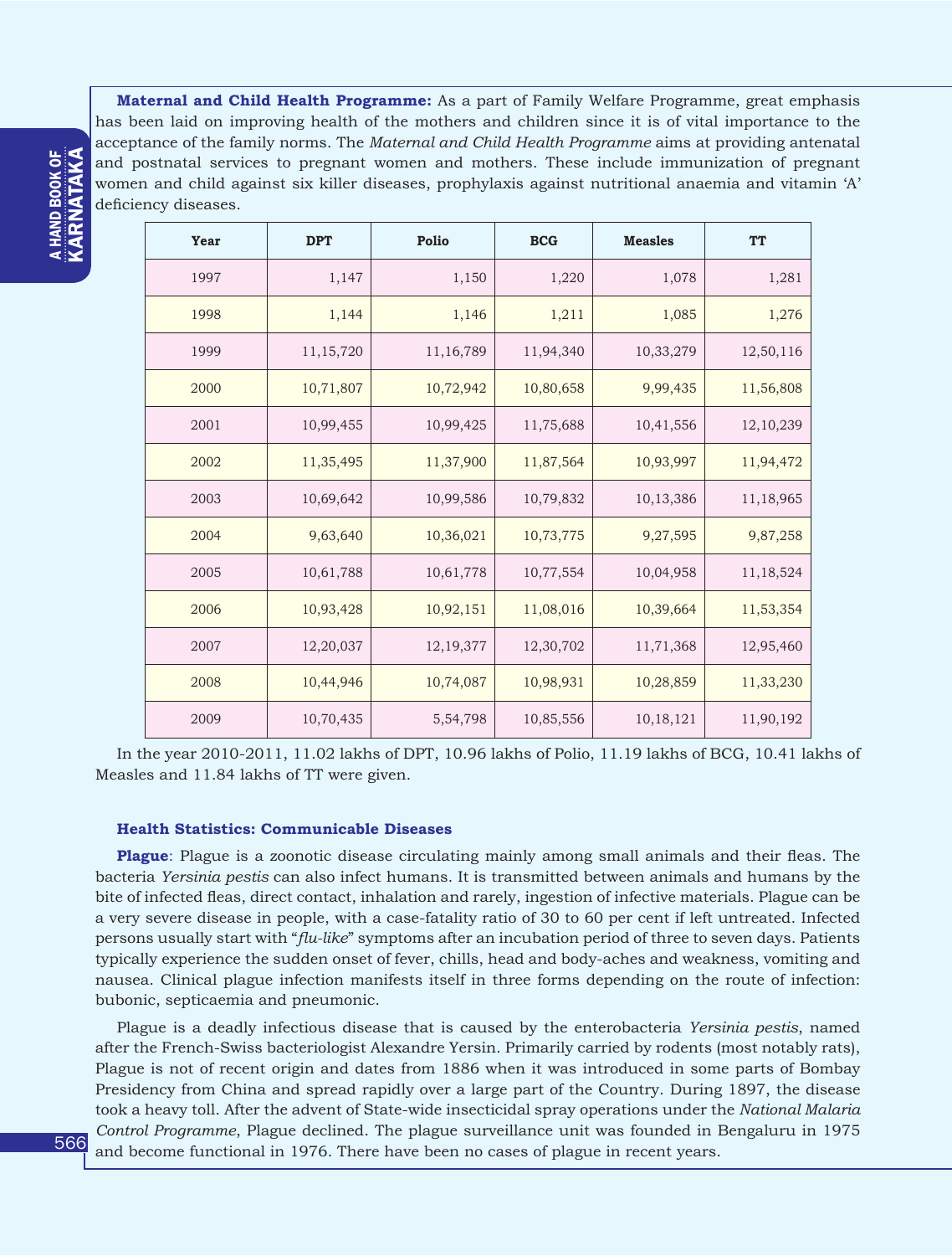**Maternal and Child Health Programme:** As a part of Family Welfare Programme, great emphasis has been laid on improving health of the mothers and children since it is of vital importance to the acceptance of the family norms. The *Maternal and Child Health Programme* aims at providing antenatal and postnatal services to pregnant women and mothers. These include immunization of pregnant women and child against six killer diseases, prophylaxis against nutritional anaemia and vitamin 'A' deficiency diseases.

| Year | DPT | Polio | BCG | Measles | TT |
|---|---|---|---|---|---|
| 1997 | 1,147 | 1,150 | 1,220 | 1,078 | 1,281 |
| 1998 | 1,144 | 1,146 | 1,211 | 1,085 | 1,276 |
| 1999 | 11,15,720 | 11,16,789 | 11,94,340 | 10,33,279 | 12,50,116 |
| 2000 | 10,71,807 | 10,72,942 | 10,80,658 | 9,99,435 | 11,56,808 |
| 2001 | 10,99,455 | 10,99,425 | 11,75,688 | 10,41,556 | 12,10,239 |
| 2002 | 11,35,495 | 11,37,900 | 11,87,564 | 10,93,997 | 11,94,472 |
| 2003 | 10,69,642 | 10,99,586 | 10,79,832 | 10,13,386 | 11,18,965 |
| 2004 | 9,63,640 | 10,36,021 | 10,73,775 | 9,27,595 | 9,87,258 |
| 2005 | 10,61,788 | 10,61,778 | 10,77,554 | 10,04,958 | 11,18,524 |
| 2006 | 10,93,428 | 10,92,151 | 11,08,016 | 10,39,664 | 11,53,354 |
| 2007 | 12,20,037 | 12,19,377 | 12,30,702 | 11,71,368 | 12,95,460 |
| 2008 | 10,44,946 | 10,74,087 | 10,98,931 | 10,28,859 | 11,33,230 |
| 2009 | 10,70,435 | 5,54,798 | 10,85,556 | 10,18,121 | 11,90,192 |

In the year 2010-2011, 11.02 lakhs of DPT, 10.96 lakhs of Polio, 11.19 lakhs of BCG, 10.41 lakhs of Measles and 11.84 lakhs of TT were given.

### Health Statistics: Communicable Diseases

**Plague**: Plague is a zoonotic disease circulating mainly among small animals and their fleas. The bacteria *Yersinia pestis* can also infect humans. It is transmitted between animals and humans by the bite of infected fleas, direct contact, inhalation and rarely, ingestion of infective materials. Plague can be a very severe disease in people, with a case-fatality ratio of 30 to 60 per cent if left untreated. Infected persons usually start with "*flu-like*" symptoms after an incubation period of three to seven days. Patients typically experience the sudden onset of fever, chills, head and body-aches and weakness, vomiting and nausea. Clinical plague infection manifests itself in three forms depending on the route of infection: bubonic, septicaemia and pneumonic.

Plague is a deadly infectious disease that is caused by the enterobacteria *Yersinia pestis*, named after the French-Swiss bacteriologist Alexandre Yersin. Primarily carried by rodents (most notably rats), Plague is not of recent origin and dates from 1886 when it was introduced in some parts of Bombay Presidency from China and spread rapidly over a large part of the Country. During 1897, the disease took a heavy toll. After the advent of State-wide insecticidal spray operations under the *National Malaria Control Programme*, Plague declined. The plague surveillance unit was founded in Bengaluru in 1975 and become functional in 1976. There have been no cases of plague in recent years.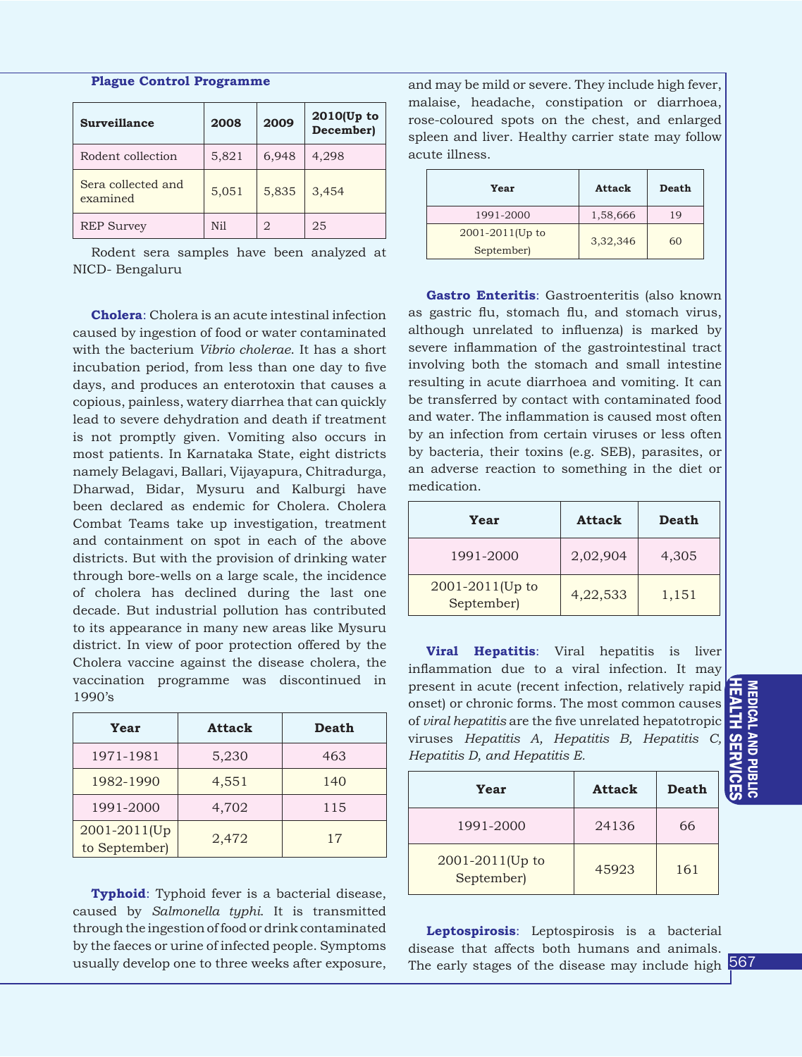**Plague Control Programme**

| Surveillance | 2008 | 2009 | 2010(Up to December) |
|---|---|---|---|
| Rodent collection | 5,821 | 6,948 | 4,298 |
| Sera collected and examined | 5,051 | 5,835 | 3,454 |
| REP Survey | Nil | 2 | 25 |

Rodent sera samples have been analyzed at NICD- Bengaluru

**Cholera**: Cholera is an acute intestinal infection caused by ingestion of food or water contaminated with the bacterium *Vibrio cholerae*. It has a short incubation period, from less than one day to five days, and produces an enterotoxin that causes a copious, painless, watery diarrhea that can quickly lead to severe dehydration and death if treatment is not promptly given. Vomiting also occurs in most patients. In Karnataka State, eight districts namely Belagavi, Ballari, Vijayapura, Chitradurga, Dharwad, Bidar, Mysuru and Kalburgi have been declared as endemic for Cholera. Cholera Combat Teams take up investigation, treatment and containment on spot in each of the above districts. But with the provision of drinking water through bore-wells on a large scale, the incidence of cholera has declined during the last one decade. But industrial pollution has contributed to its appearance in many new areas like Mysuru district. In view of poor protection offered by the Cholera vaccine against the disease cholera, the vaccination programme was discontinued in 1990's

| Year | Attack | Death |
|---|---|---|
| 1971-1981 | 5,230 | 463 |
| 1982-1990 | 4,551 | 140 |
| 1991-2000 | 4,702 | 115 |
| 2001-2011(Up to September) | 2,472 | 17 |

**Typhoid**: Typhoid fever is a bacterial disease, caused by *Salmonella typhi*. It is transmitted through the ingestion of food or drink contaminated by the faeces or urine of infected people. Symptoms usually develop one to three weeks after exposure, and may be mild or severe. They include high fever, malaise, headache, constipation or diarrhoea, rose-coloured spots on the chest, and enlarged spleen and liver. Healthy carrier state may follow acute illness.

| Year | Attack | Death |
|---|---|---|
| 1991-2000 | 1,58,666 | 19 |
| 2001-2011(Up to September) | 3,32,346 | 60 |

**Gastro Enteritis**: Gastroenteritis (also known as gastric flu, stomach flu, and stomach virus, although unrelated to influenza) is marked by severe inflammation of the gastrointestinal tract involving both the stomach and small intestine resulting in acute diarrhoea and vomiting. It can be transferred by contact with contaminated food and water. The inflammation is caused most often by an infection from certain viruses or less often by bacteria, their toxins (e.g. SEB), parasites, or an adverse reaction to something in the diet or medication.

| Year | Attack | Death |
|---|---|---|
| 1991-2000 | 2,02,904 | 4,305 |
| 2001-2011(Up to September) | 4,22,533 | 1,151 |

**Viral Hepatitis**: Viral hepatitis is liver inflammation due to a viral infection. It may present in acute (recent infection, relatively rapid onset) or chronic forms. The most common causes of *viral hepatitis* are the five unrelated hepatotropic viruses *Hepatitis A, Hepatitis B, Hepatitis C, Hepatitis D, and Hepatitis E.*

| Year | Attack | Death |
|---|---|---|
| 1991-2000 | 24136 | 66 |
| 2001-2011(Up to September) | 45923 | 161 |

**Leptospirosis**: Leptospirosis is a bacterial disease that affects both humans and animals. The early stages of the disease may include high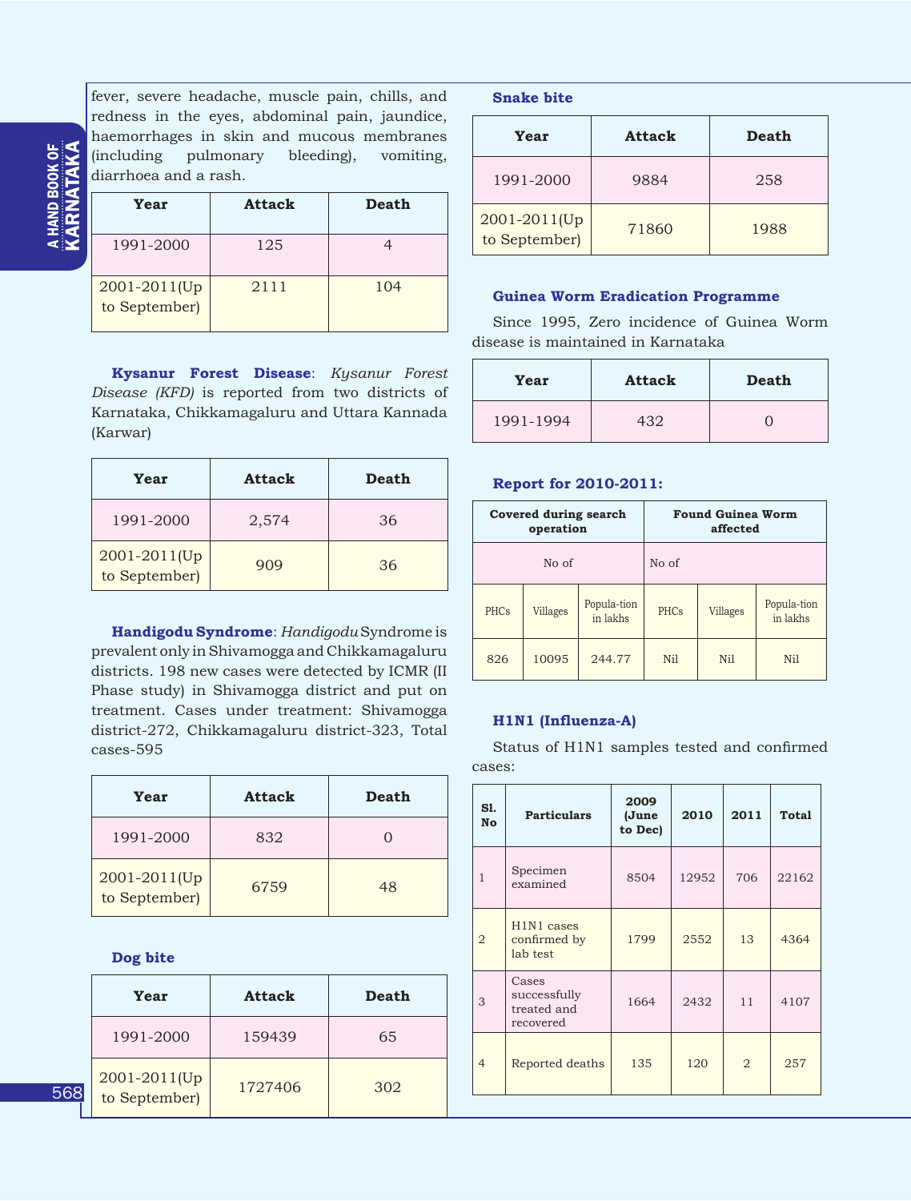fever, severe headache, muscle pain, chills, and redness in the eyes, abdominal pain, jaundice, haemorrhages in skin and mucous membranes (including pulmonary bleeding), vomiting, diarrhoea and a rash.

| Year | Attack | Death |
|---|---|---|
| 1991-2000 | 125 | 4 |
| 2001-2011(Up to September) | 2111 | 104 |

**Kysanur Forest Disease**: *Kysanur Forest Disease (KFD)* is reported from two districts of Karnataka, Chikkamagaluru and Uttara Kannada (Karwar)

| Year | Attack | Death |
|---|---|---|
| 1991-2000 | 2,574 | 36 |
| 2001-2011(Up to September) | 909 | 36 |

**Handigodu Syndrome**: *Handigodu* Syndrome is prevalent only in Shivamogga and Chikkamagaluru districts. 198 new cases were detected by ICMR (II Phase study) in Shivamogga district and put on treatment. Cases under treatment: Shivamogga district-272, Chikkamagaluru district-323, Total cases-595

| Year | Attack | Death |
|---|---|---|
| 1991-2000 | 832 | 0 |
| 2001-2011(Up to September) | 6759 | 48 |

### Dog bite

| Year | Attack | Death |
|---|---|---|
| 1991-2000 | 159439 | 65 |
| 2001-2011(Up to September) | 1727406 | 302 |

### Snake bite

| Year | Attack | Death |
|---|---|---|
| 1991-2000 | 9884 | 258 |
| 2001-2011(Up to September) | 71860 | 1988 |

### Guinea Worm Eradication Programme

Since 1995, Zero incidence of Guinea Worm disease is maintained in Karnataka

| Year | Attack | Death |
|---|---|---|
| 1991-1994 | 432 | 0 |

### Report for 2010-2011:

| Covered during search operation | | | Found Guinea Worm affected | | |
|---|---|---|---|---|---|
| No of | | | No of | | |
| PHCs | Villages | Popula-tion in lakhs | PHCs | Villages | Popula-tion in lakhs |
| 826 | 10095 | 244.77 | Nil | Nil | Nil |

### H1N1 (Influenza-A)

Status of H1N1 samples tested and confirmed cases:

| Sl. No | Particulars | 2009 (June to Dec) | 2010 | 2011 | Total |
|---|---|---|---|---|---|
| 1 | Specimen examined | 8504 | 12952 | 706 | 22162 |
| 2 | H1N1 cases confirmed by lab test | 1799 | 2552 | 13 | 4364 |
| 3 | Cases successfully treated and recovered | 1664 | 2432 | 11 | 4107 |
| 4 | Reported deaths | 135 | 120 | 2 | 257 |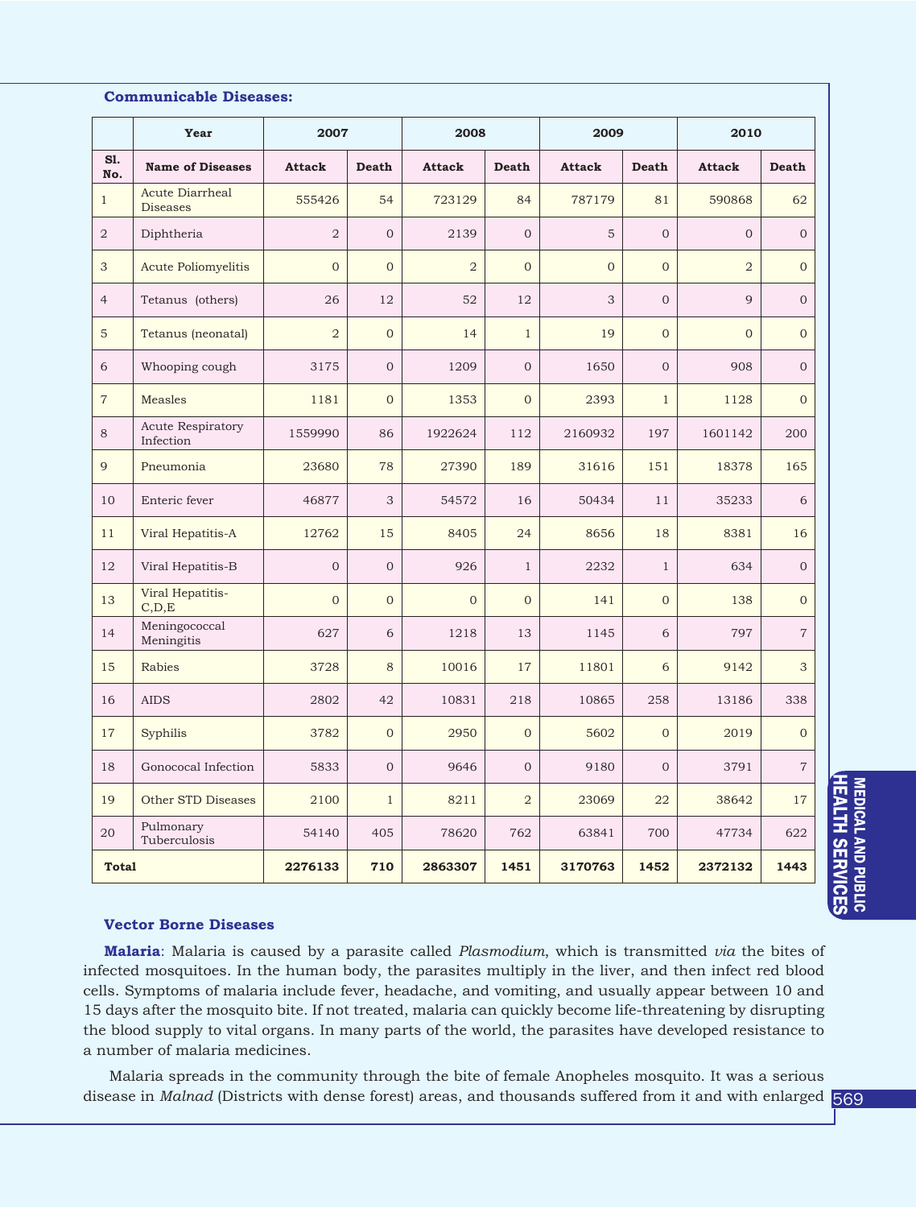**Communicable Diseases:**

| | Year | 2007 | | 2008 | | 2009 | | 2010 | |
|---|---|---|---|---|---|---|---|---|---|
| Sl. No. | Name of Diseases | Attack | Death | Attack | Death | Attack | Death | Attack | Death |
| 1 | Acute Diarrheal Diseases | 555426 | 54 | 723129 | 84 | 787179 | 81 | 590868 | 62 |
| 2 | Diphtheria | 2 | 0 | 2139 | 0 | 5 | 0 | 0 | 0 |
| 3 | Acute Poliomyelitis | 0 | 0 | 2 | 0 | 0 | 0 | 2 | 0 |
| 4 | Tetanus (others) | 26 | 12 | 52 | 12 | 3 | 0 | 9 | 0 |
| 5 | Tetanus (neonatal) | 2 | 0 | 14 | 1 | 19 | 0 | 0 | 0 |
| 6 | Whooping cough | 3175 | 0 | 1209 | 0 | 1650 | 0 | 908 | 0 |
| 7 | Measles | 1181 | 0 | 1353 | 0 | 2393 | 1 | 1128 | 0 |
| 8 | Acute Respiratory Infection | 1559990 | 86 | 1922624 | 112 | 2160932 | 197 | 1601142 | 200 |
| 9 | Pneumonia | 23680 | 78 | 27390 | 189 | 31616 | 151 | 18378 | 165 |
| 10 | Enteric fever | 46877 | 3 | 54572 | 16 | 50434 | 11 | 35233 | 6 |
| 11 | Viral Hepatitis-A | 12762 | 15 | 8405 | 24 | 8656 | 18 | 8381 | 16 |
| 12 | Viral Hepatitis-B | 0 | 0 | 926 | 1 | 2232 | 1 | 634 | 0 |
| 13 | Viral Hepatitis-C,D,E | 0 | 0 | 0 | 0 | 141 | 0 | 138 | 0 |
| 14 | Meningococcal Meningitis | 627 | 6 | 1218 | 13 | 1145 | 6 | 797 | 7 |
| 15 | Rabies | 3728 | 8 | 10016 | 17 | 11801 | 6 | 9142 | 3 |
| 16 | AIDS | 2802 | 42 | 10831 | 218 | 10865 | 258 | 13186 | 338 |
| 17 | Syphilis | 3782 | 0 | 2950 | 0 | 5602 | 0 | 2019 | 0 |
| 18 | Gonococal Infection | 5833 | 0 | 9646 | 0 | 9180 | 0 | 3791 | 7 |
| 19 | Other STD Diseases | 2100 | 1 | 8211 | 2 | 23069 | 22 | 38642 | 17 |
| 20 | Pulmonary Tuberculosis | 54140 | 405 | 78620 | 762 | 63841 | 700 | 47734 | 622 |
| **Total** | | **2276133** | **710** | **2863307** | **1451** | **3170763** | **1452** | **2372132** | **1443** |

**Vector Borne Diseases**

**Malaria**: Malaria is caused by a parasite called *Plasmodium*, which is transmitted *via* the bites of infected mosquitoes. In the human body, the parasites multiply in the liver, and then infect red blood cells. Symptoms of malaria include fever, headache, and vomiting, and usually appear between 10 and 15 days after the mosquito bite. If not treated, malaria can quickly become life-threatening by disrupting the blood supply to vital organs. In many parts of the world, the parasites have developed resistance to a number of malaria medicines.

Malaria spreads in the community through the bite of female Anopheles mosquito. It was a serious disease in *Malnad* (Districts with dense forest) areas, and thousands suffered from it and with enlarged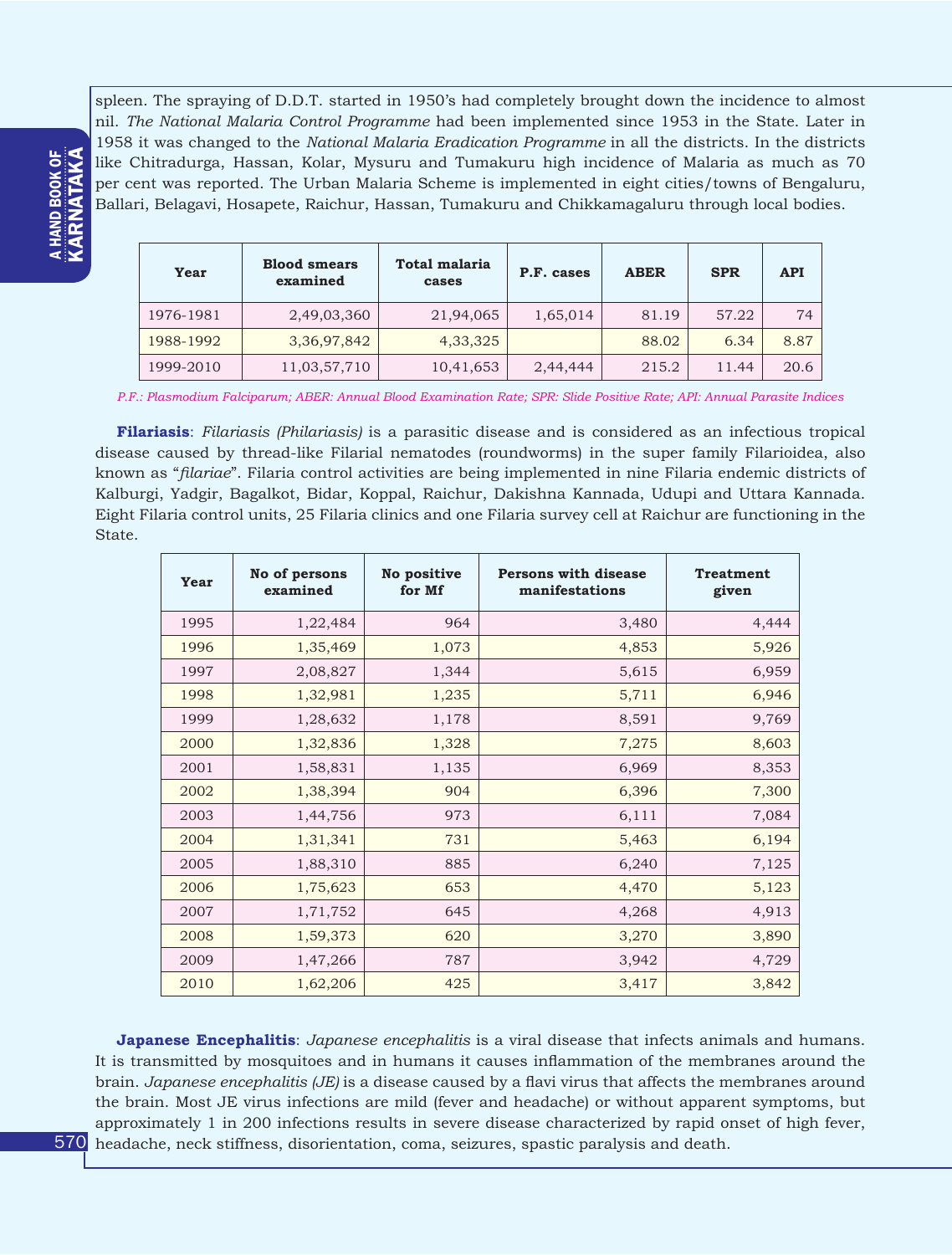spleen. The spraying of D.D.T. started in 1950's had completely brought down the incidence to almost nil. *The National Malaria Control Programme* had been implemented since 1953 in the State. Later in 1958 it was changed to the *National Malaria Eradication Programme* in all the districts. In the districts like Chitradurga, Hassan, Kolar, Mysuru and Tumakuru high incidence of Malaria as much as 70 per cent was reported. The Urban Malaria Scheme is implemented in eight cities/towns of Bengaluru, Ballari, Belagavi, Hosapete, Raichur, Hassan, Tumakuru and Chikkamagaluru through local bodies.

| Year | Blood smears examined | Total malaria cases | P.F. cases | ABER | SPR | API |
|---|---|---|---|---|---|---|
| 1976-1981 | 2,49,03,360 | 21,94,065 | 1,65,014 | 81.19 | 57.22 | 74 |
| 1988-1992 | 3,36,97,842 | 4,33,325 | | 88.02 | 6.34 | 8.87 |
| 1999-2010 | 11,03,57,710 | 10,41,653 | 2,44,444 | 215.2 | 11.44 | 20.6 |

*P.F.: Plasmodium Falciparum; ABER: Annual Blood Examination Rate; SPR: Slide Positive Rate; API: Annual Parasite Indices*

**Filariasis**: *Filariasis (Philariasis)* is a parasitic disease and is considered as an infectious tropical disease caused by thread-like Filarial nematodes (roundworms) in the super family Filarioidea, also known as "*filariae*". Filaria control activities are being implemented in nine Filaria endemic districts of Kalburgi, Yadgir, Bagalkot, Bidar, Koppal, Raichur, Dakishna Kannada, Udupi and Uttara Kannada. Eight Filaria control units, 25 Filaria clinics and one Filaria survey cell at Raichur are functioning in the State.

| Year | No of persons examined | No positive for Mf | Persons with disease manifestations | Treatment given |
|---|---|---|---|---|
| 1995 | 1,22,484 | 964 | 3,480 | 4,444 |
| 1996 | 1,35,469 | 1,073 | 4,853 | 5,926 |
| 1997 | 2,08,827 | 1,344 | 5,615 | 6,959 |
| 1998 | 1,32,981 | 1,235 | 5,711 | 6,946 |
| 1999 | 1,28,632 | 1,178 | 8,591 | 9,769 |
| 2000 | 1,32,836 | 1,328 | 7,275 | 8,603 |
| 2001 | 1,58,831 | 1,135 | 6,969 | 8,353 |
| 2002 | 1,38,394 | 904 | 6,396 | 7,300 |
| 2003 | 1,44,756 | 973 | 6,111 | 7,084 |
| 2004 | 1,31,341 | 731 | 5,463 | 6,194 |
| 2005 | 1,88,310 | 885 | 6,240 | 7,125 |
| 2006 | 1,75,623 | 653 | 4,470 | 5,123 |
| 2007 | 1,71,752 | 645 | 4,268 | 4,913 |
| 2008 | 1,59,373 | 620 | 3,270 | 3,890 |
| 2009 | 1,47,266 | 787 | 3,942 | 4,729 |
| 2010 | 1,62,206 | 425 | 3,417 | 3,842 |

**Japanese Encephalitis**: *Japanese encephalitis* is a viral disease that infects animals and humans. It is transmitted by mosquitoes and in humans it causes inflammation of the membranes around the brain. *Japanese encephalitis (JE)* is a disease caused by a flavi virus that affects the membranes around the brain. Most JE virus infections are mild (fever and headache) or without apparent symptoms, but approximately 1 in 200 infections results in severe disease characterized by rapid onset of high fever, headache, neck stiffness, disorientation, coma, seizures, spastic paralysis and death.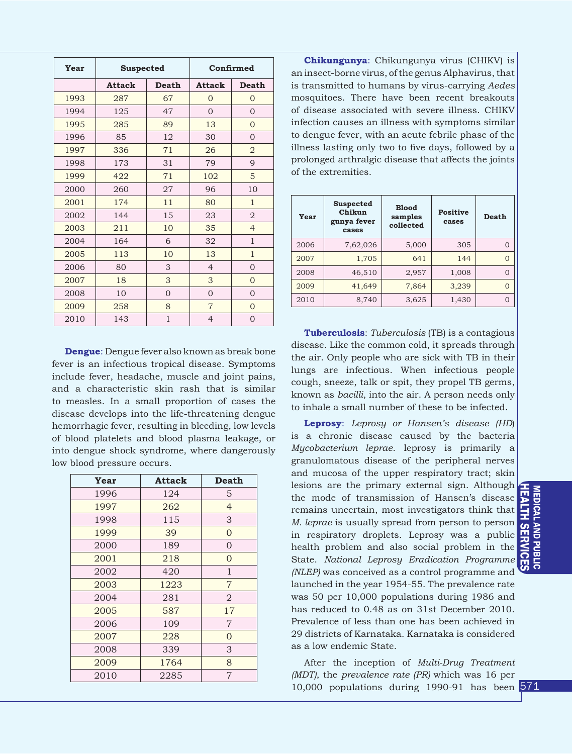| Year | Suspected | | Confirmed | |
|---|---|---|---|---|
| | Attack | Death | Attack | Death |
| 1993 | 287 | 67 | 0 | 0 |
| 1994 | 125 | 47 | 0 | 0 |
| 1995 | 285 | 89 | 13 | 0 |
| 1996 | 85 | 12 | 30 | 0 |
| 1997 | 336 | 71 | 26 | 2 |
| 1998 | 173 | 31 | 79 | 9 |
| 1999 | 422 | 71 | 102 | 5 |
| 2000 | 260 | 27 | 96 | 10 |
| 2001 | 174 | 11 | 80 | 1 |
| 2002 | 144 | 15 | 23 | 2 |
| 2003 | 211 | 10 | 35 | 4 |
| 2004 | 164 | 6 | 32 | 1 |
| 2005 | 113 | 10 | 13 | 1 |
| 2006 | 80 | 3 | 4 | 0 |
| 2007 | 18 | 3 | 3 | 0 |
| 2008 | 10 | 0 | 0 | 0 |
| 2009 | 258 | 8 | 7 | 0 |
| 2010 | 143 | 1 | 4 | 0 |

**Dengue**: Dengue fever also known as break bone fever is an infectious tropical disease. Symptoms include fever, headache, muscle and joint pains, and a characteristic skin rash that is similar to measles. In a small proportion of cases the disease develops into the life-threatening dengue hemorrhagic fever, resulting in bleeding, low levels of blood platelets and blood plasma leakage, or into dengue shock syndrome, where dangerously low blood pressure occurs.

| Year | Attack | Death |
|---|---|---|
| 1996 | 124 | 5 |
| 1997 | 262 | 4 |
| 1998 | 115 | 3 |
| 1999 | 39 | 0 |
| 2000 | 189 | 0 |
| 2001 | 218 | 0 |
| 2002 | 420 | 1 |
| 2003 | 1223 | 7 |
| 2004 | 281 | 2 |
| 2005 | 587 | 17 |
| 2006 | 109 | 7 |
| 2007 | 228 | 0 |
| 2008 | 339 | 3 |
| 2009 | 1764 | 8 |
| 2010 | 2285 | 7 |

**Chikungunya**: Chikungunya virus (CHIKV) is an insect-borne virus, of the genus Alphavirus, that is transmitted to humans by virus-carrying *Aedes* mosquitoes. There have been recent breakouts of disease associated with severe illness. CHIKV infection causes an illness with symptoms similar to dengue fever, with an acute febrile phase of the illness lasting only two to five days, followed by a prolonged arthralgic disease that affects the joints of the extremities.

| Year | Suspected Chikun gunya fever cases | Blood samples collected | Positive cases | Death |
|---|---|---|---|---|
| 2006 | 7,62,026 | 5,000 | 305 | 0 |
| 2007 | 1,705 | 641 | 144 | 0 |
| 2008 | 46,510 | 2,957 | 1,008 | 0 |
| 2009 | 41,649 | 7,864 | 3,239 | 0 |
| 2010 | 8,740 | 3,625 | 1,430 | 0 |

**Tuberculosis**: *Tuberculosis* (TB) is a contagious disease. Like the common cold, it spreads through the air. Only people who are sick with TB in their lungs are infectious. When infectious people cough, sneeze, talk or spit, they propel TB germs, known as *bacilli*, into the air. A person needs only to inhale a small number of these to be infected.

**Leprosy**: *Leprosy or Hansen's disease (HD*) is a chronic disease caused by the bacteria *Mycobacterium leprae*. leprosy is primarily a granulomatous disease of the peripheral nerves and mucosa of the upper respiratory tract; skin lesions are the primary external sign. Although the mode of transmission of Hansen's disease remains uncertain, most investigators think that *M. leprae* is usually spread from person to person in respiratory droplets. Leprosy was a public health problem and also social problem in the State. *National Leprosy Eradication Programme (NLEP)* was conceived as a control programme and launched in the year 1954-55. The prevalence rate was 50 per 10,000 populations during 1986 and has reduced to 0.48 as on 31st December 2010. Prevalence of less than one has been achieved in 29 districts of Karnataka. Karnataka is considered as a low endemic State.

After the inception of *Multi-Drug Treatment (MDT)*, the *prevalence rate (PR)* which was 16 per 10,000 populations during 1990-91 has been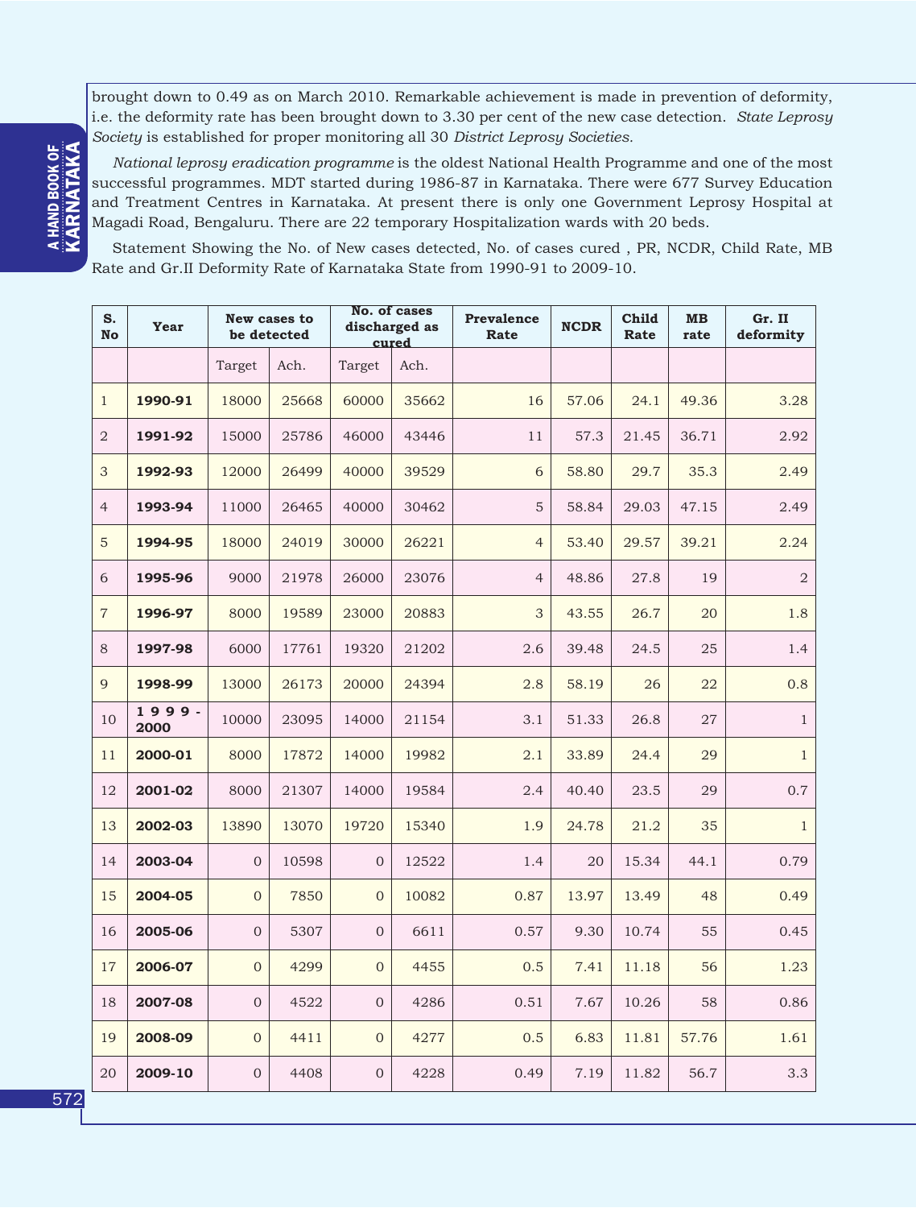brought down to 0.49 as on March 2010. Remarkable achievement is made in prevention of deformity, i.e. the deformity rate has been brought down to 3.30 per cent of the new case detection. *State Leprosy Society* is established for proper monitoring all 30 *District Leprosy Societies.*

*National leprosy eradication programme* is the oldest National Health Programme and one of the most successful programmes. MDT started during 1986-87 in Karnataka. There were 677 Survey Education and Treatment Centres in Karnataka. At present there is only one Government Leprosy Hospital at Magadi Road, Bengaluru. There are 22 temporary Hospitalization wards with 20 beds.

Statement Showing the No. of New cases detected, No. of cases cured , PR, NCDR, Child Rate, MB Rate and Gr.II Deformity Rate of Karnataka State from 1990-91 to 2009-10.

| S. No | Year | New cases to be detected | | No. of cases discharged as cured | | Prevalence Rate | NCDR | Child Rate | MB rate | Gr. II deformity |
|---|---|---|---|---|---|---|---|---|---|---|
| | | Target | Ach. | Target | Ach. | | | | | |
| 1 | **1990-91** | 18000 | 25668 | 60000 | 35662 | 16 | 57.06 | 24.1 | 49.36 | 3.28 |
| 2 | **1991-92** | 15000 | 25786 | 46000 | 43446 | 11 | 57.3 | 21.45 | 36.71 | 2.92 |
| 3 | **1992-93** | 12000 | 26499 | 40000 | 39529 | 6 | 58.80 | 29.7 | 35.3 | 2.49 |
| 4 | **1993-94** | 11000 | 26465 | 40000 | 30462 | 5 | 58.84 | 29.03 | 47.15 | 2.49 |
| 5 | **1994-95** | 18000 | 24019 | 30000 | 26221 | 4 | 53.40 | 29.57 | 39.21 | 2.24 |
| 6 | **1995-96** | 9000 | 21978 | 26000 | 23076 | 4 | 48.86 | 27.8 | 19 | 2 |
| 7 | **1996-97** | 8000 | 19589 | 23000 | 20883 | 3 | 43.55 | 26.7 | 20 | 1.8 |
| 8 | **1997-98** | 6000 | 17761 | 19320 | 21202 | 2.6 | 39.48 | 24.5 | 25 | 1.4 |
| 9 | **1998-99** | 13000 | 26173 | 20000 | 24394 | 2.8 | 58.19 | 26 | 22 | 0.8 |
| 10 | **1999-2000** | 10000 | 23095 | 14000 | 21154 | 3.1 | 51.33 | 26.8 | 27 | 1 |
| 11 | **2000-01** | 8000 | 17872 | 14000 | 19982 | 2.1 | 33.89 | 24.4 | 29 | 1 |
| 12 | **2001-02** | 8000 | 21307 | 14000 | 19584 | 2.4 | 40.40 | 23.5 | 29 | 0.7 |
| 13 | **2002-03** | 13890 | 13070 | 19720 | 15340 | 1.9 | 24.78 | 21.2 | 35 | 1 |
| 14 | **2003-04** | 0 | 10598 | 0 | 12522 | 1.4 | 20 | 15.34 | 44.1 | 0.79 |
| 15 | **2004-05** | 0 | 7850 | 0 | 10082 | 0.87 | 13.97 | 13.49 | 48 | 0.49 |
| 16 | **2005-06** | 0 | 5307 | 0 | 6611 | 0.57 | 9.30 | 10.74 | 55 | 0.45 |
| 17 | **2006-07** | 0 | 4299 | 0 | 4455 | 0.5 | 7.41 | 11.18 | 56 | 1.23 |
| 18 | **2007-08** | 0 | 4522 | 0 | 4286 | 0.51 | 7.67 | 10.26 | 58 | 0.86 |
| 19 | **2008-09** | 0 | 4411 | 0 | 4277 | 0.5 | 6.83 | 11.81 | 57.76 | 1.61 |
| 20 | **2009-10** | 0 | 4408 | 0 | 4228 | 0.49 | 7.19 | 11.82 | 56.7 | 3.3 |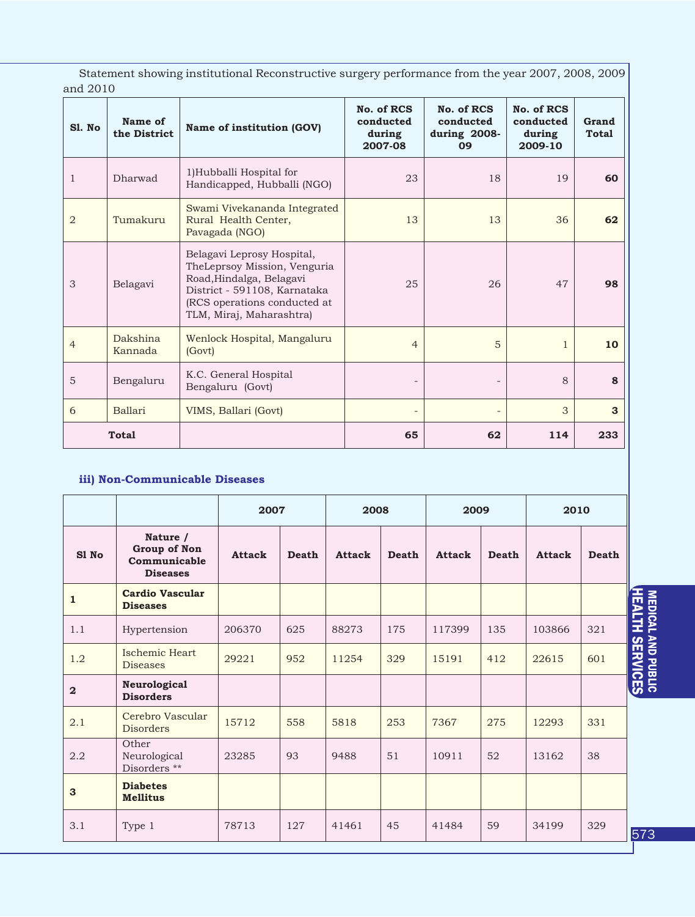Statement showing institutional Reconstructive surgery performance from the year 2007, 2008, 2009 and 2010

| Sl. No | Name of the District | Name of institution (GOV) | No. of RCS conducted during 2007-08 | No. of RCS conducted during 2008-09 | No. of RCS conducted during 2009-10 | Grand Total |
|---|---|---|---|---|---|---|
| 1 | Dharwad | 1)Hubballi Hospital for Handicapped, Hubballi (NGO) | 23 | 18 | 19 | **60** |
| 2 | Tumakuru | Swami Vivekananda Integrated Rural Health Center, Pavagada (NGO) | 13 | 13 | 36 | **62** |
| 3 | Belagavi | Belagavi Leprosy Hospital, TheLeprsoy Mission, Venguria Road,Hindalga, Belagavi District - 591108, Karnataka (RCS operations conducted at TLM, Miraj, Maharashtra) | 25 | 26 | 47 | **98** |
| 4 | Dakshina Kannada | Wenlock Hospital, Mangaluru (Govt) | 4 | 5 | 1 | **10** |
| 5 | Bengaluru | K.C. General Hospital Bengaluru (Govt) | - | - | 8 | **8** |
| 6 | Ballari | VIMS, Ballari (Govt) | - | - | 3 | **3** |
| **Total** | | | **65** | **62** | **114** | **233** |

### iii) Non-Communicable Diseases

| | | 2007 | | 2008 | | 2009 | | 2010 | |
|---|---|---|---|---|---|---|---|---|---|
| **Sl No** | **Nature / Group of Non Communicable Diseases** | **Attack** | **Death** | **Attack** | **Death** | **Attack** | **Death** | **Attack** | **Death** |
| **1** | **Cardio Vascular Diseases** | | | | | | | | |
| 1.1 | Hypertension | 206370 | 625 | 88273 | 175 | 117399 | 135 | 103866 | 321 |
| 1.2 | Ischemic Heart Diseases | 29221 | 952 | 11254 | 329 | 15191 | 412 | 22615 | 601 |
| **2** | **Neurological Disorders** | | | | | | | | |
| 2.1 | Cerebro Vascular Disorders | 15712 | 558 | 5818 | 253 | 7367 | 275 | 12293 | 331 |
| 2.2 | Other Neurological Disorders ** | 23285 | 93 | 9488 | 51 | 10911 | 52 | 13162 | 38 |
| **3** | **Diabetes Mellitus** | | | | | | | | |
| 3.1 | Type 1 | 78713 | 127 | 41461 | 45 | 41484 | 59 | 34199 | 329 |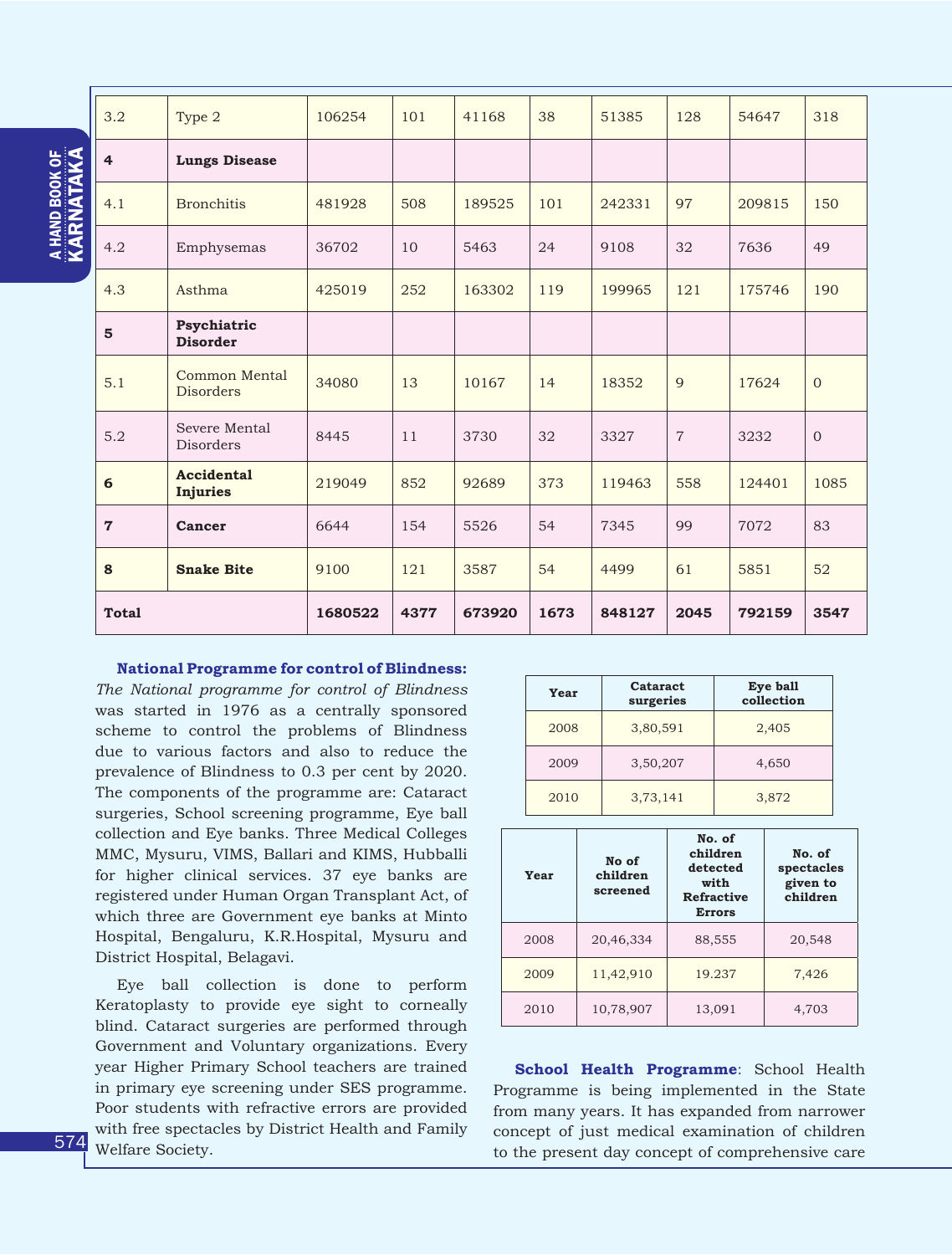| | | | | | | | | | |
|---|---|---|---|---|---|---|---|---|---|
| 3.2 | Type 2 | 106254 | 101 | 41168 | 38 | 51385 | 128 | 54647 | 318 |
| **4** | **Lungs Disease** | | | | | | | | |
| 4.1 | Bronchitis | 481928 | 508 | 189525 | 101 | 242331 | 97 | 209815 | 150 |
| 4.2 | Emphysemas | 36702 | 10 | 5463 | 24 | 9108 | 32 | 7636 | 49 |
| 4.3 | Asthma | 425019 | 252 | 163302 | 119 | 199965 | 121 | 175746 | 190 |
| **5** | **Psychiatric Disorder** | | | | | | | | |
| 5.1 | Common Mental Disorders | 34080 | 13 | 10167 | 14 | 18352 | 9 | 17624 | 0 |
| 5.2 | Severe Mental Disorders | 8445 | 11 | 3730 | 32 | 3327 | 7 | 3232 | 0 |
| **6** | **Accidental Injuries** | 219049 | 852 | 92689 | 373 | 119463 | 558 | 124401 | 1085 |
| **7** | **Cancer** | 6644 | 154 | 5526 | 54 | 7345 | 99 | 7072 | 83 |
| **8** | **Snake Bite** | 9100 | 121 | 3587 | 54 | 4499 | 61 | 5851 | 52 |
| **Total** | | **1680522** | **4377** | **673920** | **1673** | **848127** | **2045** | **792159** | **3547** |

**National Programme for control of Blindness:** *The National programme for control of Blindness* was started in 1976 as a centrally sponsored scheme to control the problems of Blindness due to various factors and also to reduce the prevalence of Blindness to 0.3 per cent by 2020. The components of the programme are: Cataract surgeries, School screening programme, Eye ball collection and Eye banks. Three Medical Colleges MMC, Mysuru, VIMS, Ballari and KIMS, Hubballi for higher clinical services. 37 eye banks are registered under Human Organ Transplant Act, of which three are Government eye banks at Minto Hospital, Bengaluru, K.R.Hospital, Mysuru and District Hospital, Belagavi.

Eye ball collection is done to perform Keratoplasty to provide eye sight to corneally blind. Cataract surgeries are performed through Government and Voluntary organizations. Every year Higher Primary School teachers are trained in primary eye screening under SES programme. Poor students with refractive errors are provided with free spectacles by District Health and Family Welfare Society.

| Year | Cataract surgeries | Eye ball collection |
|---|---|---|
| 2008 | 3,80,591 | 2,405 |
| 2009 | 3,50,207 | 4,650 |
| 2010 | 3,73,141 | 3,872 |

| Year | No of children screened | No. of children detected with Refractive Errors | No. of spectacles given to children |
|---|---|---|---|
| 2008 | 20,46,334 | 88,555 | 20,548 |
| 2009 | 11,42,910 | 19.237 | 7,426 |
| 2010 | 10,78,907 | 13,091 | 4,703 |

**School Health Programme**: School Health Programme is being implemented in the State from many years. It has expanded from narrower concept of just medical examination of children to the present day concept of comprehensive care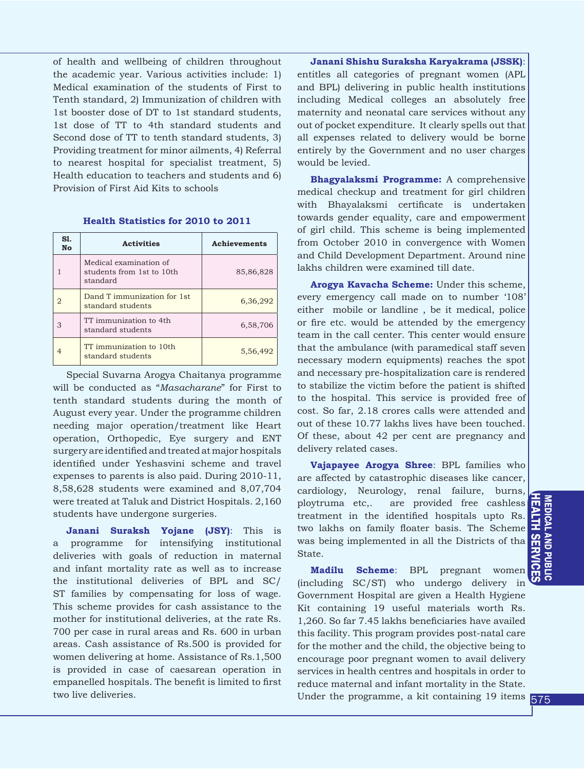of health and wellbeing of children throughout the academic year. Various activities include: 1) Medical examination of the students of First to Tenth standard, 2) Immunization of children with 1st booster dose of DT to 1st standard students, 1st dose of TT to 4th standard students and Second dose of TT to tenth standard students, 3) Providing treatment for minor ailments, 4) Referral to nearest hospital for specialist treatment, 5) Health education to teachers and students and 6) Provision of First Aid Kits to schools

**Health Statistics for 2010 to 2011**

| Sl. No | Activities | Achievements |
|---|---|---|
| 1 | Medical examination of students from 1st to 10th standard | 85,86,828 |
| 2 | Dand T immunization for 1st standard students | 6,36,292 |
| 3 | TT immunization to 4th standard students | 6,58,706 |
| 4 | TT immunization to 10th standard students | 5,56,492 |

Special Suvarna Arogya Chaitanya programme will be conducted as "*Masacharane*" for First to tenth standard students during the month of August every year. Under the programme children needing major operation/treatment like Heart operation, Orthopedic, Eye surgery and ENT surgery are identified and treated at major hospitals identified under Yeshasvini scheme and travel expenses to parents is also paid. During 2010-11, 8,58,628 students were examined and 8,07,704 were treated at Taluk and District Hospitals. 2,160 students have undergone surgeries.

**Janani Suraksh Yojane (JSY)**: This is a programme for intensifying institutional deliveries with goals of reduction in maternal and infant mortality rate as well as to increase the institutional deliveries of BPL and SC/ST families by compensating for loss of wage. This scheme provides for cash assistance to the mother for institutional deliveries, at the rate Rs. 700 per case in rural areas and Rs. 600 in urban areas. Cash assistance of Rs.500 is provided for women delivering at home. Assistance of Rs.1,500 is provided in case of caesarean operation in empanelled hospitals. The benefit is limited to first two live deliveries.

**Janani Shishu Suraksha Karyakrama (JSSK)**: entitles all categories of pregnant women (APL and BPL) delivering in public health institutions including Medical colleges an absolutely free maternity and neonatal care services without any out of pocket expenditure. It clearly spells out that all expenses related to delivery would be borne entirely by the Government and no user charges would be levied.

**Bhagyalaksmi Programme:** A comprehensive medical checkup and treatment for girl children with Bhayalaksmi certificate is undertaken towards gender equality, care and empowerment of girl child. This scheme is being implemented from October 2010 in convergence with Women and Child Development Department. Around nine lakhs children were examined till date.

**Arogya Kavacha Scheme:** Under this scheme, every emergency call made on to number '108' either mobile or landline , be it medical, police or fire etc. would be attended by the emergency team in the call center. This center would ensure that the ambulance (with paramedical staff seven necessary modern equipments) reaches the spot and necessary pre-hospitalization care is rendered to stabilize the victim before the patient is shifted to the hospital. This service is provided free of cost. So far, 2.18 crores calls were attended and out of these 10.77 lakhs lives have been touched. Of these, about 42 per cent are pregnancy and delivery related cases.

**Vajapayee Arogya Shree**: BPL families who are affected by catastrophic diseases like cancer, cardiology, Neurology, renal failure, burns, ploytruma etc,. are provided free cashless treatment in the identified hospitals upto Rs. two lakhs on family floater basis. The Scheme was being implemented in all the Districts of tha State.

**Madilu Scheme**: BPL pregnant women (including SC/ST) who undergo delivery in Government Hospital are given a Health Hygiene Kit containing 19 useful materials worth Rs. 1,260. So far 7.45 lakhs beneficiaries have availed this facility. This program provides post-natal care for the mother and the child, the objective being to encourage poor pregnant women to avail delivery services in health centres and hospitals in order to reduce maternal and infant mortality in the State. Under the programme, a kit containing 19 items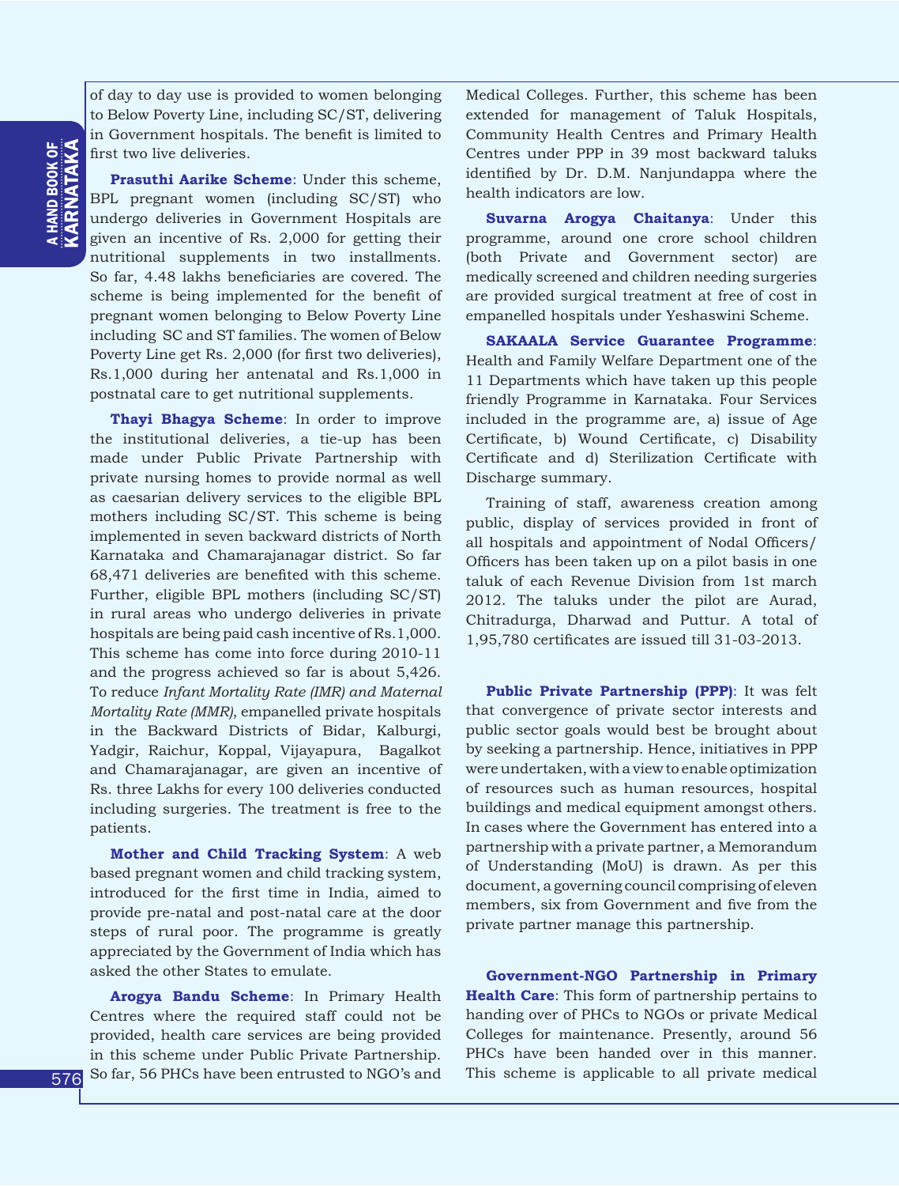of day to day use is provided to women belonging to Below Poverty Line, including SC/ST, delivering in Government hospitals. The benefit is limited to first two live deliveries.

**Prasuthi Aarike Scheme**: Under this scheme, BPL pregnant women (including SC/ST) who undergo deliveries in Government Hospitals are given an incentive of Rs. 2,000 for getting their nutritional supplements in two installments. So far, 4.48 lakhs beneficiaries are covered. The scheme is being implemented for the benefit of pregnant women belonging to Below Poverty Line including SC and ST families. The women of Below Poverty Line get Rs. 2,000 (for first two deliveries), Rs.1,000 during her antenatal and Rs.1,000 in postnatal care to get nutritional supplements.

**Thayi Bhagya Scheme**: In order to improve the institutional deliveries, a tie-up has been made under Public Private Partnership with private nursing homes to provide normal as well as caesarian delivery services to the eligible BPL mothers including SC/ST. This scheme is being implemented in seven backward districts of North Karnataka and Chamarajanagar district. So far 68,471 deliveries are benefited with this scheme. Further, eligible BPL mothers (including SC/ST) in rural areas who undergo deliveries in private hospitals are being paid cash incentive of Rs.1,000. This scheme has come into force during 2010-11 and the progress achieved so far is about 5,426. To reduce *Infant Mortality Rate (IMR) and Maternal Mortality Rate (MMR)*, empanelled private hospitals in the Backward Districts of Bidar, Kalburgi, Yadgir, Raichur, Koppal, Vijayapura, Bagalkot and Chamarajanagar, are given an incentive of Rs. three Lakhs for every 100 deliveries conducted including surgeries. The treatment is free to the patients.

**Mother and Child Tracking System**: A web based pregnant women and child tracking system, introduced for the first time in India, aimed to provide pre-natal and post-natal care at the door steps of rural poor. The programme is greatly appreciated by the Government of India which has asked the other States to emulate.

**Arogya Bandu Scheme**: In Primary Health Centres where the required staff could not be provided, health care services are being provided in this scheme under Public Private Partnership. So far, 56 PHCs have been entrusted to NGO's and Medical Colleges. Further, this scheme has been extended for management of Taluk Hospitals, Community Health Centres and Primary Health Centres under PPP in 39 most backward taluks identified by Dr. D.M. Nanjundappa where the health indicators are low.

**Suvarna Arogya Chaitanya**: Under this programme, around one crore school children (both Private and Government sector) are medically screened and children needing surgeries are provided surgical treatment at free of cost in empanelled hospitals under Yeshaswini Scheme.

**SAKAALA Service Guarantee Programme**: Health and Family Welfare Department one of the 11 Departments which have taken up this people friendly Programme in Karnataka. Four Services included in the programme are, a) issue of Age Certificate, b) Wound Certificate, c) Disability Certificate and d) Sterilization Certificate with Discharge summary.

Training of staff, awareness creation among public, display of services provided in front of all hospitals and appointment of Nodal Officers/ Officers has been taken up on a pilot basis in one taluk of each Revenue Division from 1st march 2012. The taluks under the pilot are Aurad, Chitradurga, Dharwad and Puttur. A total of 1,95,780 certificates are issued till 31-03-2013.

**Public Private Partnership (PPP)**: It was felt that convergence of private sector interests and public sector goals would best be brought about by seeking a partnership. Hence, initiatives in PPP were undertaken, with a view to enable optimization of resources such as human resources, hospital buildings and medical equipment amongst others. In cases where the Government has entered into a partnership with a private partner, a Memorandum of Understanding (MoU) is drawn. As per this document, a governing council comprising of eleven members, six from Government and five from the private partner manage this partnership.

**Government-NGO Partnership in Primary Health Care**: This form of partnership pertains to handing over of PHCs to NGOs or private Medical Colleges for maintenance. Presently, around 56 PHCs have been handed over in this manner. This scheme is applicable to all private medical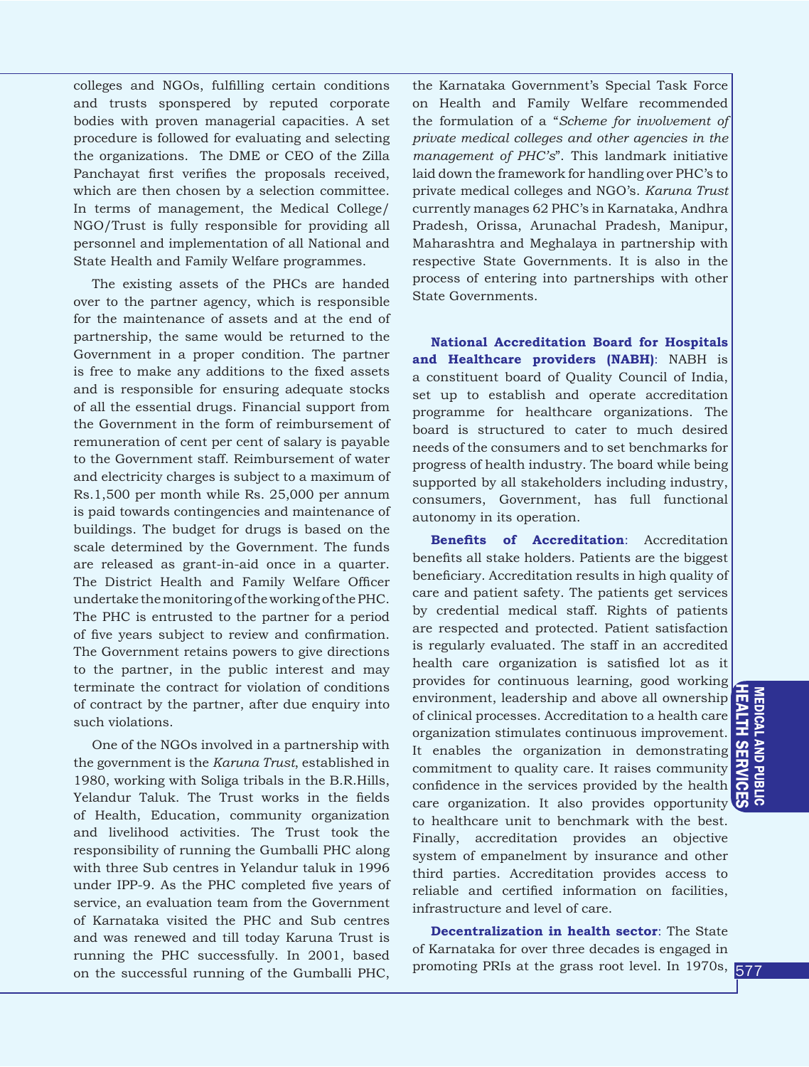colleges and NGOs, fulfilling certain conditions and trusts sponspered by reputed corporate bodies with proven managerial capacities. A set procedure is followed for evaluating and selecting the organizations. The DME or CEO of the Zilla Panchayat first verifies the proposals received, which are then chosen by a selection committee. In terms of management, the Medical College/ NGO/Trust is fully responsible for providing all personnel and implementation of all National and State Health and Family Welfare programmes.

The existing assets of the PHCs are handed over to the partner agency, which is responsible for the maintenance of assets and at the end of partnership, the same would be returned to the Government in a proper condition. The partner is free to make any additions to the fixed assets and is responsible for ensuring adequate stocks of all the essential drugs. Financial support from the Government in the form of reimbursement of remuneration of cent per cent of salary is payable to the Government staff. Reimbursement of water and electricity charges is subject to a maximum of Rs.1,500 per month while Rs. 25,000 per annum is paid towards contingencies and maintenance of buildings. The budget for drugs is based on the scale determined by the Government. The funds are released as grant-in-aid once in a quarter. The District Health and Family Welfare Officer undertake the monitoring of the working of the PHC. The PHC is entrusted to the partner for a period of five years subject to review and confirmation. The Government retains powers to give directions to the partner, in the public interest and may terminate the contract for violation of conditions of contract by the partner, after due enquiry into such violations.

One of the NGOs involved in a partnership with the government is the *Karuna Trust*, established in 1980, working with Soliga tribals in the B.R.Hills, Yelandur Taluk. The Trust works in the fields of Health, Education, community organization and livelihood activities. The Trust took the responsibility of running the Gumballi PHC along with three Sub centres in Yelandur taluk in 1996 under IPP-9. As the PHC completed five years of service, an evaluation team from the Government of Karnataka visited the PHC and Sub centres and was renewed and till today Karuna Trust is running the PHC successfully. In 2001, based on the successful running of the Gumballi PHC, the Karnataka Government's Special Task Force on Health and Family Welfare recommended the formulation of a "*Scheme for involvement of private medical colleges and other agencies in the management of PHC's*". This landmark initiative laid down the framework for handling over PHC's to private medical colleges and NGO's. *Karuna Trust* currently manages 62 PHC's in Karnataka, Andhra Pradesh, Orissa, Arunachal Pradesh, Manipur, Maharashtra and Meghalaya in partnership with respective State Governments. It is also in the process of entering into partnerships with other State Governments.

**National Accreditation Board for Hospitals and Healthcare providers (NABH)**: NABH is a constituent board of Quality Council of India, set up to establish and operate accreditation programme for healthcare organizations. The board is structured to cater to much desired needs of the consumers and to set benchmarks for progress of health industry. The board while being supported by all stakeholders including industry, consumers, Government, has full functional autonomy in its operation.

**Benefits of Accreditation**: Accreditation benefits all stake holders. Patients are the biggest beneficiary. Accreditation results in high quality of care and patient safety. The patients get services by credential medical staff. Rights of patients are respected and protected. Patient satisfaction is regularly evaluated. The staff in an accredited health care organization is satisfied lot as it provides for continuous learning, good working environment, leadership and above all ownership of clinical processes. Accreditation to a health care organization stimulates continuous improvement. It enables the organization in demonstrating commitment to quality care. It raises community confidence in the services provided by the health care organization. It also provides opportunity to healthcare unit to benchmark with the best. Finally, accreditation provides an objective system of empanelment by insurance and other third parties. Accreditation provides access to reliable and certified information on facilities, infrastructure and level of care.

**Decentralization in health sector**: The State of Karnataka for over three decades is engaged in promoting PRIs at the grass root level. In 1970s,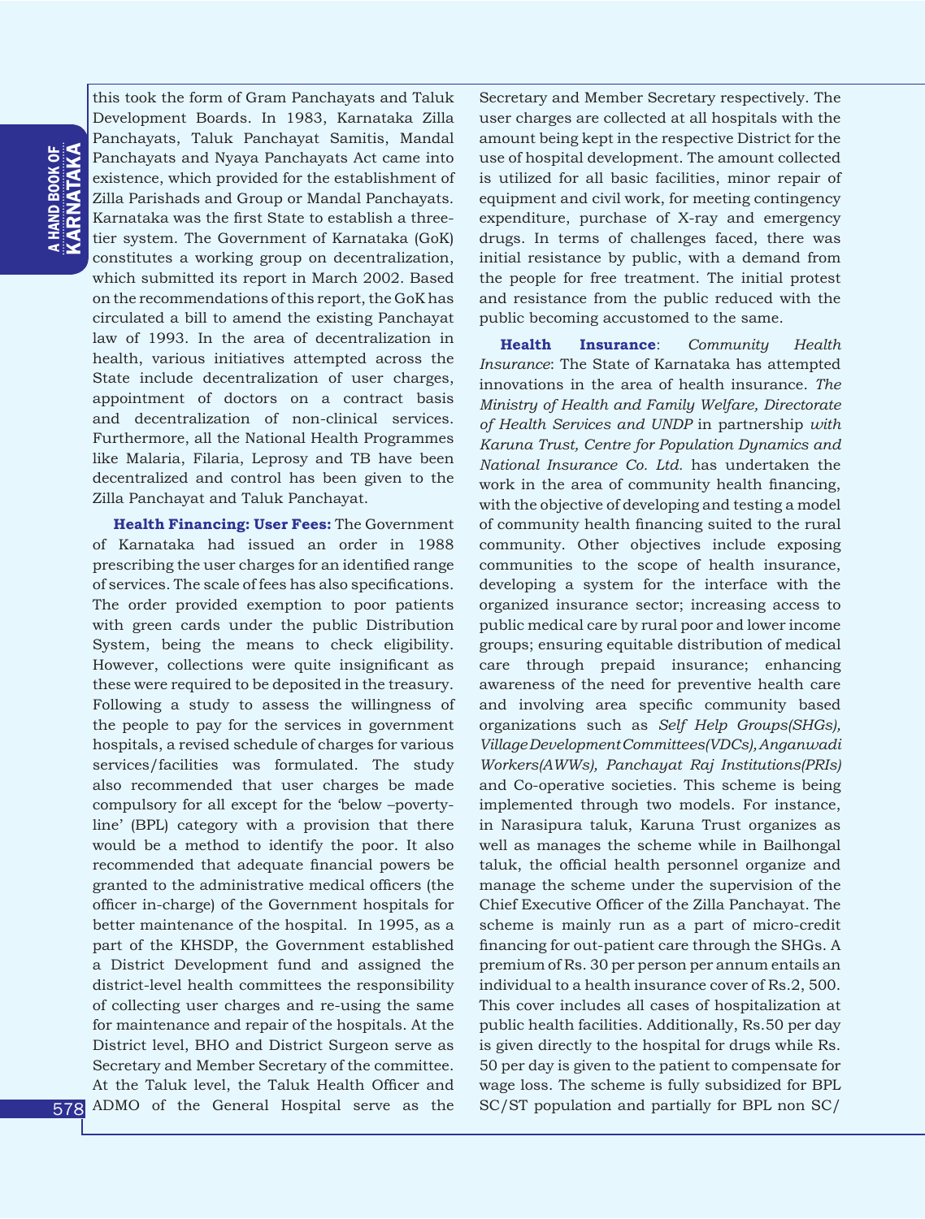this took the form of Gram Panchayats and Taluk Development Boards. In 1983, Karnataka Zilla Panchayats, Taluk Panchayat Samitis, Mandal Panchayats and Nyaya Panchayats Act came into existence, which provided for the establishment of Zilla Parishads and Group or Mandal Panchayats. Karnataka was the first State to establish a three-tier system. The Government of Karnataka (GoK) constitutes a working group on decentralization, which submitted its report in March 2002. Based on the recommendations of this report, the GoK has circulated a bill to amend the existing Panchayat law of 1993. In the area of decentralization in health, various initiatives attempted across the State include decentralization of user charges, appointment of doctors on a contract basis and decentralization of non-clinical services. Furthermore, all the National Health Programmes like Malaria, Filaria, Leprosy and TB have been decentralized and control has been given to the Zilla Panchayat and Taluk Panchayat.

**Health Financing: User Fees:** The Government of Karnataka had issued an order in 1988 prescribing the user charges for an identified range of services. The scale of fees has also specifications. The order provided exemption to poor patients with green cards under the public Distribution System, being the means to check eligibility. However, collections were quite insignificant as these were required to be deposited in the treasury. Following a study to assess the willingness of the people to pay for the services in government hospitals, a revised schedule of charges for various services/facilities was formulated. The study also recommended that user charges be made compulsory for all except for the 'below –poverty-line' (BPL) category with a provision that there would be a method to identify the poor. It also recommended that adequate financial powers be granted to the administrative medical officers (the officer in-charge) of the Government hospitals for better maintenance of the hospital. In 1995, as a part of the KHSDP, the Government established a District Development fund and assigned the district-level health committees the responsibility of collecting user charges and re-using the same for maintenance and repair of the hospitals. At the District level, BHO and District Surgeon serve as Secretary and Member Secretary of the committee. At the Taluk level, the Taluk Health Officer and ADMO of the General Hospital serve as the Secretary and Member Secretary respectively. The user charges are collected at all hospitals with the amount being kept in the respective District for the use of hospital development. The amount collected is utilized for all basic facilities, minor repair of equipment and civil work, for meeting contingency expenditure, purchase of X-ray and emergency drugs. In terms of challenges faced, there was initial resistance by public, with a demand from the people for free treatment. The initial protest and resistance from the public reduced with the public becoming accustomed to the same.

**Health Insurance**: *Community Health Insurance*: The State of Karnataka has attempted innovations in the area of health insurance. *The Ministry of Health and Family Welfare, Directorate of Health Services and UNDP* in partnership *with Karuna Trust, Centre for Population Dynamics and National Insurance Co. Ltd.* has undertaken the work in the area of community health financing, with the objective of developing and testing a model of community health financing suited to the rural community. Other objectives include exposing communities to the scope of health insurance, developing a system for the interface with the organized insurance sector; increasing access to public medical care by rural poor and lower income groups; ensuring equitable distribution of medical care through prepaid insurance; enhancing awareness of the need for preventive health care and involving area specific community based organizations such as *Self Help Groups(SHGs), Village Development Committees(VDCs), Anganwadi Workers(AWWs), Panchayat Raj Institutions(PRIs)* and Co-operative societies. This scheme is being implemented through two models. For instance, in Narasipura taluk, Karuna Trust organizes as well as manages the scheme while in Bailhongal taluk, the official health personnel organize and manage the scheme under the supervision of the Chief Executive Officer of the Zilla Panchayat. The scheme is mainly run as a part of micro-credit financing for out-patient care through the SHGs. A premium of Rs. 30 per person per annum entails an individual to a health insurance cover of Rs.2, 500. This cover includes all cases of hospitalization at public health facilities. Additionally, Rs.50 per day is given directly to the hospital for drugs while Rs. 50 per day is given to the patient to compensate for wage loss. The scheme is fully subsidized for BPL SC/ST population and partially for BPL non SC/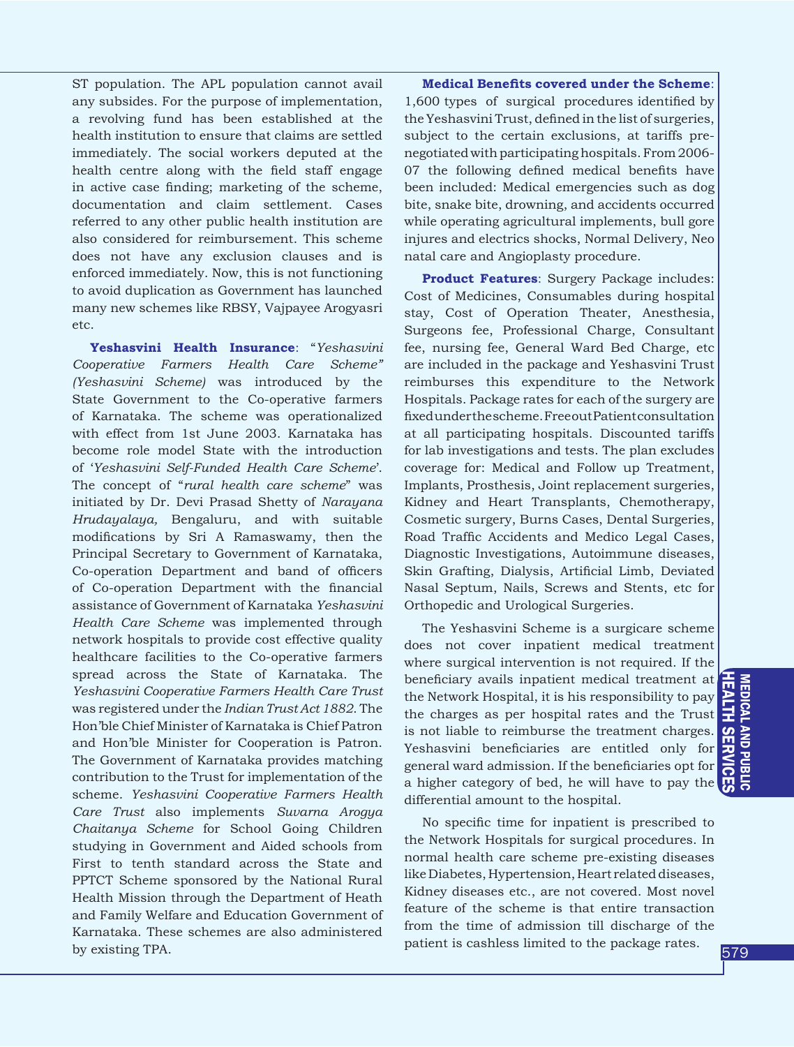ST population. The APL population cannot avail any subsides. For the purpose of implementation, a revolving fund has been established at the health institution to ensure that claims are settled immediately. The social workers deputed at the health centre along with the field staff engage in active case finding; marketing of the scheme, documentation and claim settlement. Cases referred to any other public health institution are also considered for reimbursement. This scheme does not have any exclusion clauses and is enforced immediately. Now, this is not functioning to avoid duplication as Government has launched many new schemes like RBSY, Vajpayee Arogyasri etc.

**Yeshasvini Health Insurance**: "*Yeshasvini Cooperative Farmers Health Care Scheme" (Yeshasvini Scheme)* was introduced by the State Government to the Co-operative farmers of Karnataka. The scheme was operationalized with effect from 1st June 2003. Karnataka has become role model State with the introduction of '*Yeshasvini Self-Funded Health Care Scheme*'. The concept of "*rural health care scheme*" was initiated by Dr. Devi Prasad Shetty of *Narayana Hrudayalaya,* Bengaluru, and with suitable modifications by Sri A Ramaswamy, then the Principal Secretary to Government of Karnataka, Co-operation Department and band of officers of Co-operation Department with the financial assistance of Government of Karnataka *Yeshasvini Health Care Scheme* was implemented through network hospitals to provide cost effective quality healthcare facilities to the Co-operative farmers spread across the State of Karnataka. The *Yeshasvini Cooperative Farmers Health Care Trust* was registered under the *Indian Trust Act 1882.* The Hon'ble Chief Minister of Karnataka is Chief Patron and Hon'ble Minister for Cooperation is Patron. The Government of Karnataka provides matching contribution to the Trust for implementation of the scheme. *Yeshasvini Cooperative Farmers Health Care Trust* also implements *Suvarna Arogya Chaitanya Scheme* for School Going Children studying in Government and Aided schools from First to tenth standard across the State and PPTCT Scheme sponsored by the National Rural Health Mission through the Department of Heath and Family Welfare and Education Government of Karnataka. These schemes are also administered by existing TPA.

**Medical Benefits covered under the Scheme**: 1,600 types of surgical procedures identified by the Yeshasvini Trust, defined in the list of surgeries, subject to the certain exclusions, at tariffs pre-negotiated with participating hospitals. From 2006-07 the following defined medical benefits have been included: Medical emergencies such as dog bite, snake bite, drowning, and accidents occurred while operating agricultural implements, bull gore injures and electrics shocks, Normal Delivery, Neo natal care and Angioplasty procedure.

**Product Features**: Surgery Package includes: Cost of Medicines, Consumables during hospital stay, Cost of Operation Theater, Anesthesia, Surgeons fee, Professional Charge, Consultant fee, nursing fee, General Ward Bed Charge, etc are included in the package and Yeshasvini Trust reimburses this expenditure to the Network Hospitals. Package rates for each of the surgery are fixed under the scheme. Free out Patient consultation at all participating hospitals. Discounted tariffs for lab investigations and tests. The plan excludes coverage for: Medical and Follow up Treatment, Implants, Prosthesis, Joint replacement surgeries, Kidney and Heart Transplants, Chemotherapy, Cosmetic surgery, Burns Cases, Dental Surgeries, Road Traffic Accidents and Medico Legal Cases, Diagnostic Investigations, Autoimmune diseases, Skin Grafting, Dialysis, Artificial Limb, Deviated Nasal Septum, Nails, Screws and Stents, etc for Orthopedic and Urological Surgeries.

The Yeshasvini Scheme is a surgicare scheme does not cover inpatient medical treatment where surgical intervention is not required. If the beneficiary avails inpatient medical treatment at the Network Hospital, it is his responsibility to pay the charges as per hospital rates and the Trust is not liable to reimburse the treatment charges. Yeshasvini beneficiaries are entitled only for general ward admission. If the beneficiaries opt for a higher category of bed, he will have to pay the differential amount to the hospital.

No specific time for inpatient is prescribed to the Network Hospitals for surgical procedures. In normal health care scheme pre-existing diseases like Diabetes, Hypertension, Heart related diseases, Kidney diseases etc., are not covered. Most novel feature of the scheme is that entire transaction from the time of admission till discharge of the patient is cashless limited to the package rates.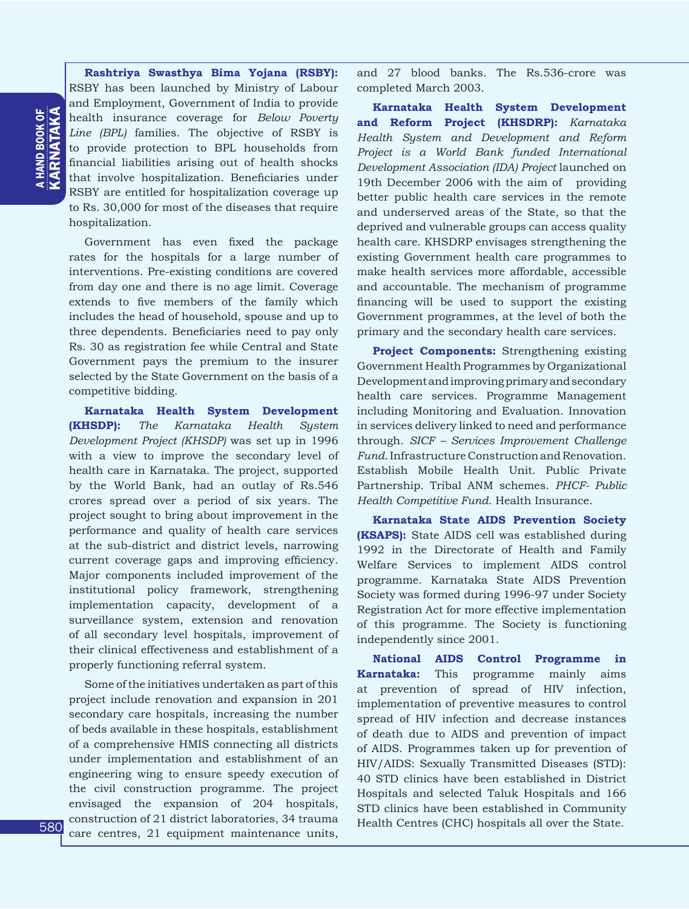**Rashtriya Swasthya Bima Yojana (RSBY):** RSBY has been launched by Ministry of Labour and Employment, Government of India to provide health insurance coverage for *Below Poverty Line (BPL)* families. The objective of RSBY is to provide protection to BPL households from financial liabilities arising out of health shocks that involve hospitalization. Beneficiaries under RSBY are entitled for hospitalization coverage up to Rs. 30,000 for most of the diseases that require hospitalization.

Government has even fixed the package rates for the hospitals for a large number of interventions. Pre-existing conditions are covered from day one and there is no age limit. Coverage extends to five members of the family which includes the head of household, spouse and up to three dependents. Beneficiaries need to pay only Rs. 30 as registration fee while Central and State Government pays the premium to the insurer selected by the State Government on the basis of a competitive bidding.

**Karnataka Health System Development (KHSDP):** *The Karnataka Health System Development Project (KHSDP)* was set up in 1996 with a view to improve the secondary level of health care in Karnataka. The project, supported by the World Bank, had an outlay of Rs.546 crores spread over a period of six years. The project sought to bring about improvement in the performance and quality of health care services at the sub-district and district levels, narrowing current coverage gaps and improving efficiency. Major components included improvement of the institutional policy framework, strengthening implementation capacity, development of a surveillance system, extension and renovation of all secondary level hospitals, improvement of their clinical effectiveness and establishment of a properly functioning referral system.

Some of the initiatives undertaken as part of this project include renovation and expansion in 201 secondary care hospitals, increasing the number of beds available in these hospitals, establishment of a comprehensive HMIS connecting all districts under implementation and establishment of an engineering wing to ensure speedy execution of the civil construction programme. The project envisaged the expansion of 204 hospitals, construction of 21 district laboratories, 34 trauma care centres, 21 equipment maintenance units, and 27 blood banks. The Rs.536-crore was completed March 2003.

**Karnataka Health System Development and Reform Project (KHSDRP):** *Karnataka Health System and Development and Reform Project is a World Bank funded International Development Association (IDA) Project* launched on 19th December 2006 with the aim of providing better public health care services in the remote and underserved areas of the State, so that the deprived and vulnerable groups can access quality health care. KHSDRP envisages strengthening the existing Government health care programmes to make health services more affordable, accessible and accountable. The mechanism of programme financing will be used to support the existing Government programmes, at the level of both the primary and the secondary health care services.

**Project Components:** Strengthening existing Government Health Programmes by Organizational Development and improving primary and secondary health care services. Programme Management including Monitoring and Evaluation. Innovation in services delivery linked to need and performance through. *SICF – Services Improvement Challenge Fund.* Infrastructure Construction and Renovation. Establish Mobile Health Unit. Public Private Partnership. Tribal ANM schemes. *PHCF- Public Health Competitive Fund*. Health Insurance.

**Karnataka State AIDS Prevention Society (KSAPS):** State AIDS cell was established during 1992 in the Directorate of Health and Family Welfare Services to implement AIDS control programme. Karnataka State AIDS Prevention Society was formed during 1996-97 under Society Registration Act for more effective implementation of this programme. The Society is functioning independently since 2001.

**National AIDS Control Programme in Karnataka:** This programme mainly aims at prevention of spread of HIV infection, implementation of preventive measures to control spread of HIV infection and decrease instances of death due to AIDS and prevention of impact of AIDS. Programmes taken up for prevention of HIV/AIDS: Sexually Transmitted Diseases (STD): 40 STD clinics have been established in District Hospitals and selected Taluk Hospitals and 166 STD clinics have been established in Community Health Centres (CHC) hospitals all over the State.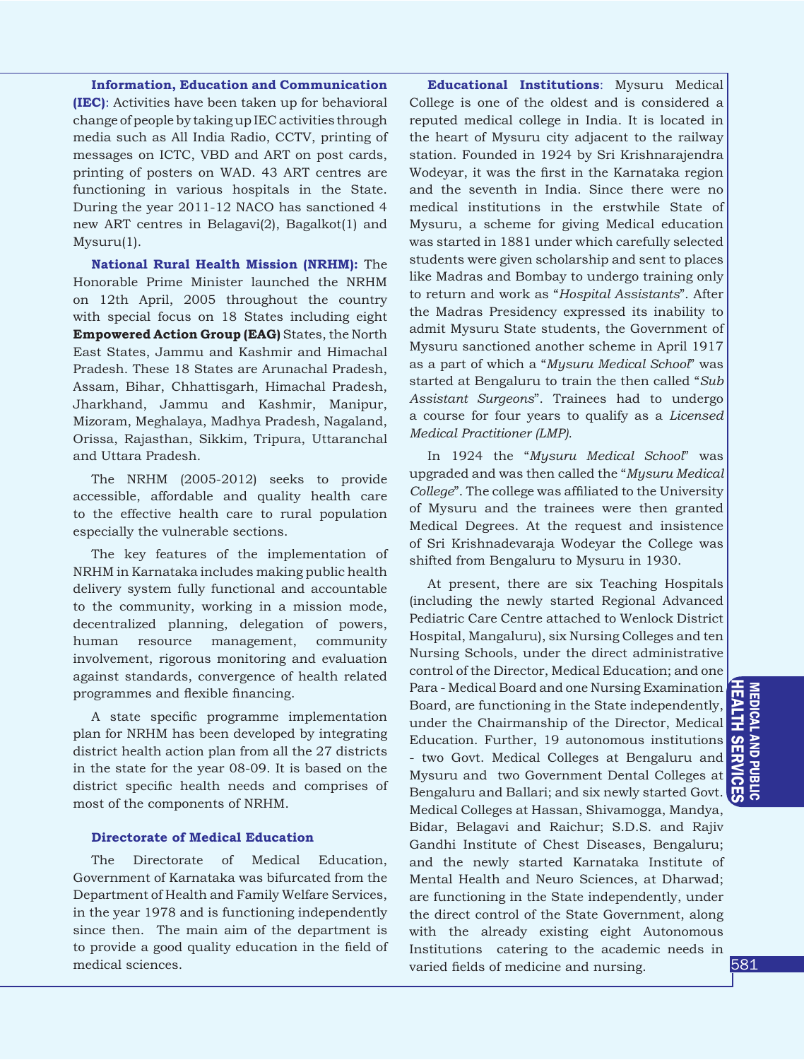**Information, Education and Communication (IEC)**: Activities have been taken up for behavioral change of people by taking up IEC activities through media such as All India Radio, CCTV, printing of messages on ICTC, VBD and ART on post cards, printing of posters on WAD. 43 ART centres are functioning in various hospitals in the State. During the year 2011-12 NACO has sanctioned 4 new ART centres in Belagavi(2), Bagalkot(1) and Mysuru(1).

**National Rural Health Mission (NRHM):** The Honorable Prime Minister launched the NRHM on 12th April, 2005 throughout the country with special focus on 18 States including eight **Empowered Action Group (EAG)** States, the North East States, Jammu and Kashmir and Himachal Pradesh. These 18 States are Arunachal Pradesh, Assam, Bihar, Chhattisgarh, Himachal Pradesh, Jharkhand, Jammu and Kashmir, Manipur, Mizoram, Meghalaya, Madhya Pradesh, Nagaland, Orissa, Rajasthan, Sikkim, Tripura, Uttaranchal and Uttara Pradesh.

The NRHM (2005-2012) seeks to provide accessible, affordable and quality health care to the effective health care to rural population especially the vulnerable sections.

The key features of the implementation of NRHM in Karnataka includes making public health delivery system fully functional and accountable to the community, working in a mission mode, decentralized planning, delegation of powers, human resource management, community involvement, rigorous monitoring and evaluation against standards, convergence of health related programmes and flexible financing.

A state specific programme implementation plan for NRHM has been developed by integrating district health action plan from all the 27 districts in the state for the year 08-09. It is based on the district specific health needs and comprises of most of the components of NRHM.

### Directorate of Medical Education

The Directorate of Medical Education, Government of Karnataka was bifurcated from the Department of Health and Family Welfare Services, in the year 1978 and is functioning independently since then. The main aim of the department is to provide a good quality education in the field of medical sciences.

**Educational Institutions**: Mysuru Medical College is one of the oldest and is considered a reputed medical college in India. It is located in the heart of Mysuru city adjacent to the railway station. Founded in 1924 by Sri Krishnarajendra Wodeyar, it was the first in the Karnataka region and the seventh in India. Since there were no medical institutions in the erstwhile State of Mysuru, a scheme for giving Medical education was started in 1881 under which carefully selected students were given scholarship and sent to places like Madras and Bombay to undergo training only to return and work as "*Hospital Assistants*". After the Madras Presidency expressed its inability to admit Mysuru State students, the Government of Mysuru sanctioned another scheme in April 1917 as a part of which a "*Mysuru Medical School*" was started at Bengaluru to train the then called "*Sub Assistant Surgeons*". Trainees had to undergo a course for four years to qualify as a *Licensed Medical Practitioner (LMP).*

In 1924 the "*Mysuru Medical School*" was upgraded and was then called the "*Mysuru Medical College*". The college was affiliated to the University of Mysuru and the trainees were then granted Medical Degrees. At the request and insistence of Sri Krishnadevaraja Wodeyar the College was shifted from Bengaluru to Mysuru in 1930.

At present, there are six Teaching Hospitals (including the newly started Regional Advanced Pediatric Care Centre attached to Wenlock District Hospital, Mangaluru), six Nursing Colleges and ten Nursing Schools, under the direct administrative control of the Director, Medical Education; and one Para - Medical Board and one Nursing Examination Board, are functioning in the State independently, under the Chairmanship of the Director, Medical Education. Further, 19 autonomous institutions - two Govt. Medical Colleges at Bengaluru and Mysuru and two Government Dental Colleges at Bengaluru and Ballari; and six newly started Govt. Medical Colleges at Hassan, Shivamogga, Mandya, Bidar, Belagavi and Raichur; S.D.S. and Rajiv Gandhi Institute of Chest Diseases, Bengaluru; and the newly started Karnataka Institute of Mental Health and Neuro Sciences, at Dharwad; are functioning in the State independently, under the direct control of the State Government, along with the already existing eight Autonomous Institutions catering to the academic needs in varied fields of medicine and nursing.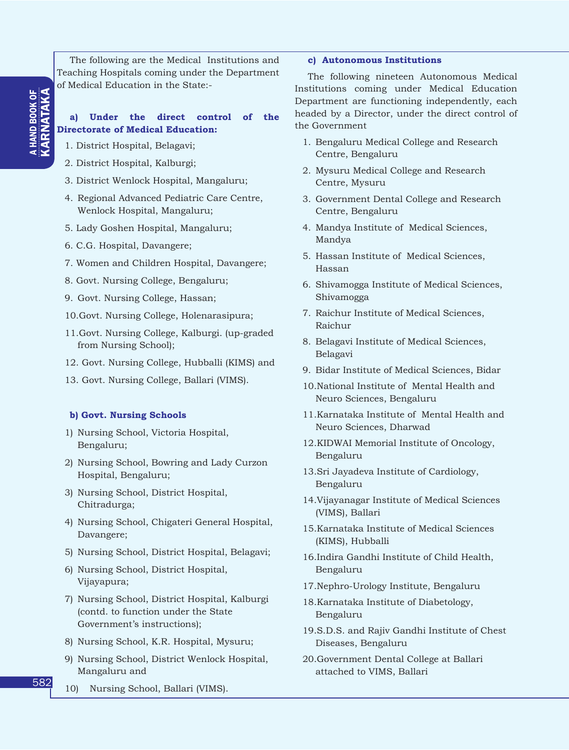The following are the Medical Institutions and Teaching Hospitals coming under the Department of Medical Education in the State:-

### a) Under the direct control of the Directorate of Medical Education:

1. District Hospital, Belagavi;
2. District Hospital, Kalburgi;
3. District Wenlock Hospital, Mangaluru;
4. Regional Advanced Pediatric Care Centre, Wenlock Hospital, Mangaluru;
5. Lady Goshen Hospital, Mangaluru;
6. C.G. Hospital, Davangere;
7. Women and Children Hospital, Davangere;
8. Govt. Nursing College, Bengaluru;
9. Govt. Nursing College, Hassan;
10. Govt. Nursing College, Holenarasipura;
11. Govt. Nursing College, Kalburgi. (up-graded from Nursing School);
12. Govt. Nursing College, Hubballi (KIMS) and
13. Govt. Nursing College, Ballari (VIMS).

### b) Govt. Nursing Schools

1) Nursing School, Victoria Hospital, Bengaluru;
2) Nursing School, Bowring and Lady Curzon Hospital, Bengaluru;
3) Nursing School, District Hospital, Chitradurga;
4) Nursing School, Chigateri General Hospital, Davangere;
5) Nursing School, District Hospital, Belagavi;
6) Nursing School, District Hospital, Vijayapura;
7) Nursing School, District Hospital, Kalburgi (contd. to function under the State Government's instructions);
8) Nursing School, K.R. Hospital, Mysuru;
9) Nursing School, District Wenlock Hospital, Mangaluru and
10) Nursing School, Ballari (VIMS).

### c) Autonomous Institutions

The following nineteen Autonomous Medical Institutions coming under Medical Education Department are functioning independently, each headed by a Director, under the direct control of the Government

1. Bengaluru Medical College and Research Centre, Bengaluru
2. Mysuru Medical College and Research Centre, Mysuru
3. Government Dental College and Research Centre, Bengaluru
4. Mandya Institute of Medical Sciences, Mandya
5. Hassan Institute of Medical Sciences, Hassan
6. Shivamogga Institute of Medical Sciences, Shivamogga
7. Raichur Institute of Medical Sciences, Raichur
8. Belagavi Institute of Medical Sciences, Belagavi
9. Bidar Institute of Medical Sciences, Bidar
10. National Institute of Mental Health and Neuro Sciences, Bengaluru
11. Karnataka Institute of Mental Health and Neuro Sciences, Dharwad
12. KIDWAI Memorial Institute of Oncology, Bengaluru
13. Sri Jayadeva Institute of Cardiology, Bengaluru
14. Vijayanagar Institute of Medical Sciences (VIMS), Ballari
15. Karnataka Institute of Medical Sciences (KIMS), Hubballi
16. Indira Gandhi Institute of Child Health, Bengaluru
17. Nephro-Urology Institute, Bengaluru
18. Karnataka Institute of Diabetology, Bengaluru
19. S.D.S. and Rajiv Gandhi Institute of Chest Diseases, Bengaluru
20. Government Dental College at Ballari attached to VIMS, Ballari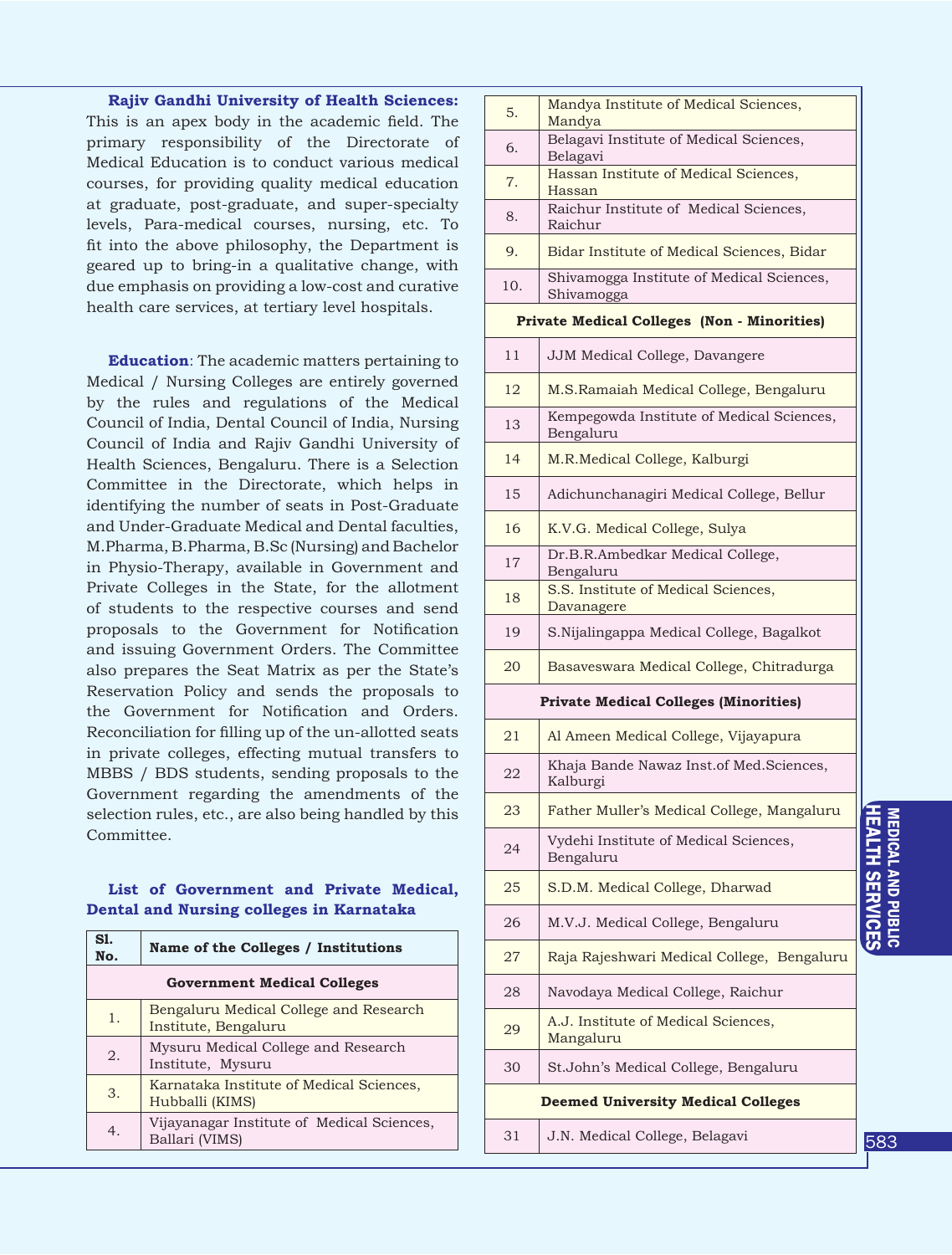**Rajiv Gandhi University of Health Sciences:** This is an apex body in the academic field. The primary responsibility of the Directorate of Medical Education is to conduct various medical courses, for providing quality medical education at graduate, post-graduate, and super-specialty levels, Para-medical courses, nursing, etc. To fit into the above philosophy, the Department is geared up to bring-in a qualitative change, with due emphasis on providing a low-cost and curative health care services, at tertiary level hospitals.

**Education**: The academic matters pertaining to Medical / Nursing Colleges are entirely governed by the rules and regulations of the Medical Council of India, Dental Council of India, Nursing Council of India and Rajiv Gandhi University of Health Sciences, Bengaluru. There is a Selection Committee in the Directorate, which helps in identifying the number of seats in Post-Graduate and Under-Graduate Medical and Dental faculties, M.Pharma, B.Pharma, B.Sc (Nursing) and Bachelor in Physio-Therapy, available in Government and Private Colleges in the State, for the allotment of students to the respective courses and send proposals to the Government for Notification and issuing Government Orders. The Committee also prepares the Seat Matrix as per the State's Reservation Policy and sends the proposals to the Government for Notification and Orders. Reconciliation for filling up of the un-allotted seats in private colleges, effecting mutual transfers to MBBS / BDS students, sending proposals to the Government regarding the amendments of the selection rules, etc., are also being handled by this Committee.

**List of Government and Private Medical, Dental and Nursing colleges in Karnataka**

| Sl. No. | Name of the Colleges / Institutions |
|---|---|
| | **Government Medical Colleges** |
| 1. | Bengaluru Medical College and Research Institute, Bengaluru |
| 2. | Mysuru Medical College and Research Institute, Mysuru |
| 3. | Karnataka Institute of Medical Sciences, Hubballi (KIMS) |
| 4. | Vijayanagar Institute of Medical Sciences, Ballari (VIMS) |
| 5. | Mandya Institute of Medical Sciences, Mandya |
| 6. | Belagavi Institute of Medical Sciences, Belagavi |
| 7. | Hassan Institute of Medical Sciences, Hassan |
| 8. | Raichur Institute of Medical Sciences, Raichur |
| 9. | Bidar Institute of Medical Sciences, Bidar |
| 10. | Shivamogga Institute of Medical Sciences, Shivamogga |
| | **Private Medical Colleges (Non - Minorities)** |
| 11 | JJM Medical College, Davangere |
| 12 | M.S.Ramaiah Medical College, Bengaluru |
| 13 | Kempegowda Institute of Medical Sciences, Bengaluru |
| 14 | M.R.Medical College, Kalburgi |
| 15 | Adichunchanagiri Medical College, Bellur |
| 16 | K.V.G. Medical College, Sulya |
| 17 | Dr.B.R.Ambedkar Medical College, Bengaluru |
| 18 | S.S. Institute of Medical Sciences, Davanagere |
| 19 | S.Nijalingappa Medical College, Bagalkot |
| 20 | Basaveswara Medical College, Chitradurga |
| | **Private Medical Colleges (Minorities)** |
| 21 | Al Ameen Medical College, Vijayapura |
| 22 | Khaja Bande Nawaz Inst.of Med.Sciences, Kalburgi |
| 23 | Father Muller's Medical College, Mangaluru |
| 24 | Vydehi Institute of Medical Sciences, Bengaluru |
| 25 | S.D.M. Medical College, Dharwad |
| 26 | M.V.J. Medical College, Bengaluru |
| 27 | Raja Rajeshwari Medical College, Bengaluru |
| 28 | Navodaya Medical College, Raichur |
| 29 | A.J. Institute of Medical Sciences, Mangaluru |
| 30 | St.John's Medical College, Bengaluru |
| | **Deemed University Medical Colleges** |
| 31 | J.N. Medical College, Belagavi |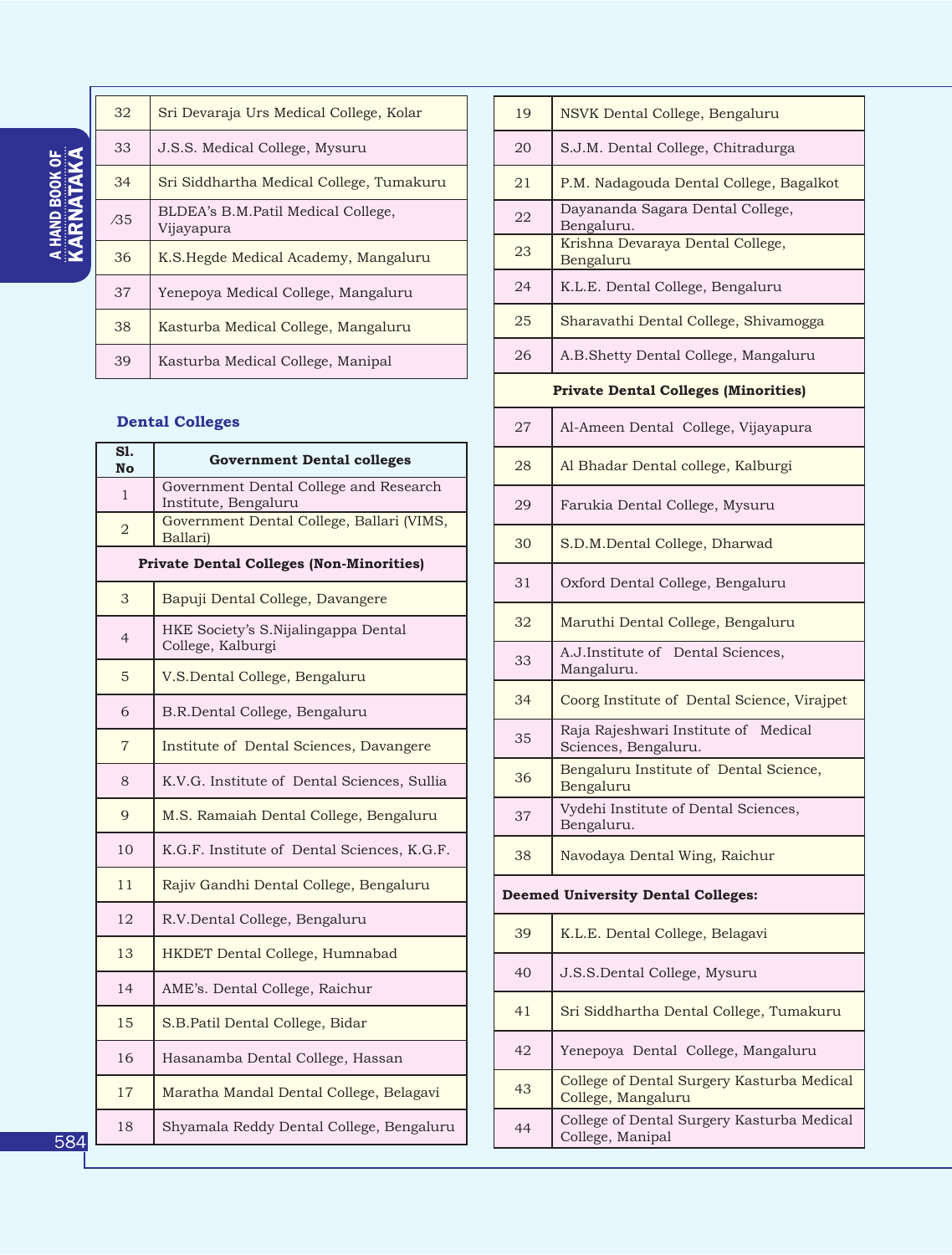| | |
|---|---|
| 32 | Sri Devaraja Urs Medical College, Kolar |
| 33 | J.S.S. Medical College, Mysuru |
| 34 | Sri Siddhartha Medical College, Tumakuru |
| ⁄35 | BLDEA's B.M.Patil Medical College, Vijayapura |
| 36 | K.S.Hegde Medical Academy, Mangaluru |
| 37 | Yenepoya Medical College, Mangaluru |
| 38 | Kasturba Medical College, Mangaluru |
| 39 | Kasturba Medical College, Manipal |

### Dental Colleges

| Sl. No | Government Dental colleges |
|---|---|
| 1 | Government Dental College and Research Institute, Bengaluru |
| 2 | Government Dental College, Ballari (VIMS, Ballari) |
| **Private Dental Colleges (Non-Minorities)** | |
| 3 | Bapuji Dental College, Davangere |
| 4 | HKE Society's S.Nijalingappa Dental College, Kalburgi |
| 5 | V.S.Dental College, Bengaluru |
| 6 | B.R.Dental College, Bengaluru |
| 7 | Institute of Dental Sciences, Davangere |
| 8 | K.V.G. Institute of Dental Sciences, Sullia |
| 9 | M.S. Ramaiah Dental College, Bengaluru |
| 10 | K.G.F. Institute of Dental Sciences, K.G.F. |
| 11 | Rajiv Gandhi Dental College, Bengaluru |
| 12 | R.V.Dental College, Bengaluru |
| 13 | HKDET Dental College, Humnabad |
| 14 | AME's. Dental College, Raichur |
| 15 | S.B.Patil Dental College, Bidar |
| 16 | Hasanamba Dental College, Hassan |
| 17 | Maratha Mandal Dental College, Belagavi |
| 18 | Shyamala Reddy Dental College, Bengaluru |
| 19 | NSVK Dental College, Bengaluru |
| 20 | S.J.M. Dental College, Chitradurga |
| 21 | P.M. Nadagouda Dental College, Bagalkot |
| 22 | Dayananda Sagara Dental College, Bengaluru. |
| 23 | Krishna Devaraya Dental College, Bengaluru |
| 24 | K.L.E. Dental College, Bengaluru |
| 25 | Sharavathi Dental College, Shivamogga |
| 26 | A.B.Shetty Dental College, Mangaluru |
| **Private Dental Colleges (Minorities)** | |
| 27 | Al-Ameen Dental College, Vijayapura |
| 28 | Al Bhadar Dental college, Kalburgi |
| 29 | Farukia Dental College, Mysuru |
| 30 | S.D.M.Dental College, Dharwad |
| 31 | Oxford Dental College, Bengaluru |
| 32 | Maruthi Dental College, Bengaluru |
| 33 | A.J.Institute of Dental Sciences, Mangaluru. |
| 34 | Coorg Institute of Dental Science, Virajpet |
| 35 | Raja Rajeshwari Institute of Medical Sciences, Bengaluru. |
| 36 | Bengaluru Institute of Dental Science, Bengaluru |
| 37 | Vydehi Institute of Dental Sciences, Bengaluru. |
| 38 | Navodaya Dental Wing, Raichur |
| **Deemed University Dental Colleges:** | |
| 39 | K.L.E. Dental College, Belagavi |
| 40 | J.S.S.Dental College, Mysuru |
| 41 | Sri Siddhartha Dental College, Tumakuru |
| 42 | Yenepoya Dental College, Mangaluru |
| 43 | College of Dental Surgery Kasturba Medical College, Mangaluru |
| 44 | College of Dental Surgery Kasturba Medical College, Manipal |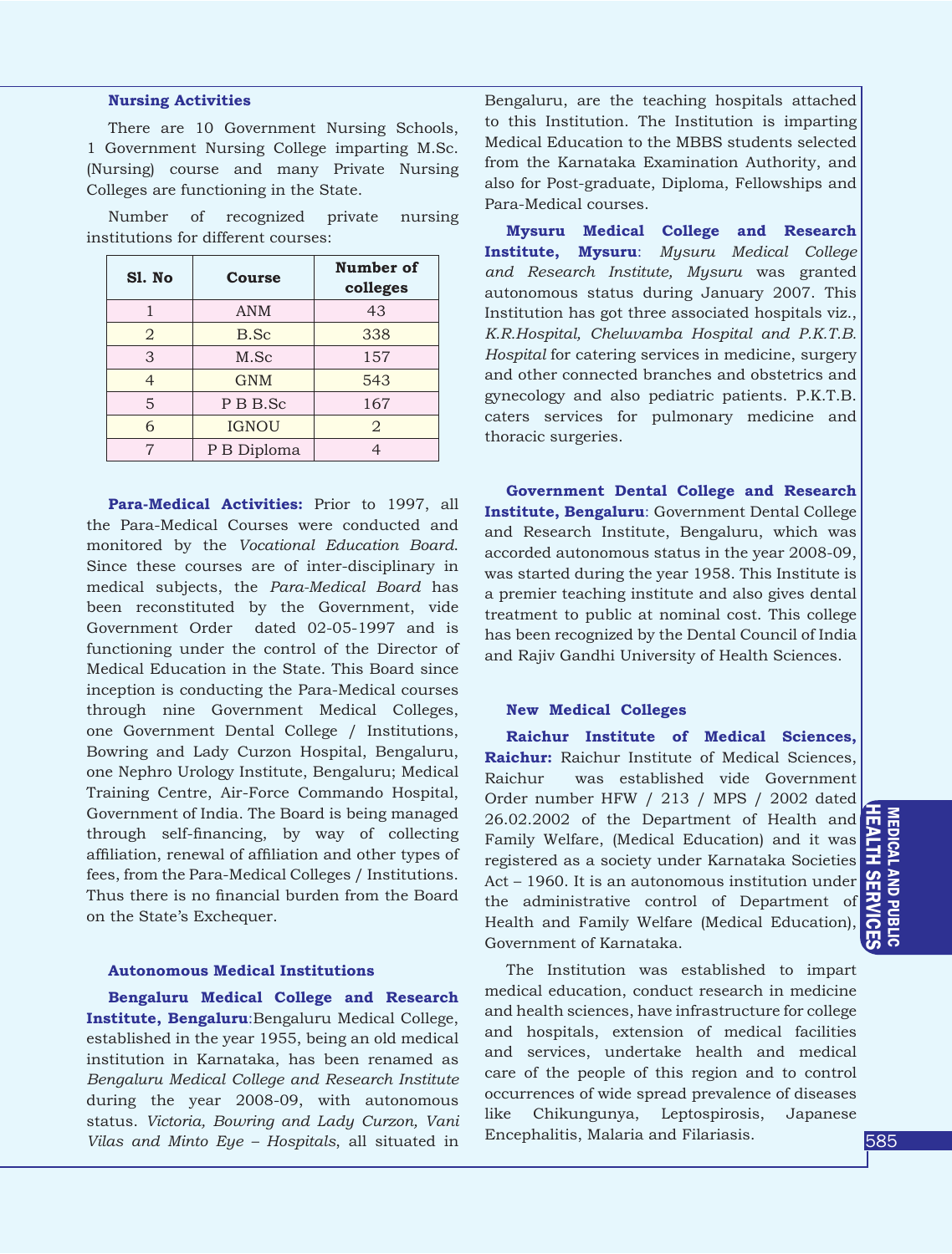### Nursing Activities

There are 10 Government Nursing Schools, 1 Government Nursing College imparting M.Sc. (Nursing) course and many Private Nursing Colleges are functioning in the State.

Number of recognized private nursing institutions for different courses:

| Sl. No | Course | Number of colleges |
|---|---|---|
| 1 | ANM | 43 |
| 2 | B.Sc | 338 |
| 3 | M.Sc | 157 |
| 4 | GNM | 543 |
| 5 | P B B.Sc | 167 |
| 6 | IGNOU | 2 |
| 7 | P B Diploma | 4 |

**Para-Medical Activities:** Prior to 1997, all the Para-Medical Courses were conducted and monitored by the *Vocational Education Board*. Since these courses are of inter-disciplinary in medical subjects, the *Para-Medical Board* has been reconstituted by the Government, vide Government Order dated 02-05-1997 and is functioning under the control of the Director of Medical Education in the State. This Board since inception is conducting the Para-Medical courses through nine Government Medical Colleges, one Government Dental College / Institutions, Bowring and Lady Curzon Hospital, Bengaluru, one Nephro Urology Institute, Bengaluru; Medical Training Centre, Air-Force Commando Hospital, Government of India. The Board is being managed through self-financing, by way of collecting affiliation, renewal of affiliation and other types of fees, from the Para-Medical Colleges / Institutions. Thus there is no financial burden from the Board on the State's Exchequer.

### Autonomous Medical Institutions

**Bengaluru Medical College and Research Institute, Bengaluru**:Bengaluru Medical College, established in the year 1955, being an old medical institution in Karnataka, has been renamed as *Bengaluru Medical College and Research Institute* during the year 2008-09, with autonomous status. *Victoria, Bowring and Lady Curzon, Vani Vilas and Minto Eye – Hospitals*, all situated in Bengaluru, are the teaching hospitals attached to this Institution. The Institution is imparting Medical Education to the MBBS students selected from the Karnataka Examination Authority, and also for Post-graduate, Diploma, Fellowships and Para-Medical courses.

**Mysuru Medical College and Research Institute, Mysuru**: *Mysuru Medical College and Research Institute, Mysuru* was granted autonomous status during January 2007. This Institution has got three associated hospitals viz., *K.R.Hospital, Cheluvamba Hospital and P.K.T.B. Hospital* for catering services in medicine, surgery and other connected branches and obstetrics and gynecology and also pediatric patients. P.K.T.B. caters services for pulmonary medicine and thoracic surgeries.

**Government Dental College and Research Institute, Bengaluru**: Government Dental College and Research Institute, Bengaluru, which was accorded autonomous status in the year 2008-09, was started during the year 1958. This Institute is a premier teaching institute and also gives dental treatment to public at nominal cost. This college has been recognized by the Dental Council of India and Rajiv Gandhi University of Health Sciences.

### New Medical Colleges

**Raichur Institute of Medical Sciences, Raichur:** Raichur Institute of Medical Sciences, Raichur was established vide Government Order number HFW / 213 / MPS / 2002 dated 26.02.2002 of the Department of Health and Family Welfare, (Medical Education) and it was registered as a society under Karnataka Societies Act – 1960. It is an autonomous institution under the administrative control of Department of Health and Family Welfare (Medical Education), Government of Karnataka.

The Institution was established to impart medical education, conduct research in medicine and health sciences, have infrastructure for college and hospitals, extension of medical facilities and services, undertake health and medical care of the people of this region and to control occurrences of wide spread prevalence of diseases like Chikungunya, Leptospirosis, Japanese Encephalitis, Malaria and Filariasis.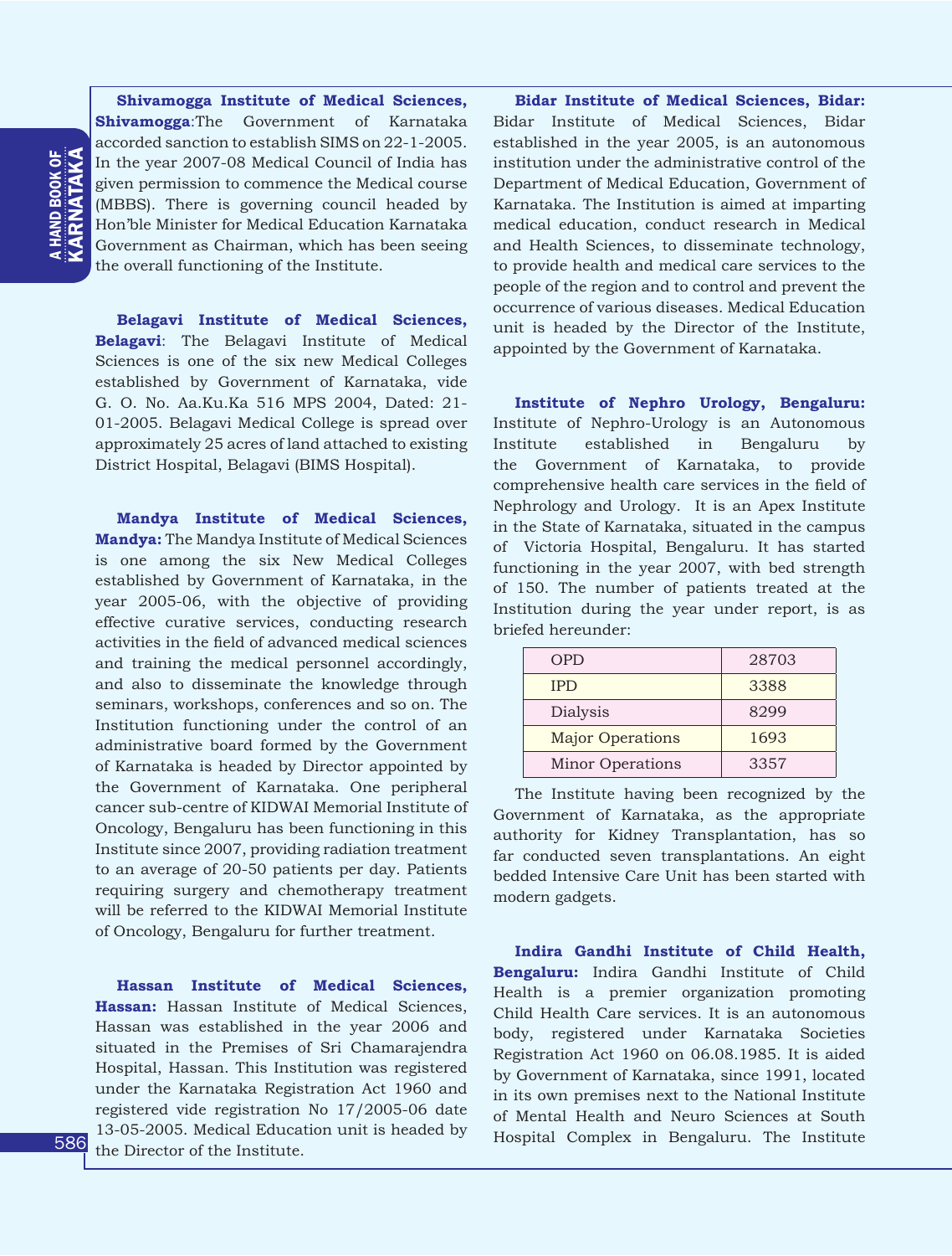**Shivamogga Institute of Medical Sciences, Shivamogga**:The Government of Karnataka accorded sanction to establish SIMS on 22-1-2005. In the year 2007-08 Medical Council of India has given permission to commence the Medical course (MBBS). There is governing council headed by Hon'ble Minister for Medical Education Karnataka Government as Chairman, which has been seeing the overall functioning of the Institute.

**Belagavi Institute of Medical Sciences, Belagavi**: The Belagavi Institute of Medical Sciences is one of the six new Medical Colleges established by Government of Karnataka, vide G. O. No. Aa.Ku.Ka 516 MPS 2004, Dated: 21-01-2005. Belagavi Medical College is spread over approximately 25 acres of land attached to existing District Hospital, Belagavi (BIMS Hospital).

**Mandya Institute of Medical Sciences, Mandya:** The Mandya Institute of Medical Sciences is one among the six New Medical Colleges established by Government of Karnataka, in the year 2005-06, with the objective of providing effective curative services, conducting research activities in the field of advanced medical sciences and training the medical personnel accordingly, and also to disseminate the knowledge through seminars, workshops, conferences and so on. The Institution functioning under the control of an administrative board formed by the Government of Karnataka is headed by Director appointed by the Government of Karnataka. One peripheral cancer sub-centre of KIDWAI Memorial Institute of Oncology, Bengaluru has been functioning in this Institute since 2007, providing radiation treatment to an average of 20-50 patients per day. Patients requiring surgery and chemotherapy treatment will be referred to the KIDWAI Memorial Institute of Oncology, Bengaluru for further treatment.

**Hassan Institute of Medical Sciences, Hassan:** Hassan Institute of Medical Sciences, Hassan was established in the year 2006 and situated in the Premises of Sri Chamarajendra Hospital, Hassan. This Institution was registered under the Karnataka Registration Act 1960 and registered vide registration No 17/2005-06 date 13-05-2005. Medical Education unit is headed by the Director of the Institute.

**Bidar Institute of Medical Sciences, Bidar:** Bidar Institute of Medical Sciences, Bidar established in the year 2005, is an autonomous institution under the administrative control of the Department of Medical Education, Government of Karnataka. The Institution is aimed at imparting medical education, conduct research in Medical and Health Sciences, to disseminate technology, to provide health and medical care services to the people of the region and to control and prevent the occurrence of various diseases. Medical Education unit is headed by the Director of the Institute, appointed by the Government of Karnataka.

**Institute of Nephro Urology, Bengaluru:** Institute of Nephro-Urology is an Autonomous Institute established in Bengaluru by the Government of Karnataka, to provide comprehensive health care services in the field of Nephrology and Urology. It is an Apex Institute in the State of Karnataka, situated in the campus of Victoria Hospital, Bengaluru. It has started functioning in the year 2007, with bed strength of 150. The number of patients treated at the Institution during the year under report, is as briefed hereunder:

| | |
|---|---|
| OPD | 28703 |
| IPD | 3388 |
| Dialysis | 8299 |
| Major Operations | 1693 |
| Minor Operations | 3357 |

The Institute having been recognized by the Government of Karnataka, as the appropriate authority for Kidney Transplantation, has so far conducted seven transplantations. An eight bedded Intensive Care Unit has been started with modern gadgets.

**Indira Gandhi Institute of Child Health, Bengaluru:** Indira Gandhi Institute of Child Health is a premier organization promoting Child Health Care services. It is an autonomous body, registered under Karnataka Societies Registration Act 1960 on 06.08.1985. It is aided by Government of Karnataka, since 1991, located in its own premises next to the National Institute of Mental Health and Neuro Sciences at South Hospital Complex in Bengaluru. The Institute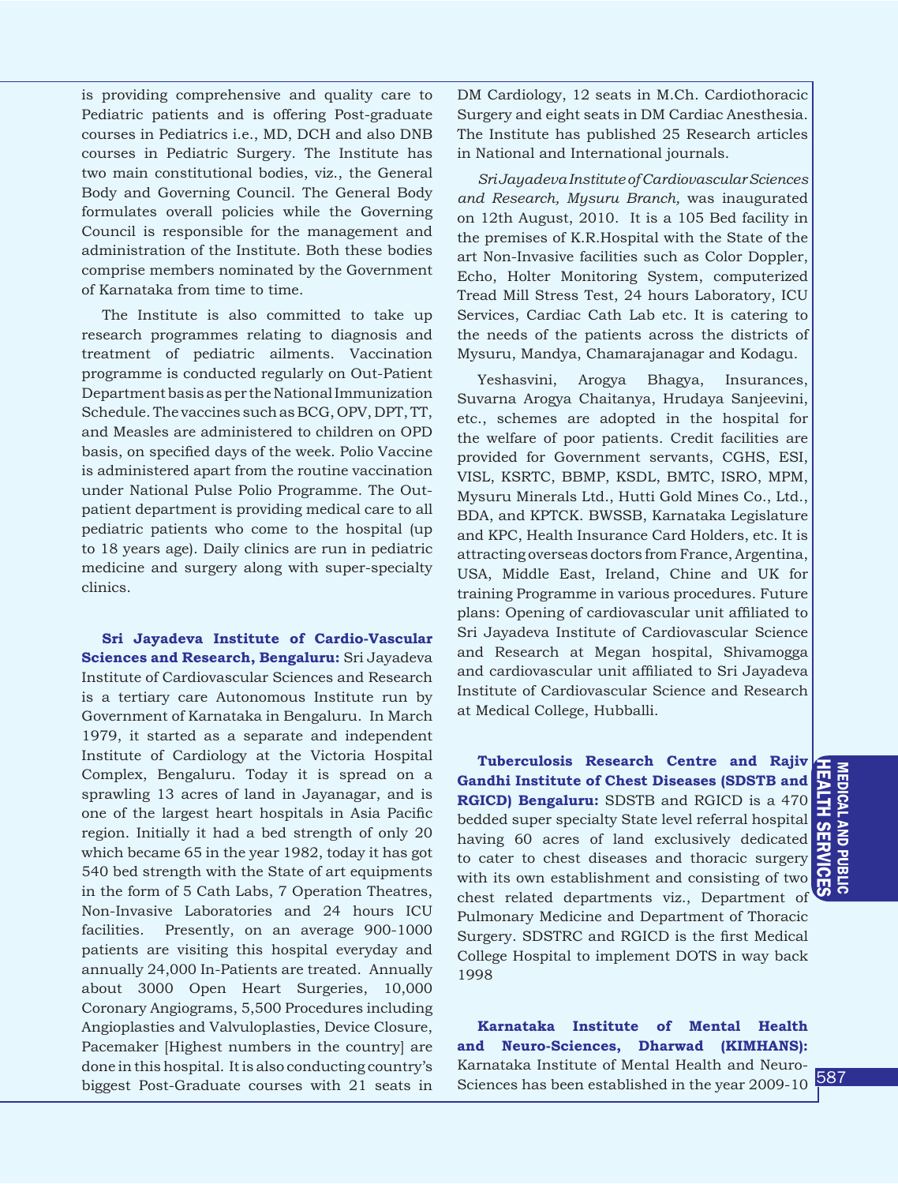is providing comprehensive and quality care to Pediatric patients and is offering Post-graduate courses in Pediatrics i.e., MD, DCH and also DNB courses in Pediatric Surgery. The Institute has two main constitutional bodies, viz., the General Body and Governing Council. The General Body formulates overall policies while the Governing Council is responsible for the management and administration of the Institute. Both these bodies comprise members nominated by the Government of Karnataka from time to time.

The Institute is also committed to take up research programmes relating to diagnosis and treatment of pediatric ailments. Vaccination programme is conducted regularly on Out-Patient Department basis as per the National Immunization Schedule. The vaccines such as BCG, OPV, DPT, TT, and Measles are administered to children on OPD basis, on specified days of the week. Polio Vaccine is administered apart from the routine vaccination under National Pulse Polio Programme. The Out-patient department is providing medical care to all pediatric patients who come to the hospital (up to 18 years age). Daily clinics are run in pediatric medicine and surgery along with super-specialty clinics.

**Sri Jayadeva Institute of Cardio-Vascular Sciences and Research, Bengaluru:** Sri Jayadeva Institute of Cardiovascular Sciences and Research is a tertiary care Autonomous Institute run by Government of Karnataka in Bengaluru. In March 1979, it started as a separate and independent Institute of Cardiology at the Victoria Hospital Complex, Bengaluru. Today it is spread on a sprawling 13 acres of land in Jayanagar, and is one of the largest heart hospitals in Asia Pacific region. Initially it had a bed strength of only 20 which became 65 in the year 1982, today it has got 540 bed strength with the State of art equipments in the form of 5 Cath Labs, 7 Operation Theatres, Non-Invasive Laboratories and 24 hours ICU facilities. Presently, on an average 900-1000 patients are visiting this hospital everyday and annually 24,000 In-Patients are treated. Annually about 3000 Open Heart Surgeries, 10,000 Coronary Angiograms, 5,500 Procedures including Angioplasties and Valvuloplasties, Device Closure, Pacemaker [Highest numbers in the country] are done in this hospital. It is also conducting country's biggest Post-Graduate courses with 21 seats in DM Cardiology, 12 seats in M.Ch. Cardiothoracic Surgery and eight seats in DM Cardiac Anesthesia. The Institute has published 25 Research articles in National and International journals.

*Sri Jayadeva Institute of Cardiovascular Sciences and Research, Mysuru Branch,* was inaugurated on 12th August, 2010. It is a 105 Bed facility in the premises of K.R.Hospital with the State of the art Non-Invasive facilities such as Color Doppler, Echo, Holter Monitoring System, computerized Tread Mill Stress Test, 24 hours Laboratory, ICU Services, Cardiac Cath Lab etc. It is catering to the needs of the patients across the districts of Mysuru, Mandya, Chamarajanagar and Kodagu.

Yeshasvini, Arogya Bhagya, Insurances, Suvarna Arogya Chaitanya, Hrudaya Sanjeevini, etc., schemes are adopted in the hospital for the welfare of poor patients. Credit facilities are provided for Government servants, CGHS, ESI, VISL, KSRTC, BBMP, KSDL, BMTC, ISRO, MPM, Mysuru Minerals Ltd., Hutti Gold Mines Co., Ltd., BDA, and KPTCK. BWSSB, Karnataka Legislature and KPC, Health Insurance Card Holders, etc. It is attracting overseas doctors from France, Argentina, USA, Middle East, Ireland, Chine and UK for training Programme in various procedures. Future plans: Opening of cardiovascular unit affiliated to Sri Jayadeva Institute of Cardiovascular Science and Research at Megan hospital, Shivamogga and cardiovascular unit affiliated to Sri Jayadeva Institute of Cardiovascular Science and Research at Medical College, Hubballi.

**Tuberculosis Research Centre and Rajiv Gandhi Institute of Chest Diseases (SDSTB and RGICD) Bengaluru:** SDSTB and RGICD is a 470 bedded super specialty State level referral hospital having 60 acres of land exclusively dedicated to cater to chest diseases and thoracic surgery with its own establishment and consisting of two chest related departments viz., Department of Pulmonary Medicine and Department of Thoracic Surgery. SDSTRC and RGICD is the first Medical College Hospital to implement DOTS in way back 1998

**Karnataka Institute of Mental Health and Neuro-Sciences, Dharwad (KIMHANS):** Karnataka Institute of Mental Health and Neuro-Sciences has been established in the year 2009-10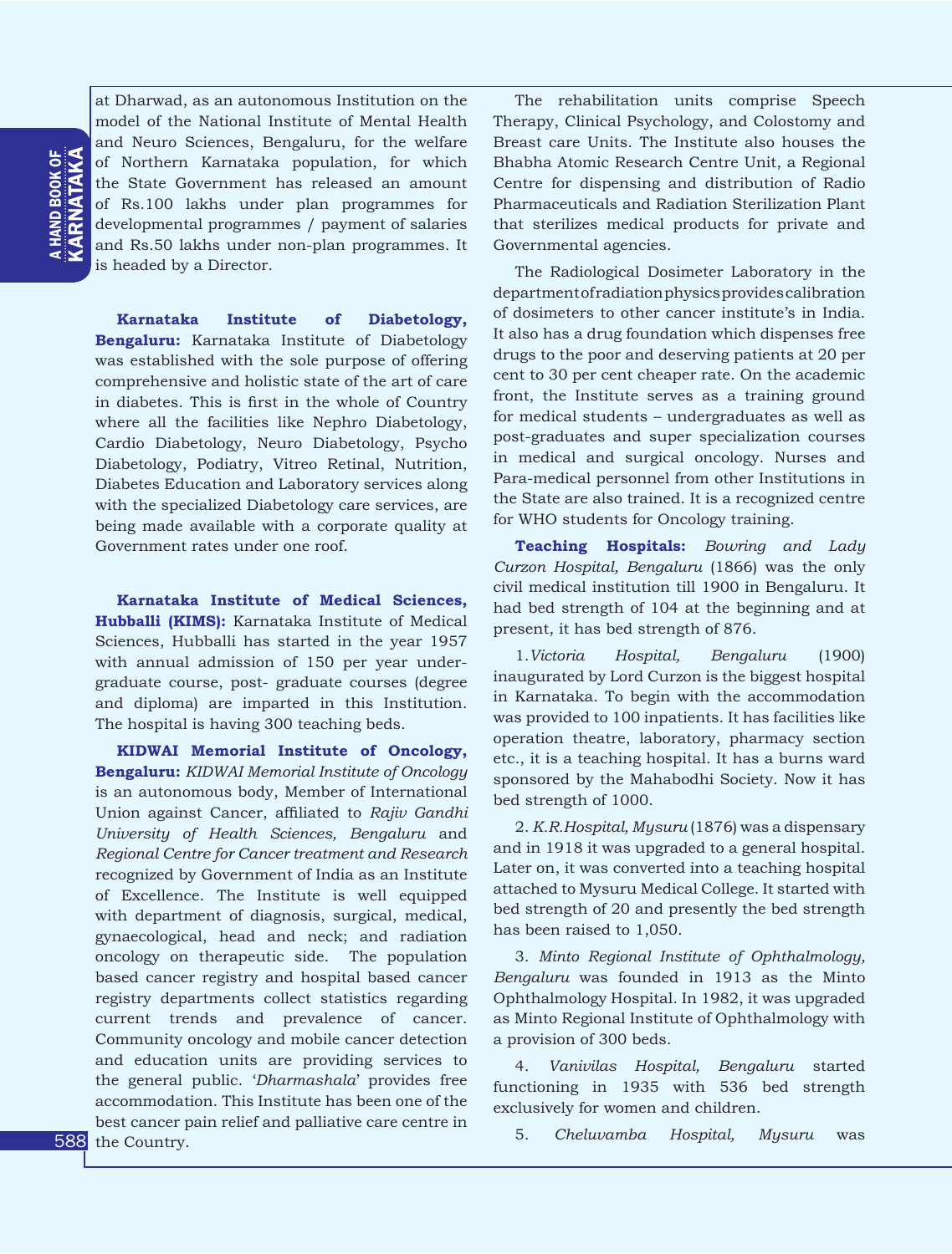at Dharwad, as an autonomous Institution on the model of the National Institute of Mental Health and Neuro Sciences, Bengaluru, for the welfare of Northern Karnataka population, for which the State Government has released an amount of Rs.100 lakhs under plan programmes for developmental programmes / payment of salaries and Rs.50 lakhs under non-plan programmes. It is headed by a Director.

**Karnataka Institute of Diabetology, Bengaluru:** Karnataka Institute of Diabetology was established with the sole purpose of offering comprehensive and holistic state of the art of care in diabetes. This is first in the whole of Country where all the facilities like Nephro Diabetology, Cardio Diabetology, Neuro Diabetology, Psycho Diabetology, Podiatry, Vitreo Retinal, Nutrition, Diabetes Education and Laboratory services along with the specialized Diabetology care services, are being made available with a corporate quality at Government rates under one roof.

**Karnataka Institute of Medical Sciences, Hubballi (KIMS):** Karnataka Institute of Medical Sciences, Hubballi has started in the year 1957 with annual admission of 150 per year under-graduate course, post- graduate courses (degree and diploma) are imparted in this Institution. The hospital is having 300 teaching beds.

**KIDWAI Memorial Institute of Oncology, Bengaluru:** *KIDWAI Memorial Institute of Oncology* is an autonomous body, Member of International Union against Cancer, affiliated to *Rajiv Gandhi University of Health Sciences, Bengaluru* and *Regional Centre for Cancer treatment and Research* recognized by Government of India as an Institute of Excellence. The Institute is well equipped with department of diagnosis, surgical, medical, gynaecological, head and neck; and radiation oncology on therapeutic side. The population based cancer registry and hospital based cancer registry departments collect statistics regarding current trends and prevalence of cancer. Community oncology and mobile cancer detection and education units are providing services to the general public. '*Dharmashala*' provides free accommodation. This Institute has been one of the best cancer pain relief and palliative care centre in the Country.

The rehabilitation units comprise Speech Therapy, Clinical Psychology, and Colostomy and Breast care Units. The Institute also houses the Bhabha Atomic Research Centre Unit, a Regional Centre for dispensing and distribution of Radio Pharmaceuticals and Radiation Sterilization Plant that sterilizes medical products for private and Governmental agencies.

The Radiological Dosimeter Laboratory in the department of radiation physics provides calibration of dosimeters to other cancer institute's in India. It also has a drug foundation which dispenses free drugs to the poor and deserving patients at 20 per cent to 30 per cent cheaper rate. On the academic front, the Institute serves as a training ground for medical students – undergraduates as well as post-graduates and super specialization courses in medical and surgical oncology. Nurses and Para-medical personnel from other Institutions in the State are also trained. It is a recognized centre for WHO students for Oncology training.

**Teaching Hospitals:** *Bowring and Lady Curzon Hospital, Bengaluru* (1866) was the only civil medical institution till 1900 in Bengaluru. It had bed strength of 104 at the beginning and at present, it has bed strength of 876.

1. *Victoria Hospital, Bengaluru* (1900) inaugurated by Lord Curzon is the biggest hospital in Karnataka. To begin with the accommodation was provided to 100 inpatients. It has facilities like operation theatre, laboratory, pharmacy section etc., it is a teaching hospital. It has a burns ward sponsored by the Mahabodhi Society. Now it has bed strength of 1000.

2. *K.R.Hospital, Mysuru* (1876) was a dispensary and in 1918 it was upgraded to a general hospital. Later on, it was converted into a teaching hospital attached to Mysuru Medical College. It started with bed strength of 20 and presently the bed strength has been raised to 1,050.

3. *Minto Regional Institute of Ophthalmology, Bengaluru* was founded in 1913 as the Minto Ophthalmology Hospital. In 1982, it was upgraded as Minto Regional Institute of Ophthalmology with a provision of 300 beds.

4. *Vanivilas Hospital, Bengaluru* started functioning in 1935 with 536 bed strength exclusively for women and children.

5. *Cheluvamba Hospital, Mysuru* was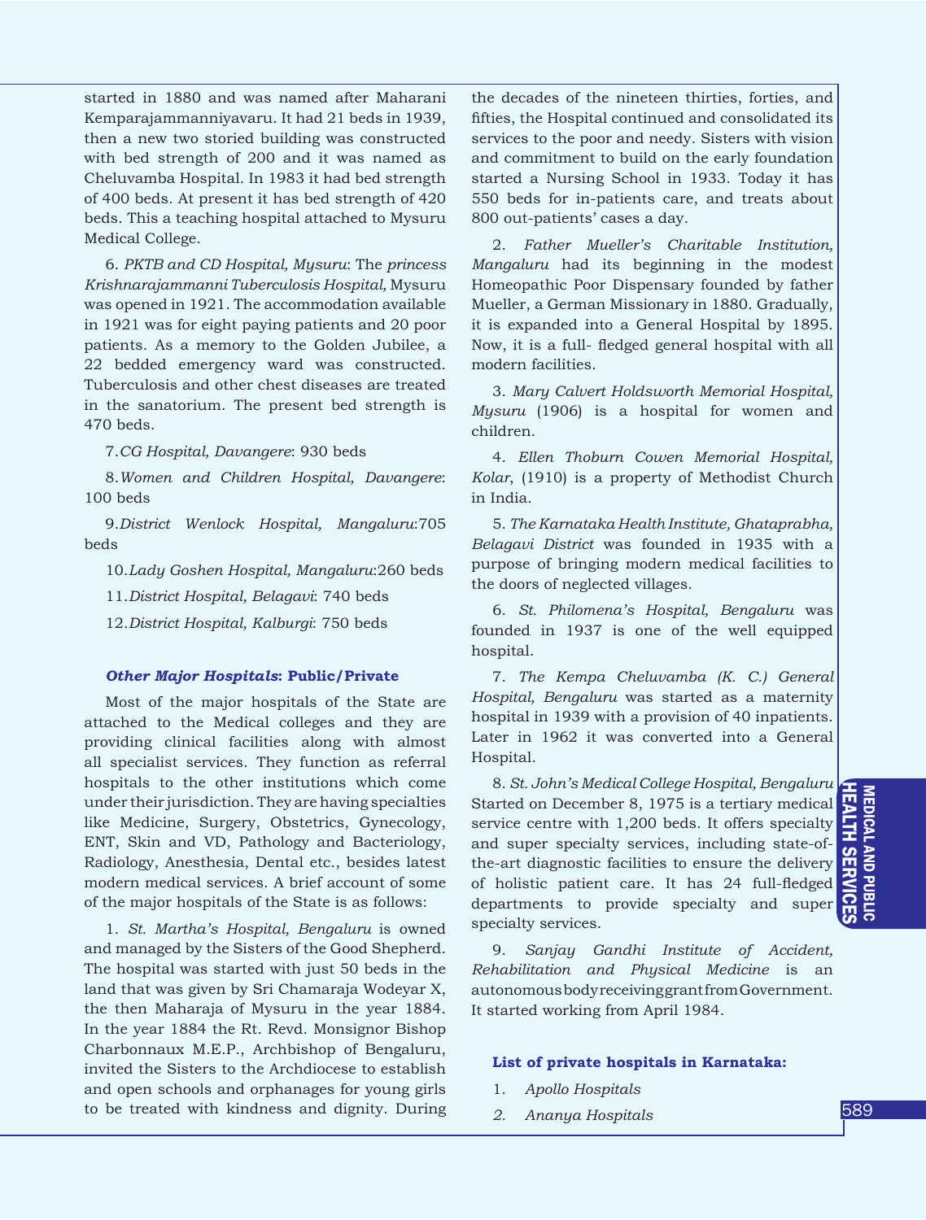started in 1880 and was named after Maharani Kemparajammanniyavaru. It had 21 beds in 1939, then a new two storied building was constructed with bed strength of 200 and it was named as Cheluvamba Hospital. In 1983 it had bed strength of 400 beds. At present it has bed strength of 420 beds. This a teaching hospital attached to Mysuru Medical College.

6. *PKTB and CD Hospital, Mysuru*: The *princess Krishnarajammanni Tuberculosis Hospital,* Mysuru was opened in 1921. The accommodation available in 1921 was for eight paying patients and 20 poor patients. As a memory to the Golden Jubilee, a 22 bedded emergency ward was constructed. Tuberculosis and other chest diseases are treated in the sanatorium. The present bed strength is 470 beds.

7. *CG Hospital, Davangere*: 930 beds

8. *Women and Children Hospital, Davangere*: 100 beds

9. *District Wenlock Hospital, Mangaluru*: 705 beds

10. *Lady Goshen Hospital, Mangaluru*: 260 beds

11. *District Hospital, Belagavi*: 740 beds

12. *District Hospital, Kalburgi*: 750 beds

### *Other Major Hospitals*: Public/Private

Most of the major hospitals of the State are attached to the Medical colleges and they are providing clinical facilities along with almost all specialist services. They function as referral hospitals to the other institutions which come under their jurisdiction. They are having specialties like Medicine, Surgery, Obstetrics, Gynecology, ENT, Skin and VD, Pathology and Bacteriology, Radiology, Anesthesia, Dental etc., besides latest modern medical services. A brief account of some of the major hospitals of the State is as follows:

1. *St. Martha's Hospital, Bengaluru* is owned and managed by the Sisters of the Good Shepherd. The hospital was started with just 50 beds in the land that was given by Sri Chamaraja Wodeyar X, the then Maharaja of Mysuru in the year 1884. In the year 1884 the Rt. Revd. Monsignor Bishop Charbonnaux M.E.P., Archbishop of Bengaluru, invited the Sisters to the Archdiocese to establish and open schools and orphanages for young girls to be treated with kindness and dignity. During the decades of the nineteen thirties, forties, and fifties, the Hospital continued and consolidated its services to the poor and needy. Sisters with vision and commitment to build on the early foundation started a Nursing School in 1933. Today it has 550 beds for in-patients care, and treats about 800 out-patients' cases a day.

2. *Father Mueller's Charitable Institution, Mangaluru* had its beginning in the modest Homeopathic Poor Dispensary founded by father Mueller, a German Missionary in 1880. Gradually, it is expanded into a General Hospital by 1895. Now, it is a full- fledged general hospital with all modern facilities.

3. *Mary Calvert Holdsworth Memorial Hospital, Mysuru* (1906) is a hospital for women and children.

4. *Ellen Thoburn Cowen Memorial Hospital, Kolar,* (1910) is a property of Methodist Church in India.

5. *The Karnataka Health Institute, Ghataprabha, Belagavi District* was founded in 1935 with a purpose of bringing modern medical facilities to the doors of neglected villages.

6. *St. Philomena's Hospital, Bengaluru* was founded in 1937 is one of the well equipped hospital.

7. *The Kempa Cheluvamba (K. C.) General Hospital, Bengaluru* was started as a maternity hospital in 1939 with a provision of 40 inpatients. Later in 1962 it was converted into a General Hospital.

8. *St. John's Medical College Hospital, Bengaluru* Started on December 8, 1975 is a tertiary medical service centre with 1,200 beds. It offers specialty and super specialty services, including state-of-the-art diagnostic facilities to ensure the delivery of holistic patient care. It has 24 full-fledged departments to provide specialty and super specialty services.

9. *Sanjay Gandhi Institute of Accident, Rehabilitation and Physical Medicine* is an autonomous body receiving grant from Government. It started working from April 1984.

**List of private hospitals in Karnataka:**

1. *Apollo Hospitals*
2. *Ananya Hospitals*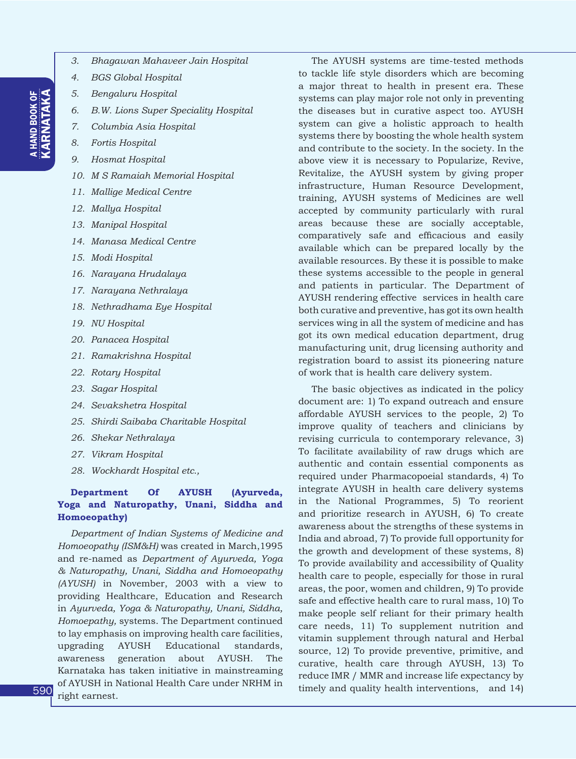3. *Bhagawan Mahaveer Jain Hospital*
4. *BGS Global Hospital*
5. *Bengaluru Hospital*
6. *B.W. Lions Super Speciality Hospital*
7. *Columbia Asia Hospital*
8. *Fortis Hospital*
9. *Hosmat Hospital*
10. *M S Ramaiah Memorial Hospital*
11. *Mallige Medical Centre*
12. *Mallya Hospital*
13. *Manipal Hospital*
14. *Manasa Medical Centre*
15. *Modi Hospital*
16. *Narayana Hrudalaya*
17. *Narayana Nethralaya*
18. *Nethradhama Eye Hospital*
19. *NU Hospital*
20. *Panacea Hospital*
21. *Ramakrishna Hospital*
22. *Rotary Hospital*
23. *Sagar Hospital*
24. *Sevakshetra Hospital*
25. *Shirdi Saibaba Charitable Hospital*
26. *Shekar Nethralaya*
27. *Vikram Hospital*
28. *Wockhardt Hospital etc.,*

**Department Of AYUSH (Ayurveda, Yoga and Naturopathy, Unani, Siddha and Homoeopathy)**

*Department of Indian Systems of Medicine and Homoeopathy (ISM&H)* was created in March,1995 and re-named as *Department of Ayurveda, Yoga & Naturopathy, Unani, Siddha and Homoeopathy (AYUSH)* in November, 2003 with a view to providing Healthcare, Education and Research in *Ayurveda, Yoga & Naturopathy, Unani, Siddha, Homoepathy,* systems. The Department continued to lay emphasis on improving health care facilities, upgrading AYUSH Educational standards, awareness generation about AYUSH. The Karnataka has taken initiative in mainstreaming of AYUSH in National Health Care under NRHM in right earnest.

The AYUSH systems are time-tested methods to tackle life style disorders which are becoming a major threat to health in present era. These systems can play major role not only in preventing the diseases but in curative aspect too. AYUSH system can give a holistic approach to health systems there by boosting the whole health system and contribute to the society. In the society. In the above view it is necessary to Popularize, Revive, Revitalize, the AYUSH system by giving proper infrastructure, Human Resource Development, training, AYUSH systems of Medicines are well accepted by community particularly with rural areas because these are socially acceptable, comparatively safe and efficacious and easily available which can be prepared locally by the available resources. By these it is possible to make these systems accessible to the people in general and patients in particular. The Department of AYUSH rendering effective services in health care both curative and preventive, has got its own health services wing in all the system of medicine and has got its own medical education department, drug manufacturing unit, drug licensing authority and registration board to assist its pioneering nature of work that is health care delivery system.

The basic objectives as indicated in the policy document are: 1) To expand outreach and ensure affordable AYUSH services to the people, 2) To improve quality of teachers and clinicians by revising curricula to contemporary relevance, 3) To facilitate availability of raw drugs which are authentic and contain essential components as required under Pharmacopoeial standards, 4) To integrate AYUSH in health care delivery systems in the National Programmes, 5) To reorient and prioritize research in AYUSH, 6) To create awareness about the strengths of these systems in India and abroad, 7) To provide full opportunity for the growth and development of these systems, 8) To provide availability and accessibility of Quality health care to people, especially for those in rural areas, the poor, women and children, 9) To provide safe and effective health care to rural mass, 10) To make people self reliant for their primary health care needs, 11) To supplement nutrition and vitamin supplement through natural and Herbal source, 12) To provide preventive, primitive, and curative, health care through AYUSH, 13) To reduce IMR / MMR and increase life expectancy by timely and quality health interventions, and 14)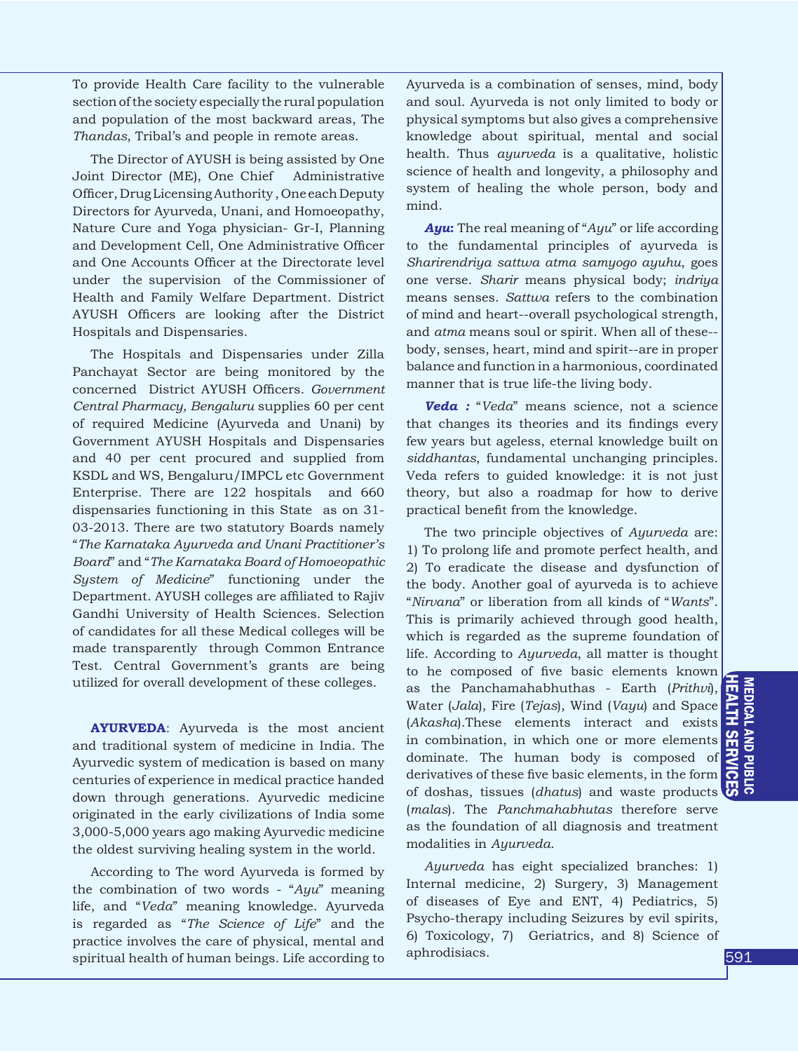To provide Health Care facility to the vulnerable section of the society especially the rural population and population of the most backward areas, The *Thandas*, Tribal's and people in remote areas.

The Director of AYUSH is being assisted by One Joint Director (ME), One Chief Administrative Officer, Drug Licensing Authority , One each Deputy Directors for Ayurveda, Unani, and Homoeopathy, Nature Cure and Yoga physician- Gr-I, Planning and Development Cell, One Administrative Officer and One Accounts Officer at the Directorate level under the supervision of the Commissioner of Health and Family Welfare Department. District AYUSH Officers are looking after the District Hospitals and Dispensaries.

The Hospitals and Dispensaries under Zilla Panchayat Sector are being monitored by the concerned District AYUSH Officers. *Government Central Pharmacy, Bengaluru* supplies 60 per cent of required Medicine (Ayurveda and Unani) by Government AYUSH Hospitals and Dispensaries and 40 per cent procured and supplied from KSDL and WS, Bengaluru/IMPCL etc Government Enterprise. There are 122 hospitals and 660 dispensaries functioning in this State as on 31-03-2013. There are two statutory Boards namely "*The Karnataka Ayurveda and Unani Practitioner's Board*" and "*The Karnataka Board of Homoeopathic System of Medicine*" functioning under the Department. AYUSH colleges are affiliated to Rajiv Gandhi University of Health Sciences. Selection of candidates for all these Medical colleges will be made transparently through Common Entrance Test. Central Government's grants are being utilized for overall development of these colleges.

**AYURVEDA**: Ayurveda is the most ancient and traditional system of medicine in India. The Ayurvedic system of medication is based on many centuries of experience in medical practice handed down through generations. Ayurvedic medicine originated in the early civilizations of India some 3,000-5,000 years ago making Ayurvedic medicine the oldest surviving healing system in the world.

According to The word Ayurveda is formed by the combination of two words - "*Ayu*" meaning life, and "*Veda*" meaning knowledge. Ayurveda is regarded as "*The Science of Life*" and the practice involves the care of physical, mental and spiritual health of human beings. Life according to Ayurveda is a combination of senses, mind, body and soul. Ayurveda is not only limited to body or physical symptoms but also gives a comprehensive knowledge about spiritual, mental and social health. Thus *ayurveda* is a qualitative, holistic science of health and longevity, a philosophy and system of healing the whole person, body and mind.

***Ayu*:** The real meaning of "*Ayu*" or life according to the fundamental principles of ayurveda is *Sharirendriya sattwa atma samyogo ayuhu*, goes one verse. *Sharir* means physical body; *indriya* means senses. *Sattwa* refers to the combination of mind and heart--overall psychological strength, and *atma* means soul or spirit. When all of these--body, senses, heart, mind and spirit--are in proper balance and function in a harmonious, coordinated manner that is true life-the living body.

***Veda :*** "*Veda*" means science, not a science that changes its theories and its findings every few years but ageless, eternal knowledge built on *siddhantas*, fundamental unchanging principles. Veda refers to guided knowledge: it is not just theory, but also a roadmap for how to derive practical benefit from the knowledge.

The two principle objectives of *Ayurveda* are: 1) To prolong life and promote perfect health, and 2) To eradicate the disease and dysfunction of the body. Another goal of ayurveda is to achieve "*Nirvana*" or liberation from all kinds of "*Wants*". This is primarily achieved through good health, which is regarded as the supreme foundation of life. According to *Ayurveda*, all matter is thought to he composed of five basic elements known as the Panchamahabhuthas - Earth (*Prithvi*), Water (*Jala*), Fire (*Tejas*), Wind (*Vayu*) and Space (*Akasha*).These elements interact and exists in combination, in which one or more elements dominate. The human body is composed of derivatives of these five basic elements, in the form of doshas, tissues (*dhatus*) and waste products (*malas*). The *Panchmahabhutas* therefore serve as the foundation of all diagnosis and treatment modalities in *Ayurveda*.

*Ayurveda* has eight specialized branches: 1) Internal medicine, 2) Surgery, 3) Management of diseases of Eye and ENT, 4) Pediatrics, 5) Psycho-therapy including Seizures by evil spirits, 6) Toxicology, 7) Geriatrics, and 8) Science of aphrodisiacs.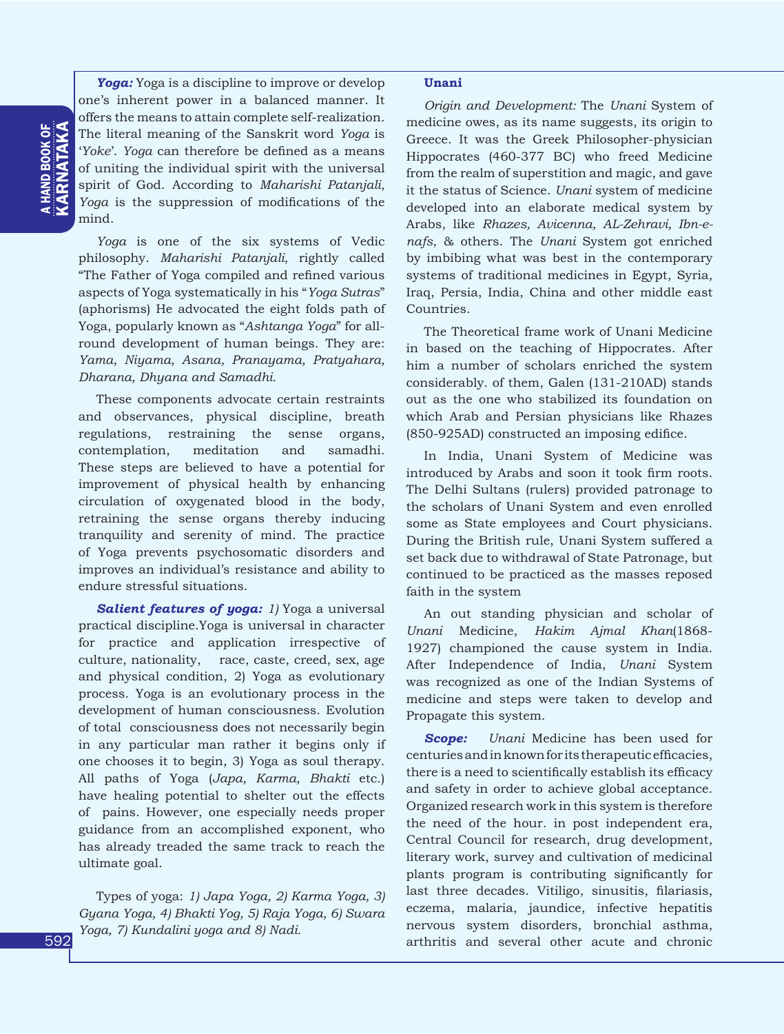***Yoga:*** Yoga is a discipline to improve or develop one's inherent power in a balanced manner. It offers the means to attain complete self-realization. The literal meaning of the Sanskrit word *Yoga* is '*Yoke*'. *Yoga* can therefore be defined as a means of uniting the individual spirit with the universal spirit of God. According to *Maharishi Patanjali*, *Yoga* is the suppression of modifications of the mind.

*Yoga* is one of the six systems of Vedic philosophy. *Maharishi Patanjali*, rightly called "The Father of Yoga compiled and refined various aspects of Yoga systematically in his "*Yoga Sutras*" (aphorisms) He advocated the eight folds path of Yoga, popularly known as "*Ashtanga Yoga*" for all-round development of human beings. They are: *Yama, Niyama, Asana, Pranayama, Pratyahara, Dharana, Dhyana and Samadhi.*

These components advocate certain restraints and observances, physical discipline, breath regulations, restraining the sense organs, contemplation, meditation and samadhi. These steps are believed to have a potential for improvement of physical health by enhancing circulation of oxygenated blood in the body, retraining the sense organs thereby inducing tranquility and serenity of mind. The practice of Yoga prevents psychosomatic disorders and improves an individual's resistance and ability to endure stressful situations.

***Salient features of yoga:*** *1)* Yoga a universal practical discipline.Yoga is universal in character for practice and application irrespective of culture, nationality, race, caste, creed, sex, age and physical condition, 2) Yoga as evolutionary process. Yoga is an evolutionary process in the development of human consciousness. Evolution of total consciousness does not necessarily begin in any particular man rather it begins only if one chooses it to begin, 3) Yoga as soul therapy. All paths of Yoga (*Japa, Karma, Bhakti* etc.) have healing potential to shelter out the effects of pains. However, one especially needs proper guidance from an accomplished exponent, who has already treaded the same track to reach the ultimate goal.

Types of yoga: *1) Japa Yoga, 2) Karma Yoga, 3) Gyana Yoga, 4) Bhakti Yog, 5) Raja Yoga, 6) Swara Yoga, 7) Kundalini yoga and 8) Nadi.*

**Unani**

*Origin and Development:* The *Unani* System of medicine owes, as its name suggests, its origin to Greece. It was the Greek Philosopher-physician Hippocrates (460-377 BC) who freed Medicine from the realm of superstition and magic, and gave it the status of Science. *Unani* system of medicine developed into an elaborate medical system by Arabs, like *Rhazes, Avicenna, AL-Zehravi, Ibn-e-nafs*, & others. The *Unani* System got enriched by imbibing what was best in the contemporary systems of traditional medicines in Egypt, Syria, Iraq, Persia, India, China and other middle east Countries.

The Theoretical frame work of Unani Medicine in based on the teaching of Hippocrates. After him a number of scholars enriched the system considerably. of them, Galen (131-210AD) stands out as the one who stabilized its foundation on which Arab and Persian physicians like Rhazes (850-925AD) constructed an imposing edifice.

In India, Unani System of Medicine was introduced by Arabs and soon it took firm roots. The Delhi Sultans (rulers) provided patronage to the scholars of Unani System and even enrolled some as State employees and Court physicians. During the British rule, Unani System suffered a set back due to withdrawal of State Patronage, but continued to be practiced as the masses reposed faith in the system

An out standing physician and scholar of *Unani* Medicine, *Hakim Ajmal Khan*(1868-1927) championed the cause system in India. After Independence of India, *Unani* System was recognized as one of the Indian Systems of medicine and steps were taken to develop and Propagate this system.

***Scope:*** *Unani* Medicine has been used for centuries and in known for its therapeutic efficacies, there is a need to scientifically establish its efficacy and safety in order to achieve global acceptance. Organized research work in this system is therefore the need of the hour. in post independent era, Central Council for research, drug development, literary work, survey and cultivation of medicinal plants program is contributing significantly for last three decades. Vitiligo, sinusitis, filariasis, eczema, malaria, jaundice, infective hepatitis nervous system disorders, bronchial asthma, arthritis and several other acute and chronic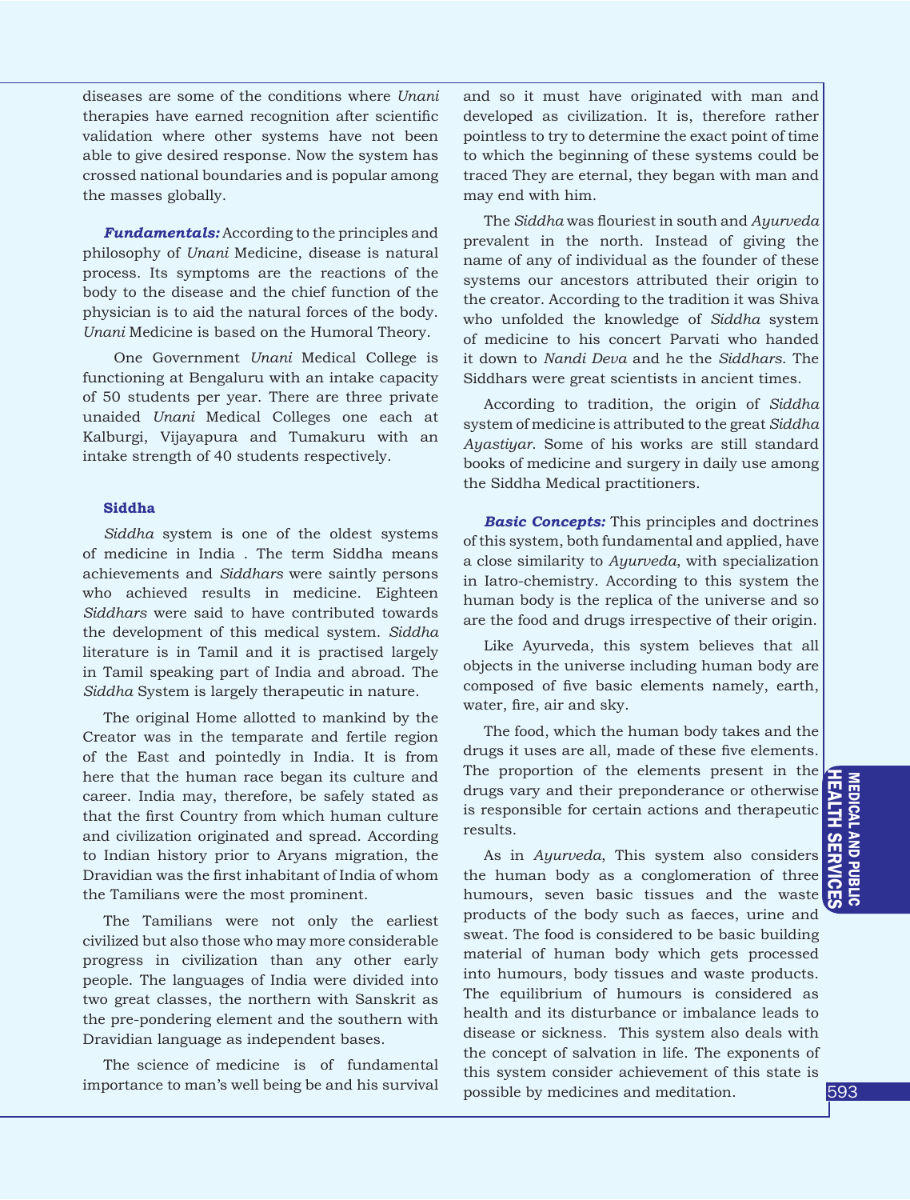diseases are some of the conditions where *Unani* therapies have earned recognition after scientific validation where other systems have not been able to give desired response. Now the system has crossed national boundaries and is popular among the masses globally.

***Fundamentals:*** According to the principles and philosophy of *Unani* Medicine, disease is natural process. Its symptoms are the reactions of the body to the disease and the chief function of the physician is to aid the natural forces of the body. *Unani* Medicine is based on the Humoral Theory.

One Government *Unani* Medical College is functioning at Bengaluru with an intake capacity of 50 students per year. There are three private unaided *Unani* Medical Colleges one each at Kalburgi, Vijayapura and Tumakuru with an intake strength of 40 students respectively.

### Siddha

*Siddha* system is one of the oldest systems of medicine in India . The term Siddha means achievements and *Siddhars* were saintly persons who achieved results in medicine. Eighteen *Siddhars* were said to have contributed towards the development of this medical system. *Siddha* literature is in Tamil and it is practised largely in Tamil speaking part of India and abroad. The *Siddha* System is largely therapeutic in nature.

The original Home allotted to mankind by the Creator was in the temparate and fertile region of the East and pointedly in India. It is from here that the human race began its culture and career. India may, therefore, be safely stated as that the first Country from which human culture and civilization originated and spread. According to Indian history prior to Aryans migration, the Dravidian was the first inhabitant of India of whom the Tamilians were the most prominent.

The Tamilians were not only the earliest civilized but also those who may more considerable progress in civilization than any other early people. The languages of India were divided into two great classes, the northern with Sanskrit as the pre-pondering element and the southern with Dravidian language as independent bases.

The science of medicine is of fundamental importance to man's well being be and his survival and so it must have originated with man and developed as civilization. It is, therefore rather pointless to try to determine the exact point of time to which the beginning of these systems could be traced They are eternal, they began with man and may end with him.

The *Siddha* was flouriest in south and *Ayurveda* prevalent in the north. Instead of giving the name of any of individual as the founder of these systems our ancestors attributed their origin to the creator. According to the tradition it was Shiva who unfolded the knowledge of *Siddha* system of medicine to his concert Parvati who handed it down to *Nandi Deva* and he the *Siddhars*. The Siddhars were great scientists in ancient times.

According to tradition, the origin of *Siddha* system of medicine is attributed to the great *Siddha Ayastiyar*. Some of his works are still standard books of medicine and surgery in daily use among the Siddha Medical practitioners.

***Basic Concepts:*** This principles and doctrines of this system, both fundamental and applied, have a close similarity to *Ayurveda*, with specialization in Iatro-chemistry. According to this system the human body is the replica of the universe and so are the food and drugs irrespective of their origin.

Like Ayurveda, this system believes that all objects in the universe including human body are composed of five basic elements namely, earth, water, fire, air and sky.

The food, which the human body takes and the drugs it uses are all, made of these five elements. The proportion of the elements present in the drugs vary and their preponderance or otherwise is responsible for certain actions and therapeutic results.

As in *Ayurveda*, This system also considers the human body as a conglomeration of three humours, seven basic tissues and the waste products of the body such as faeces, urine and sweat. The food is considered to be basic building material of human body which gets processed into humours, body tissues and waste products. The equilibrium of humours is considered as health and its disturbance or imbalance leads to disease or sickness. This system also deals with the concept of salvation in life. The exponents of this system consider achievement of this state is possible by medicines and meditation.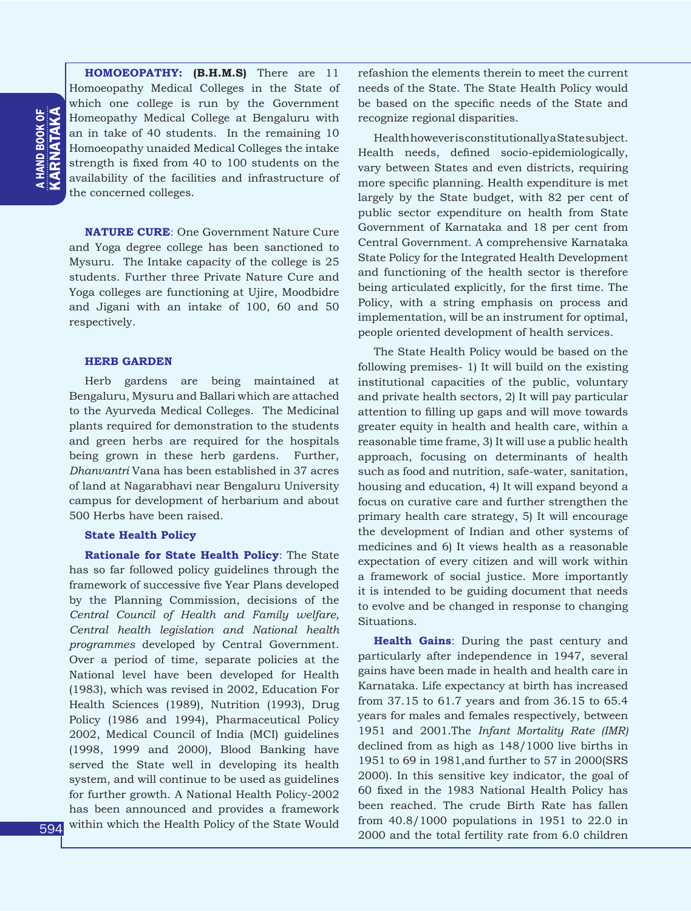**HOMOEOPATHY: (B.H.M.S)** There are 11 Homoeopathy Medical Colleges in the State of which one college is run by the Government Homeopathy Medical College at Bengaluru with an in take of 40 students. In the remaining 10 Homoeopathy unaided Medical Colleges the intake strength is fixed from 40 to 100 students on the availability of the facilities and infrastructure of the concerned colleges.

**NATURE CURE**: One Government Nature Cure and Yoga degree college has been sanctioned to Mysuru. The Intake capacity of the college is 25 students. Further three Private Nature Cure and Yoga colleges are functioning at Ujire, Moodbidre and Jigani with an intake of 100, 60 and 50 respectively.

### HERB GARDEN

Herb gardens are being maintained at Bengaluru, Mysuru and Ballari which are attached to the Ayurveda Medical Colleges. The Medicinal plants required for demonstration to the students and green herbs are required for the hospitals being grown in these herb gardens. Further, *Dhanvantri* Vana has been established in 37 acres of land at Nagarabhavi near Bengaluru University campus for development of herbarium and about 500 Herbs have been raised.

### State Health Policy

**Rationale for State Health Policy**: The State has so far followed policy guidelines through the framework of successive five Year Plans developed by the Planning Commission, decisions of the *Central Council of Health and Family welfare, Central health legislation and National health programmes* developed by Central Government. Over a period of time, separate policies at the National level have been developed for Health (1983), which was revised in 2002, Education For Health Sciences (1989), Nutrition (1993), Drug Policy (1986 and 1994), Pharmaceutical Policy 2002, Medical Council of India (MCI) guidelines (1998, 1999 and 2000), Blood Banking have served the State well in developing its health system, and will continue to be used as guidelines for further growth. A National Health Policy-2002 has been announced and provides a framework within which the Health Policy of the State Would refashion the elements therein to meet the current needs of the State. The State Health Policy would be based on the specific needs of the State and recognize regional disparities.

Health however is constitutionally a State subject. Health needs, defined socio-epidemiologically, vary between States and even districts, requiring more specific planning. Health expenditure is met largely by the State budget, with 82 per cent of public sector expenditure on health from State Government of Karnataka and 18 per cent from Central Government. A comprehensive Karnataka State Policy for the Integrated Health Development and functioning of the health sector is therefore being articulated explicitly, for the first time. The Policy, with a string emphasis on process and implementation, will be an instrument for optimal, people oriented development of health services.

The State Health Policy would be based on the following premises- 1) It will build on the existing institutional capacities of the public, voluntary and private health sectors, 2) It will pay particular attention to filling up gaps and will move towards greater equity in health and health care, within a reasonable time frame, 3) It will use a public health approach, focusing on determinants of health such as food and nutrition, safe-water, sanitation, housing and education, 4) It will expand beyond a focus on curative care and further strengthen the primary health care strategy, 5) It will encourage the development of Indian and other systems of medicines and 6) It views health as a reasonable expectation of every citizen and will work within a framework of social justice. More importantly it is intended to be guiding document that needs to evolve and be changed in response to changing Situations.

**Health Gains**: During the past century and particularly after independence in 1947, several gains have been made in health and health care in Karnataka. Life expectancy at birth has increased from 37.15 to 61.7 years and from 36.15 to 65.4 years for males and females respectively, between 1951 and 2001.The *Infant Mortality Rate (IMR)* declined from as high as 148/1000 live births in 1951 to 69 in 1981,and further to 57 in 2000(SRS 2000). In this sensitive key indicator, the goal of 60 fixed in the 1983 National Health Policy has been reached. The crude Birth Rate has fallen from 40.8/1000 populations in 1951 to 22.0 in 2000 and the total fertility rate from 6.0 children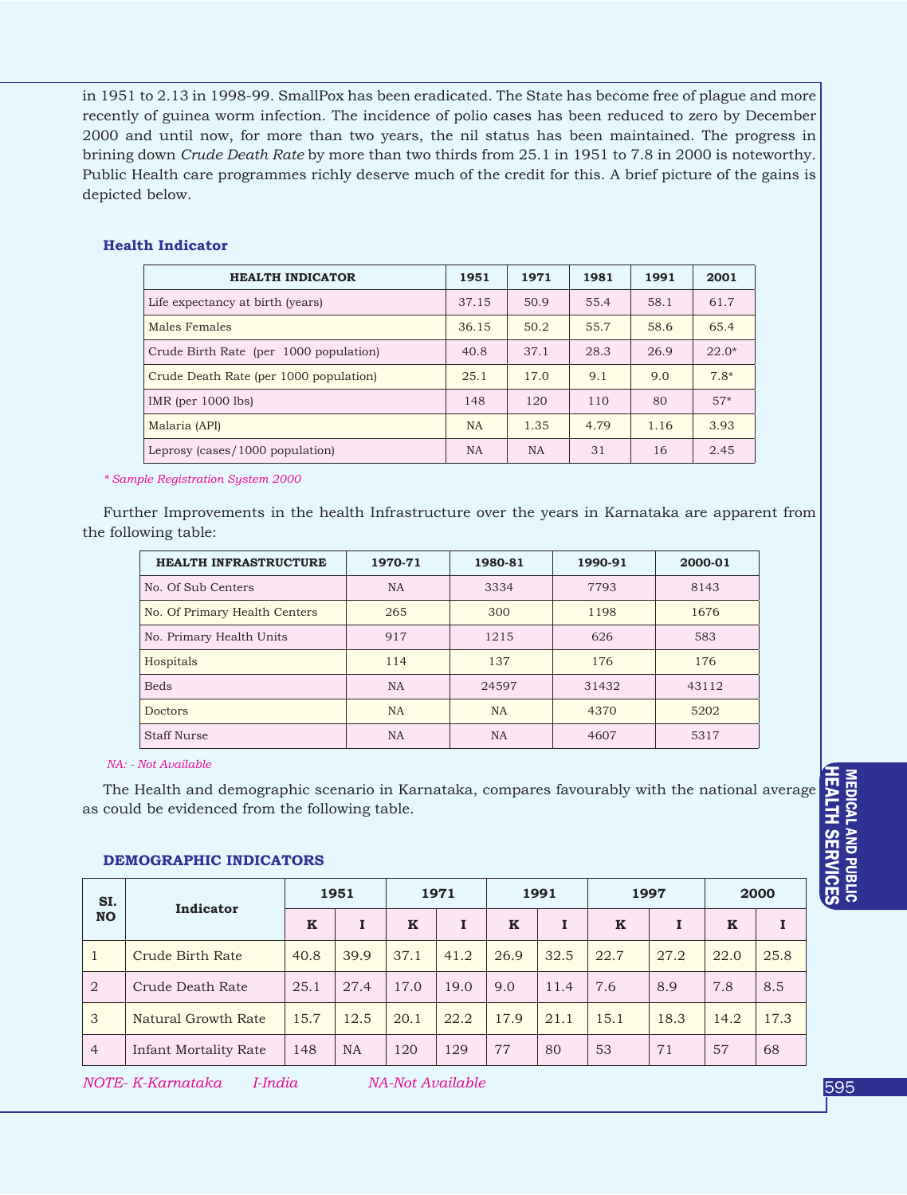in 1951 to 2.13 in 1998-99. SmallPox has been eradicated. The State has become free of plague and more recently of guinea worm infection. The incidence of polio cases has been reduced to zero by December 2000 and until now, for more than two years, the nil status has been maintained. The progress in brining down *Crude Death Rate* by more than two thirds from 25.1 in 1951 to 7.8 in 2000 is noteworthy. Public Health care programmes richly deserve much of the credit for this. A brief picture of the gains is depicted below.

### Health Indicator

| HEALTH INDICATOR | 1951 | 1971 | 1981 | 1991 | 2001 |
|---|---|---|---|---|---|
| Life expectancy at birth (years) | 37.15 | 50.9 | 55.4 | 58.1 | 61.7 |
| Males Females | 36.15 | 50.2 | 55.7 | 58.6 | 65.4 |
| Crude Birth Rate (per 1000 population) | 40.8 | 37.1 | 28.3 | 26.9 | 22.0* |
| Crude Death Rate (per 1000 population) | 25.1 | 17.0 | 9.1 | 9.0 | 7.8* |
| IMR (per 1000 lbs) | 148 | 120 | 110 | 80 | 57* |
| Malaria (API) | NA | 1.35 | 4.79 | 1.16 | 3.93 |
| Leprosy (cases/1000 population) | NA | NA | 31 | 16 | 2.45 |

*\* Sample Registration System 2000*

Further Improvements in the health Infrastructure over the years in Karnataka are apparent from the following table:

| HEALTH INFRASTRUCTURE | 1970-71 | 1980-81 | 1990-91 | 2000-01 |
|---|---|---|---|---|
| No. Of Sub Centers | NA | 3334 | 7793 | 8143 |
| No. Of Primary Health Centers | 265 | 300 | 1198 | 1676 |
| No. Primary Health Units | 917 | 1215 | 626 | 583 |
| Hospitals | 114 | 137 | 176 | 176 |
| Beds | NA | 24597 | 31432 | 43112 |
| Doctors | NA | NA | 4370 | 5202 |
| Staff Nurse | NA | NA | 4607 | 5317 |

*NA: - Not Available*

The Health and demographic scenario in Karnataka, compares favourably with the national average as could be evidenced from the following table.

### DEMOGRAPHIC INDICATORS

| SI. NO | Indicator | 1951 | | 1971 | | 1991 | | 1997 | | 2000 | |
|---|---|---|---|---|---|---|---|---|---|---|---|
| | | K | I | K | I | K | I | K | I | K | I |
| 1 | Crude Birth Rate | 40.8 | 39.9 | 37.1 | 41.2 | 26.9 | 32.5 | 22.7 | 27.2 | 22.0 | 25.8 |
| 2 | Crude Death Rate | 25.1 | 27.4 | 17.0 | 19.0 | 9.0 | 11.4 | 7.6 | 8.9 | 7.8 | 8.5 |
| 3 | Natural Growth Rate | 15.7 | 12.5 | 20.1 | 22.2 | 17.9 | 21.1 | 15.1 | 18.3 | 14.2 | 17.3 |
| 4 | Infant Mortality Rate | 148 | NA | 120 | 129 | 77 | 80 | 53 | 71 | 57 | 68 |

*NOTE- K-Karnataka I-India NA-Not Available*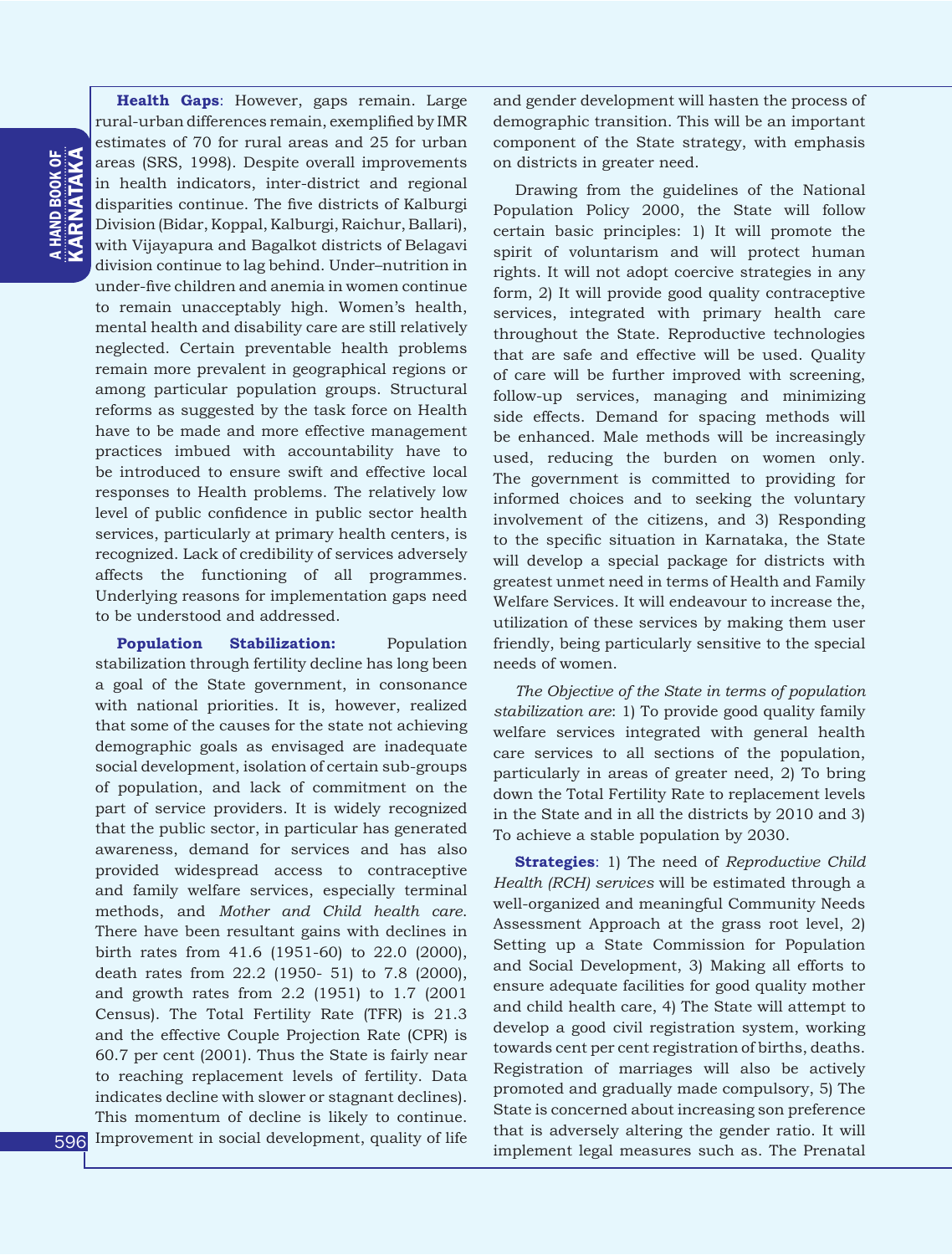**Health Gaps**: However, gaps remain. Large rural-urban differences remain, exemplified by IMR estimates of 70 for rural areas and 25 for urban areas (SRS, 1998). Despite overall improvements in health indicators, inter-district and regional disparities continue. The five districts of Kalburgi Division (Bidar, Koppal, Kalburgi, Raichur, Ballari), with Vijayapura and Bagalkot districts of Belagavi division continue to lag behind. Under–nutrition in under-five children and anemia in women continue to remain unacceptably high. Women's health, mental health and disability care are still relatively neglected. Certain preventable health problems remain more prevalent in geographical regions or among particular population groups. Structural reforms as suggested by the task force on Health have to be made and more effective management practices imbued with accountability have to be introduced to ensure swift and effective local responses to Health problems. The relatively low level of public confidence in public sector health services, particularly at primary health centers, is recognized. Lack of credibility of services adversely affects the functioning of all programmes. Underlying reasons for implementation gaps need to be understood and addressed.

**Population Stabilization:** Population stabilization through fertility decline has long been a goal of the State government, in consonance with national priorities. It is, however, realized that some of the causes for the state not achieving demographic goals as envisaged are inadequate social development, isolation of certain sub-groups of population, and lack of commitment on the part of service providers. It is widely recognized that the public sector, in particular has generated awareness, demand for services and has also provided widespread access to contraceptive and family welfare services, especially terminal methods, and *Mother and Child health care*. There have been resultant gains with declines in birth rates from 41.6 (1951-60) to 22.0 (2000), death rates from 22.2 (1950- 51) to 7.8 (2000), and growth rates from 2.2 (1951) to 1.7 (2001 Census). The Total Fertility Rate (TFR) is 21.3 and the effective Couple Projection Rate (CPR) is 60.7 per cent (2001). Thus the State is fairly near to reaching replacement levels of fertility. Data indicates decline with slower or stagnant declines). This momentum of decline is likely to continue. Improvement in social development, quality of life and gender development will hasten the process of demographic transition. This will be an important component of the State strategy, with emphasis on districts in greater need.

Drawing from the guidelines of the National Population Policy 2000, the State will follow certain basic principles: 1) It will promote the spirit of voluntarism and will protect human rights. It will not adopt coercive strategies in any form, 2) It will provide good quality contraceptive services, integrated with primary health care throughout the State. Reproductive technologies that are safe and effective will be used. Quality of care will be further improved with screening, follow-up services, managing and minimizing side effects. Demand for spacing methods will be enhanced. Male methods will be increasingly used, reducing the burden on women only. The government is committed to providing for informed choices and to seeking the voluntary involvement of the citizens, and 3) Responding to the specific situation in Karnataka, the State will develop a special package for districts with greatest unmet need in terms of Health and Family Welfare Services. It will endeavour to increase the, utilization of these services by making them user friendly, being particularly sensitive to the special needs of women.

*The Objective of the State in terms of population stabilization are*: 1) To provide good quality family welfare services integrated with general health care services to all sections of the population, particularly in areas of greater need, 2) To bring down the Total Fertility Rate to replacement levels in the State and in all the districts by 2010 and 3) To achieve a stable population by 2030.

**Strategies**: 1) The need of *Reproductive Child Health (RCH) services* will be estimated through a well-organized and meaningful Community Needs Assessment Approach at the grass root level, 2) Setting up a State Commission for Population and Social Development, 3) Making all efforts to ensure adequate facilities for good quality mother and child health care, 4) The State will attempt to develop a good civil registration system, working towards cent per cent registration of births, deaths. Registration of marriages will also be actively promoted and gradually made compulsory, 5) The State is concerned about increasing son preference that is adversely altering the gender ratio. It will implement legal measures such as. The Prenatal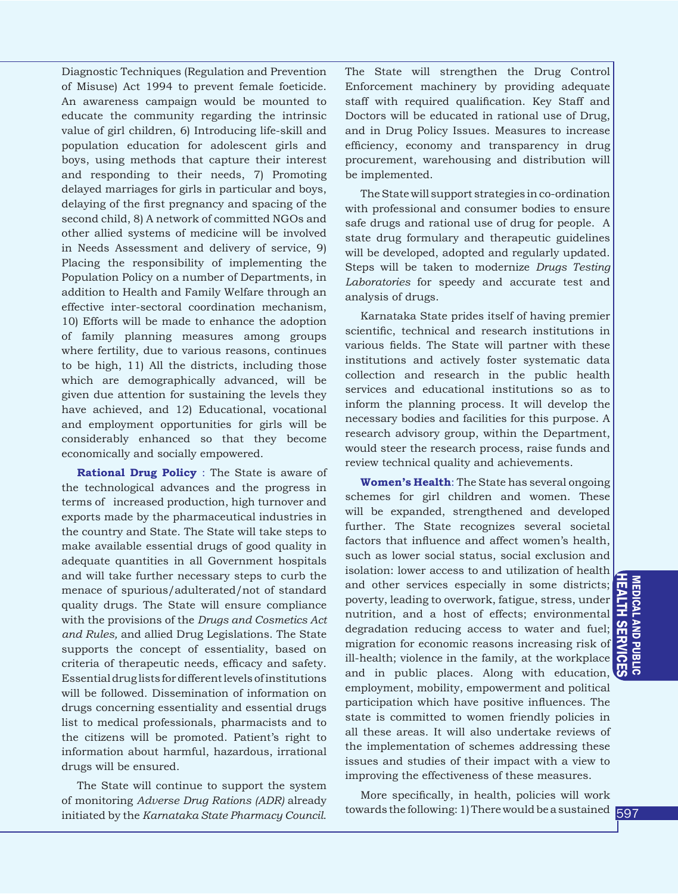Diagnostic Techniques (Regulation and Prevention of Misuse) Act 1994 to prevent female foeticide. An awareness campaign would be mounted to educate the community regarding the intrinsic value of girl children, 6) Introducing life-skill and population education for adolescent girls and boys, using methods that capture their interest and responding to their needs, 7) Promoting delayed marriages for girls in particular and boys, delaying of the first pregnancy and spacing of the second child, 8) A network of committed NGOs and other allied systems of medicine will be involved in Needs Assessment and delivery of service, 9) Placing the responsibility of implementing the Population Policy on a number of Departments, in addition to Health and Family Welfare through an effective inter-sectoral coordination mechanism, 10) Efforts will be made to enhance the adoption of family planning measures among groups where fertility, due to various reasons, continues to be high, 11) All the districts, including those which are demographically advanced, will be given due attention for sustaining the levels they have achieved, and 12) Educational, vocational and employment opportunities for girls will be considerably enhanced so that they become economically and socially empowered.

**Rational Drug Policy** : The State is aware of the technological advances and the progress in terms of increased production, high turnover and exports made by the pharmaceutical industries in the country and State. The State will take steps to make available essential drugs of good quality in adequate quantities in all Government hospitals and will take further necessary steps to curb the menace of spurious/adulterated/not of standard quality drugs. The State will ensure compliance with the provisions of the *Drugs and Cosmetics Act and Rules,* and allied Drug Legislations. The State supports the concept of essentiality, based on criteria of therapeutic needs, efficacy and safety. Essential drug lists for different levels of institutions will be followed. Dissemination of information on drugs concerning essentiality and essential drugs list to medical professionals, pharmacists and to the citizens will be promoted. Patient's right to information about harmful, hazardous, irrational drugs will be ensured.

The State will continue to support the system of monitoring *Adverse Drug Rations (ADR)* already initiated by the *Karnataka State Pharmacy Council*. The State will strengthen the Drug Control Enforcement machinery by providing adequate staff with required qualification. Key Staff and Doctors will be educated in rational use of Drug, and in Drug Policy Issues. Measures to increase efficiency, economy and transparency in drug procurement, warehousing and distribution will be implemented.

The State will support strategies in co-ordination with professional and consumer bodies to ensure safe drugs and rational use of drug for people. A state drug formulary and therapeutic guidelines will be developed, adopted and regularly updated. Steps will be taken to modernize *Drugs Testing Laboratories* for speedy and accurate test and analysis of drugs.

Karnataka State prides itself of having premier scientific, technical and research institutions in various fields. The State will partner with these institutions and actively foster systematic data collection and research in the public health services and educational institutions so as to inform the planning process. It will develop the necessary bodies and facilities for this purpose. A research advisory group, within the Department, would steer the research process, raise funds and review technical quality and achievements.

**Women's Health**: The State has several ongoing schemes for girl children and women. These will be expanded, strengthened and developed further. The State recognizes several societal factors that influence and affect women's health, such as lower social status, social exclusion and isolation: lower access to and utilization of health and other services especially in some districts; poverty, leading to overwork, fatigue, stress, under nutrition, and a host of effects; environmental degradation reducing access to water and fuel; migration for economic reasons increasing risk of ill-health; violence in the family, at the workplace and in public places. Along with education, employment, mobility, empowerment and political participation which have positive influences. The state is committed to women friendly policies in all these areas. It will also undertake reviews of the implementation of schemes addressing these issues and studies of their impact with a view to improving the effectiveness of these measures.

More specifically, in health, policies will work towards the following: 1) There would be a sustained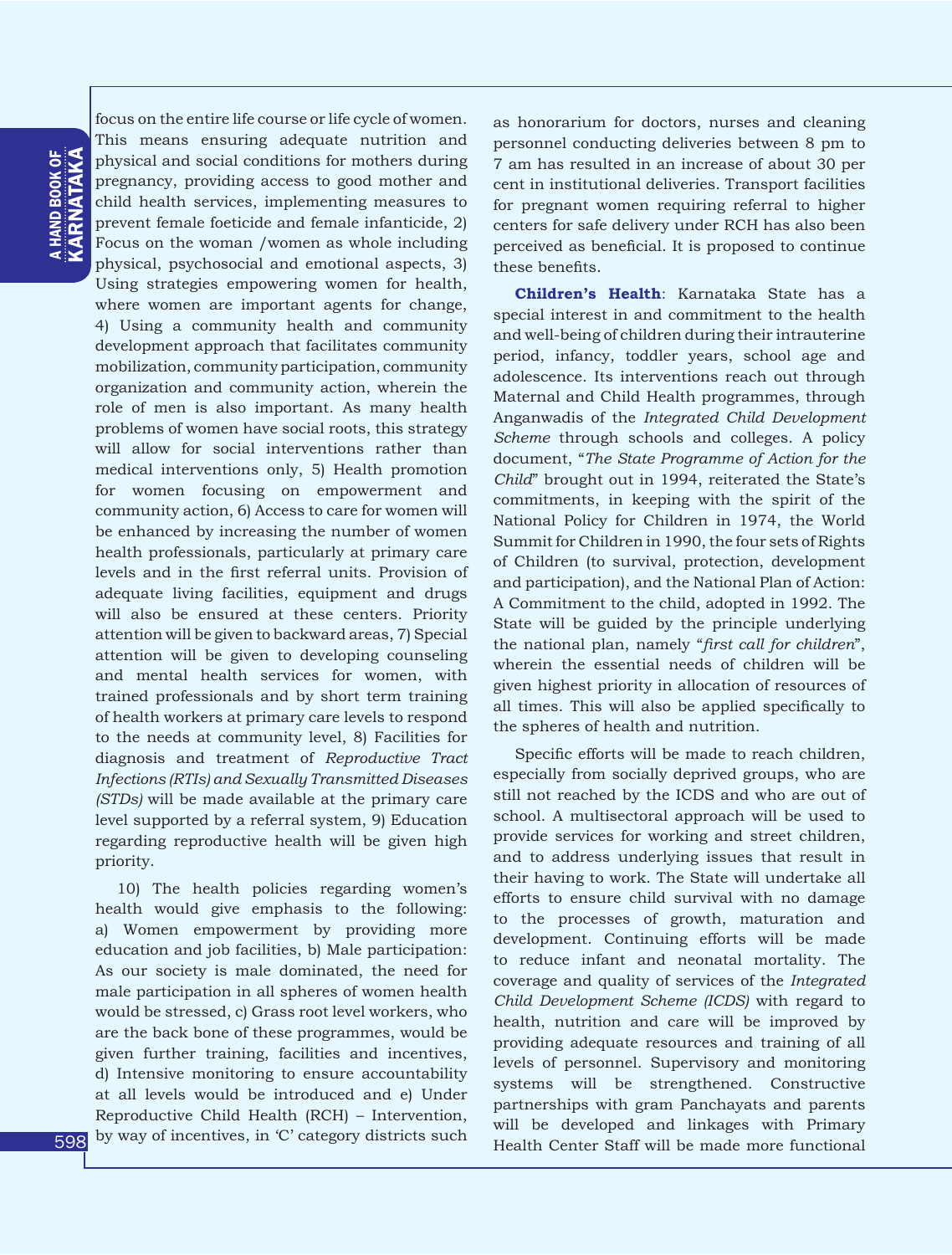focus on the entire life course or life cycle of women. This means ensuring adequate nutrition and physical and social conditions for mothers during pregnancy, providing access to good mother and child health services, implementing measures to prevent female foeticide and female infanticide, 2) Focus on the woman /women as whole including physical, psychosocial and emotional aspects, 3) Using strategies empowering women for health, where women are important agents for change, 4) Using a community health and community development approach that facilitates community mobilization, community participation, community organization and community action, wherein the role of men is also important. As many health problems of women have social roots, this strategy will allow for social interventions rather than medical interventions only, 5) Health promotion for women focusing on empowerment and community action, 6) Access to care for women will be enhanced by increasing the number of women health professionals, particularly at primary care levels and in the first referral units. Provision of adequate living facilities, equipment and drugs will also be ensured at these centers. Priority attention will be given to backward areas, 7) Special attention will be given to developing counseling and mental health services for women, with trained professionals and by short term training of health workers at primary care levels to respond to the needs at community level, 8) Facilities for diagnosis and treatment of *Reproductive Tract Infections (RTIs) and Sexually Transmitted Diseases (STDs)* will be made available at the primary care level supported by a referral system, 9) Education regarding reproductive health will be given high priority.

10) The health policies regarding women's health would give emphasis to the following: a) Women empowerment by providing more education and job facilities, b) Male participation: As our society is male dominated, the need for male participation in all spheres of women health would be stressed, c) Grass root level workers, who are the back bone of these programmes, would be given further training, facilities and incentives, d) Intensive monitoring to ensure accountability at all levels would be introduced and e) Under Reproductive Child Health (RCH) – Intervention, by way of incentives, in 'C' category districts such as honorarium for doctors, nurses and cleaning personnel conducting deliveries between 8 pm to 7 am has resulted in an increase of about 30 per cent in institutional deliveries. Transport facilities for pregnant women requiring referral to higher centers for safe delivery under RCH has also been perceived as beneficial. It is proposed to continue these benefits.

**Children's Health**: Karnataka State has a special interest in and commitment to the health and well-being of children during their intrauterine period, infancy, toddler years, school age and adolescence. Its interventions reach out through Maternal and Child Health programmes, through Anganwadis of the *Integrated Child Development Scheme* through schools and colleges. A policy document, "*The State Programme of Action for the Child*" brought out in 1994, reiterated the State's commitments, in keeping with the spirit of the National Policy for Children in 1974, the World Summit for Children in 1990, the four sets of Rights of Children (to survival, protection, development and participation), and the National Plan of Action: A Commitment to the child, adopted in 1992. The State will be guided by the principle underlying the national plan, namely "*first call for children*", wherein the essential needs of children will be given highest priority in allocation of resources of all times. This will also be applied specifically to the spheres of health and nutrition.

Specific efforts will be made to reach children, especially from socially deprived groups, who are still not reached by the ICDS and who are out of school. A multisectoral approach will be used to provide services for working and street children, and to address underlying issues that result in their having to work. The State will undertake all efforts to ensure child survival with no damage to the processes of growth, maturation and development. Continuing efforts will be made to reduce infant and neonatal mortality. The coverage and quality of services of the *Integrated Child Development Scheme (ICDS)* with regard to health, nutrition and care will be improved by providing adequate resources and training of all levels of personnel. Supervisory and monitoring systems will be strengthened. Constructive partnerships with gram Panchayats and parents will be developed and linkages with Primary Health Center Staff will be made more functional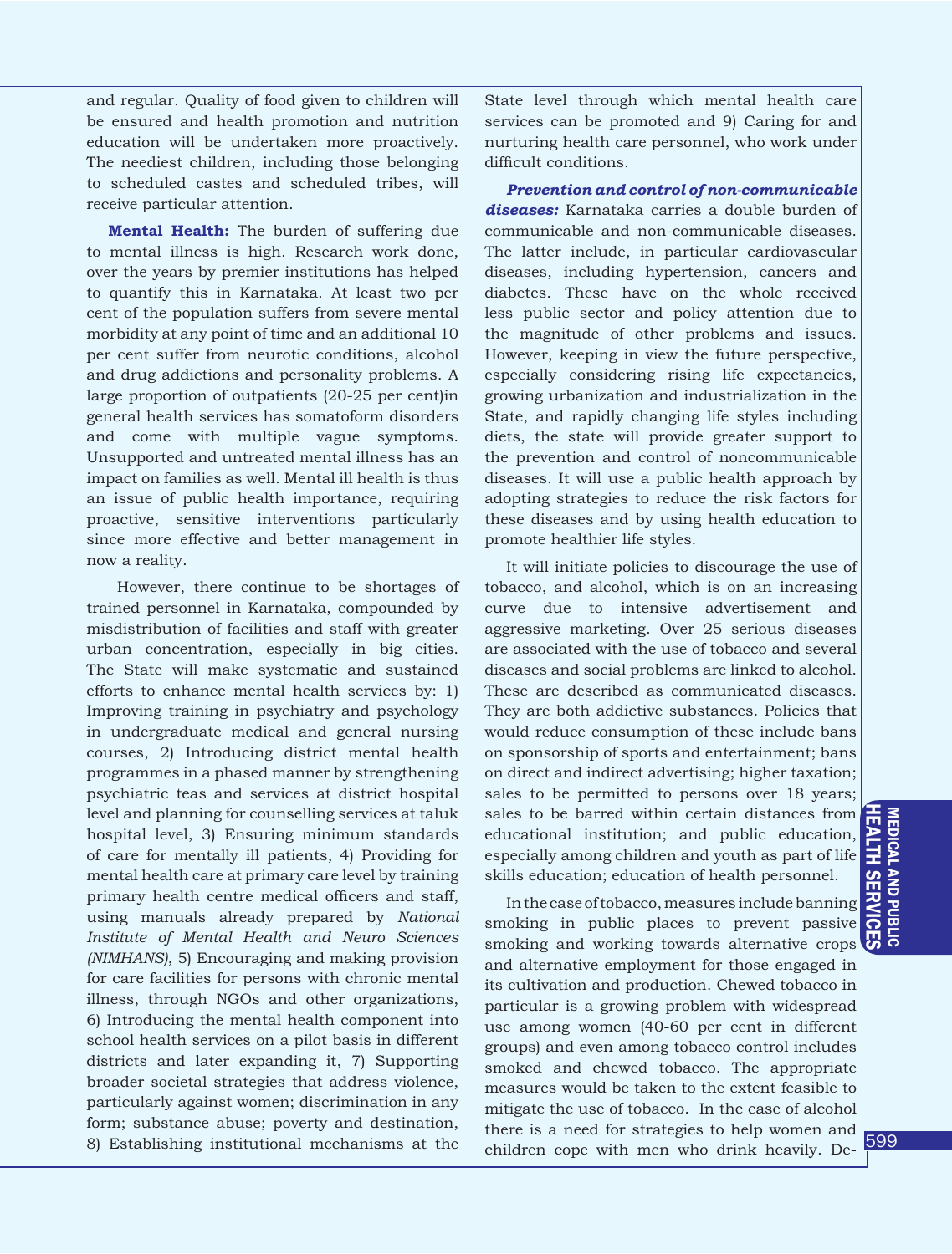and regular. Quality of food given to children will be ensured and health promotion and nutrition education will be undertaken more proactively. The neediest children, including those belonging to scheduled castes and scheduled tribes, will receive particular attention.

**Mental Health:** The burden of suffering due to mental illness is high. Research work done, over the years by premier institutions has helped to quantify this in Karnataka. At least two per cent of the population suffers from severe mental morbidity at any point of time and an additional 10 per cent suffer from neurotic conditions, alcohol and drug addictions and personality problems. A large proportion of outpatients (20-25 per cent)in general health services has somatoform disorders and come with multiple vague symptoms. Unsupported and untreated mental illness has an impact on families as well. Mental ill health is thus an issue of public health importance, requiring proactive, sensitive interventions particularly since more effective and better management in now a reality.

However, there continue to be shortages of trained personnel in Karnataka, compounded by misdistribution of facilities and staff with greater urban concentration, especially in big cities. The State will make systematic and sustained efforts to enhance mental health services by: 1) Improving training in psychiatry and psychology in undergraduate medical and general nursing courses, 2) Introducing district mental health programmes in a phased manner by strengthening psychiatric teas and services at district hospital level and planning for counselling services at taluk hospital level, 3) Ensuring minimum standards of care for mentally ill patients, 4) Providing for mental health care at primary care level by training primary health centre medical officers and staff, using manuals already prepared by *National Institute of Mental Health and Neuro Sciences (NIMHANS)*, 5) Encouraging and making provision for care facilities for persons with chronic mental illness, through NGOs and other organizations, 6) Introducing the mental health component into school health services on a pilot basis in different districts and later expanding it, 7) Supporting broader societal strategies that address violence, particularly against women; discrimination in any form; substance abuse; poverty and destination, 8) Establishing institutional mechanisms at the State level through which mental health care services can be promoted and 9) Caring for and nurturing health care personnel, who work under difficult conditions.

***Prevention and control of non-communicable diseases:*** Karnataka carries a double burden of communicable and non-communicable diseases. The latter include, in particular cardiovascular diseases, including hypertension, cancers and diabetes. These have on the whole received less public sector and policy attention due to the magnitude of other problems and issues. However, keeping in view the future perspective, especially considering rising life expectancies, growing urbanization and industrialization in the State, and rapidly changing life styles including diets, the state will provide greater support to the prevention and control of noncommunicable diseases. It will use a public health approach by adopting strategies to reduce the risk factors for these diseases and by using health education to promote healthier life styles.

It will initiate policies to discourage the use of tobacco, and alcohol, which is on an increasing curve due to intensive advertisement and aggressive marketing. Over 25 serious diseases are associated with the use of tobacco and several diseases and social problems are linked to alcohol. These are described as communicated diseases. They are both addictive substances. Policies that would reduce consumption of these include bans on sponsorship of sports and entertainment; bans on direct and indirect advertising; higher taxation; sales to be permitted to persons over 18 years; sales to be barred within certain distances from educational institution; and public education, especially among children and youth as part of life skills education; education of health personnel.

In the case of tobacco, measures include banning smoking in public places to prevent passive smoking and working towards alternative crops and alternative employment for those engaged in its cultivation and production. Chewed tobacco in particular is a growing problem with widespread use among women (40-60 per cent in different groups) and even among tobacco control includes smoked and chewed tobacco. The appropriate measures would be taken to the extent feasible to mitigate the use of tobacco. In the case of alcohol there is a need for strategies to help women and children cope with men who drink heavily. De-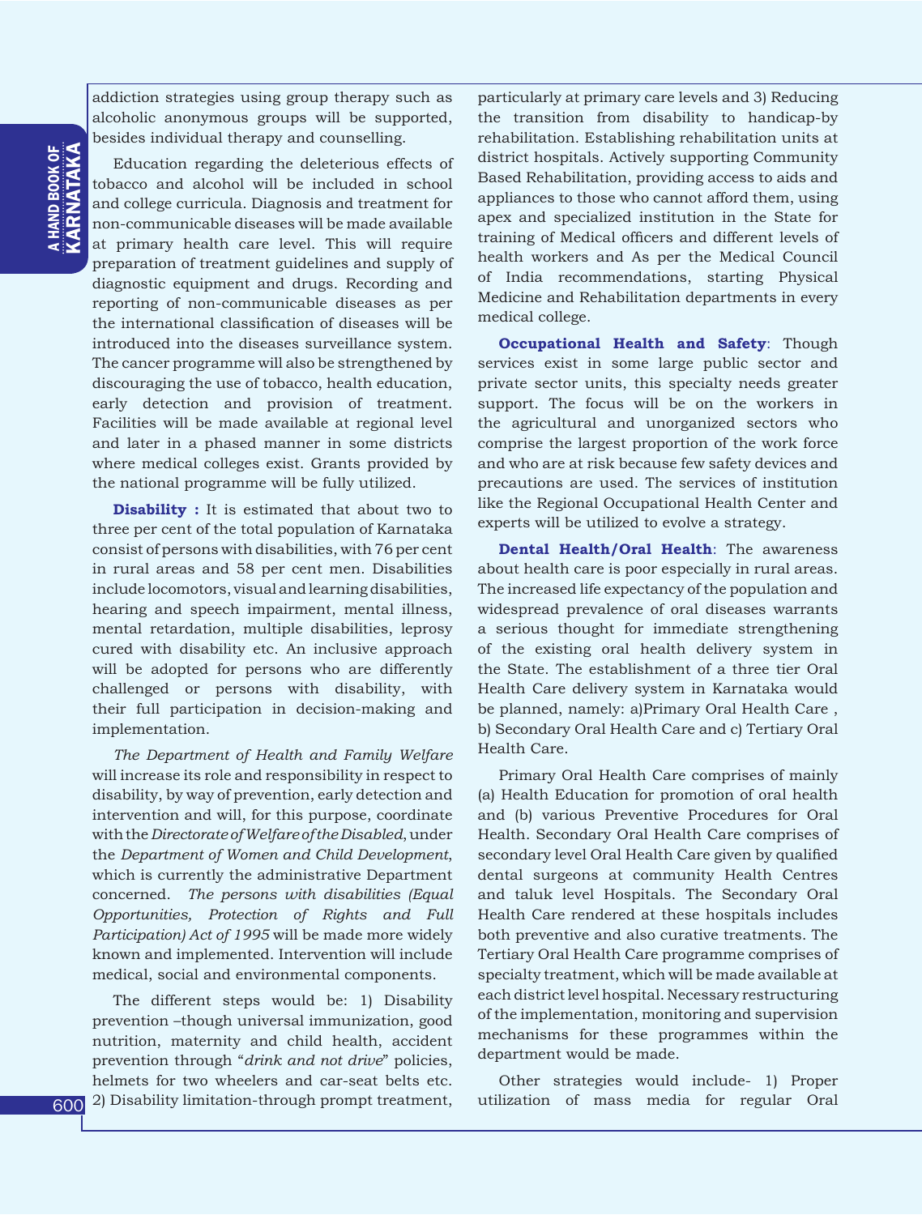addiction strategies using group therapy such as alcoholic anonymous groups will be supported, besides individual therapy and counselling.

Education regarding the deleterious effects of tobacco and alcohol will be included in school and college curricula. Diagnosis and treatment for non-communicable diseases will be made available at primary health care level. This will require preparation of treatment guidelines and supply of diagnostic equipment and drugs. Recording and reporting of non-communicable diseases as per the international classification of diseases will be introduced into the diseases surveillance system. The cancer programme will also be strengthened by discouraging the use of tobacco, health education, early detection and provision of treatment. Facilities will be made available at regional level and later in a phased manner in some districts where medical colleges exist. Grants provided by the national programme will be fully utilized.

**Disability :** It is estimated that about two to three per cent of the total population of Karnataka consist of persons with disabilities, with 76 per cent in rural areas and 58 per cent men. Disabilities include locomotors, visual and learning disabilities, hearing and speech impairment, mental illness, mental retardation, multiple disabilities, leprosy cured with disability etc. An inclusive approach will be adopted for persons who are differently challenged or persons with disability, with their full participation in decision-making and implementation.

*The Department of Health and Family Welfare* will increase its role and responsibility in respect to disability, by way of prevention, early detection and intervention and will, for this purpose, coordinate with the *Directorate of Welfare of the Disabled*, under the *Department of Women and Child Development*, which is currently the administrative Department concerned. *The persons with disabilities (Equal Opportunities, Protection of Rights and Full Participation) Act of 1995* will be made more widely known and implemented. Intervention will include medical, social and environmental components.

The different steps would be: 1) Disability prevention –though universal immunization, good nutrition, maternity and child health, accident prevention through "*drink and not drive*" policies, helmets for two wheelers and car-seat belts etc. 2) Disability limitation-through prompt treatment, particularly at primary care levels and 3) Reducing the transition from disability to handicap-by rehabilitation. Establishing rehabilitation units at district hospitals. Actively supporting Community Based Rehabilitation, providing access to aids and appliances to those who cannot afford them, using apex and specialized institution in the State for training of Medical officers and different levels of health workers and As per the Medical Council of India recommendations, starting Physical Medicine and Rehabilitation departments in every medical college.

**Occupational Health and Safety**: Though services exist in some large public sector and private sector units, this specialty needs greater support. The focus will be on the workers in the agricultural and unorganized sectors who comprise the largest proportion of the work force and who are at risk because few safety devices and precautions are used. The services of institution like the Regional Occupational Health Center and experts will be utilized to evolve a strategy.

**Dental Health/Oral Health**: The awareness about health care is poor especially in rural areas. The increased life expectancy of the population and widespread prevalence of oral diseases warrants a serious thought for immediate strengthening of the existing oral health delivery system in the State. The establishment of a three tier Oral Health Care delivery system in Karnataka would be planned, namely: a)Primary Oral Health Care , b) Secondary Oral Health Care and c) Tertiary Oral Health Care.

Primary Oral Health Care comprises of mainly (a) Health Education for promotion of oral health and (b) various Preventive Procedures for Oral Health. Secondary Oral Health Care comprises of secondary level Oral Health Care given by qualified dental surgeons at community Health Centres and taluk level Hospitals. The Secondary Oral Health Care rendered at these hospitals includes both preventive and also curative treatments. The Tertiary Oral Health Care programme comprises of specialty treatment, which will be made available at each district level hospital. Necessary restructuring of the implementation, monitoring and supervision mechanisms for these programmes within the department would be made.

Other strategies would include- 1) Proper utilization of mass media for regular Oral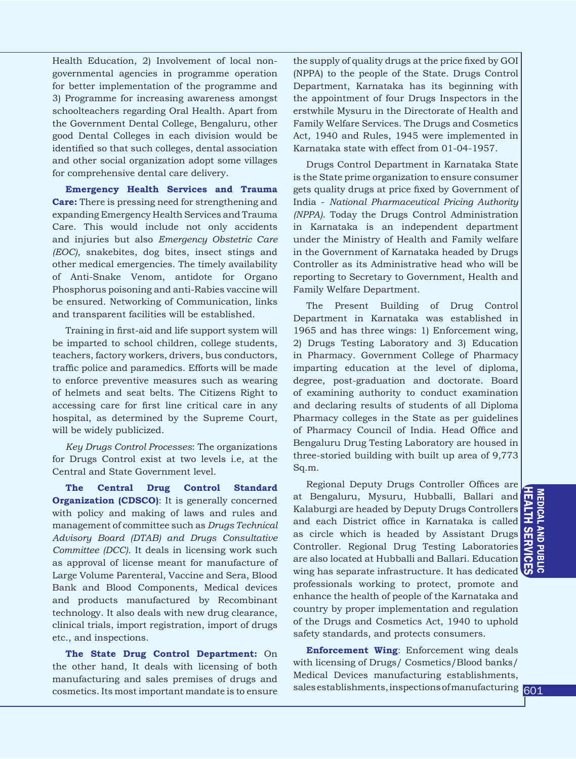Health Education, 2) Involvement of local non-governmental agencies in programme operation for better implementation of the programme and 3) Programme for increasing awareness amongst schoolteachers regarding Oral Health. Apart from the Government Dental College, Bengaluru, other good Dental Colleges in each division would be identified so that such colleges, dental association and other social organization adopt some villages for comprehensive dental care delivery.

**Emergency Health Services and Trauma Care:** There is pressing need for strengthening and expanding Emergency Health Services and Trauma Care. This would include not only accidents and injuries but also *Emergency Obstetric Care (EOC)*, snakebites, dog bites, insect stings and other medical emergencies. The timely availability of Anti-Snake Venom, antidote for Organo Phosphorus poisoning and anti-Rabies vaccine will be ensured. Networking of Communication, links and transparent facilities will be established.

Training in first-aid and life support system will be imparted to school children, college students, teachers, factory workers, drivers, bus conductors, traffic police and paramedics. Efforts will be made to enforce preventive measures such as wearing of helmets and seat belts. The Citizens Right to accessing care for first line critical care in any hospital, as determined by the Supreme Court, will be widely publicized.

*Key Drugs Control Processes*: The organizations for Drugs Control exist at two levels i.e, at the Central and State Government level.

**The Central Drug Control Standard Organization (CDSCO)**: It is generally concerned with policy and making of laws and rules and management of committee such as *Drugs Technical Advisory Board (DTAB) and Drugs Consultative Committee (DCC)*. It deals in licensing work such as approval of license meant for manufacture of Large Volume Parenteral, Vaccine and Sera, Blood Bank and Blood Components, Medical devices and products manufactured by Recombinant technology. It also deals with new drug clearance, clinical trials, import registration, import of drugs etc., and inspections.

**The State Drug Control Department:** On the other hand, It deals with licensing of both manufacturing and sales premises of drugs and cosmetics. Its most important mandate is to ensure the supply of quality drugs at the price fixed by GOI (NPPA) to the people of the State. Drugs Control Department, Karnataka has its beginning with the appointment of four Drugs Inspectors in the erstwhile Mysuru in the Directorate of Health and Family Welfare Services. The Drugs and Cosmetics Act, 1940 and Rules, 1945 were implemented in Karnataka state with effect from 01-04-1957.

Drugs Control Department in Karnataka State is the State prime organization to ensure consumer gets quality drugs at price fixed by Government of India - *National Pharmaceutical Pricing Authority (NPPA)*. Today the Drugs Control Administration in Karnataka is an independent department under the Ministry of Health and Family welfare in the Government of Karnataka headed by Drugs Controller as its Administrative head who will be reporting to Secretary to Government, Health and Family Welfare Department.

The Present Building of Drug Control Department in Karnataka was established in 1965 and has three wings: 1) Enforcement wing, 2) Drugs Testing Laboratory and 3) Education in Pharmacy. Government College of Pharmacy imparting education at the level of diploma, degree, post-graduation and doctorate. Board of examining authority to conduct examination and declaring results of students of all Diploma Pharmacy colleges in the State as per guidelines of Pharmacy Council of India. Head Office and Bengaluru Drug Testing Laboratory are housed in three-storied building with built up area of 9,773 Sq.m.

Regional Deputy Drugs Controller Offices are at Bengaluru, Mysuru, Hubballi, Ballari and Kalaburgi are headed by Deputy Drugs Controllers and each District office in Karnataka is called as circle which is headed by Assistant Drugs Controller. Regional Drug Testing Laboratories are also located at Hubballi and Ballari. Education wing has separate infrastructure. It has dedicated professionals working to protect, promote and enhance the health of people of the Karnataka and country by proper implementation and regulation of the Drugs and Cosmetics Act, 1940 to uphold safety standards, and protects consumers.

**Enforcement Wing**: Enforcement wing deals with licensing of Drugs/ Cosmetics/Blood banks/ Medical Devices manufacturing establishments, sales establishments, inspections of manufacturing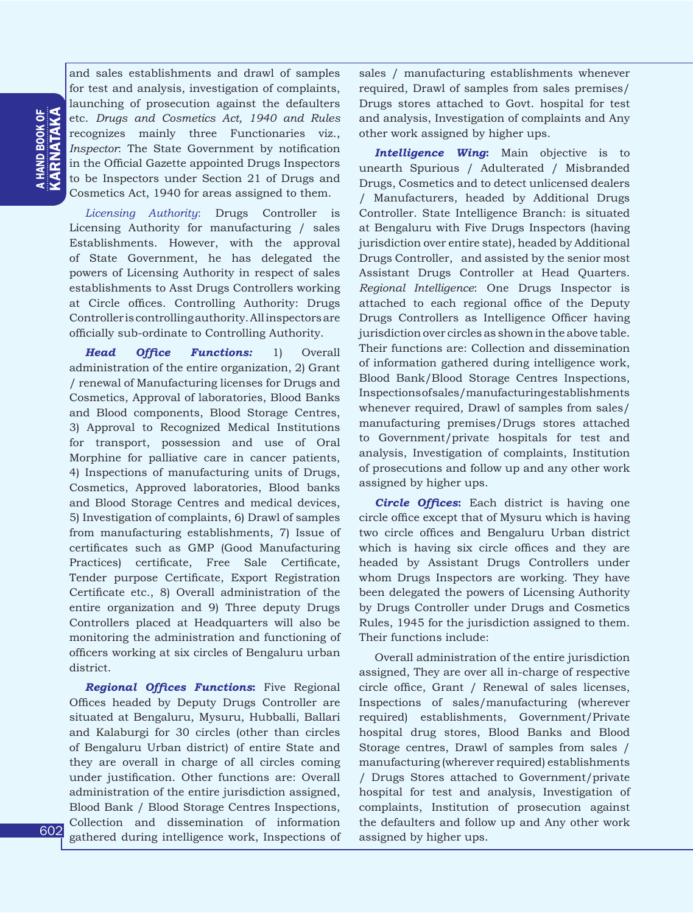and sales establishments and drawl of samples for test and analysis, investigation of complaints, launching of prosecution against the defaulters etc. *Drugs and Cosmetics Act, 1940 and Rules* recognizes mainly three Functionaries viz., *Inspector*: The State Government by notification in the Official Gazette appointed Drugs Inspectors to be Inspectors under Section 21 of Drugs and Cosmetics Act, 1940 for areas assigned to them.

*Licensing Authority*: Drugs Controller is Licensing Authority for manufacturing / sales Establishments. However, with the approval of State Government, he has delegated the powers of Licensing Authority in respect of sales establishments to Asst Drugs Controllers working at Circle offices. Controlling Authority: Drugs Controller is controlling authority. All inspectors are officially sub-ordinate to Controlling Authority.

***Head Office Functions:*** 1) Overall administration of the entire organization, 2) Grant / renewal of Manufacturing licenses for Drugs and Cosmetics, Approval of laboratories, Blood Banks and Blood components, Blood Storage Centres, 3) Approval to Recognized Medical Institutions for transport, possession and use of Oral Morphine for palliative care in cancer patients, 4) Inspections of manufacturing units of Drugs, Cosmetics, Approved laboratories, Blood banks and Blood Storage Centres and medical devices, 5) Investigation of complaints, 6) Drawl of samples from manufacturing establishments, 7) Issue of certificates such as GMP (Good Manufacturing Practices) certificate, Free Sale Certificate, Tender purpose Certificate, Export Registration Certificate etc., 8) Overall administration of the entire organization and 9) Three deputy Drugs Controllers placed at Headquarters will also be monitoring the administration and functioning of officers working at six circles of Bengaluru urban district.

***Regional Offices Functions*:** Five Regional Offices headed by Deputy Drugs Controller are situated at Bengaluru, Mysuru, Hubballi, Ballari and Kalaburgi for 30 circles (other than circles of Bengaluru Urban district) of entire State and they are overall in charge of all circles coming under justification. Other functions are: Overall administration of the entire jurisdiction assigned, Blood Bank / Blood Storage Centres Inspections, Collection and dissemination of information gathered during intelligence work, Inspections of sales / manufacturing establishments whenever required, Drawl of samples from sales premises/ Drugs stores attached to Govt. hospital for test and analysis, Investigation of complaints and Any other work assigned by higher ups.

***Intelligence Wing*:** Main objective is to unearth Spurious / Adulterated / Misbranded Drugs, Cosmetics and to detect unlicensed dealers / Manufacturers, headed by Additional Drugs Controller. State Intelligence Branch: is situated at Bengaluru with Five Drugs Inspectors (having jurisdiction over entire state), headed by Additional Drugs Controller, and assisted by the senior most Assistant Drugs Controller at Head Quarters. *Regional Intelligence*: One Drugs Inspector is attached to each regional office of the Deputy Drugs Controllers as Intelligence Officer having jurisdiction over circles as shown in the above table. Their functions are: Collection and dissemination of information gathered during intelligence work, Blood Bank/Blood Storage Centres Inspections, Inspections of sales/manufacturing establishments whenever required, Drawl of samples from sales/ manufacturing premises/Drugs stores attached to Government/private hospitals for test and analysis, Investigation of complaints, Institution of prosecutions and follow up and any other work assigned by higher ups.

***Circle Offices*:** Each district is having one circle office except that of Mysuru which is having two circle offices and Bengaluru Urban district which is having six circle offices and they are headed by Assistant Drugs Controllers under whom Drugs Inspectors are working. They have been delegated the powers of Licensing Authority by Drugs Controller under Drugs and Cosmetics Rules, 1945 for the jurisdiction assigned to them. Their functions include:

Overall administration of the entire jurisdiction assigned, They are over all in-charge of respective circle office, Grant / Renewal of sales licenses, Inspections of sales/manufacturing (wherever required) establishments, Government/Private hospital drug stores, Blood Banks and Blood Storage centres, Drawl of samples from sales / manufacturing (wherever required) establishments / Drugs Stores attached to Government/private hospital for test and analysis, Investigation of complaints, Institution of prosecution against the defaulters and follow up and Any other work assigned by higher ups.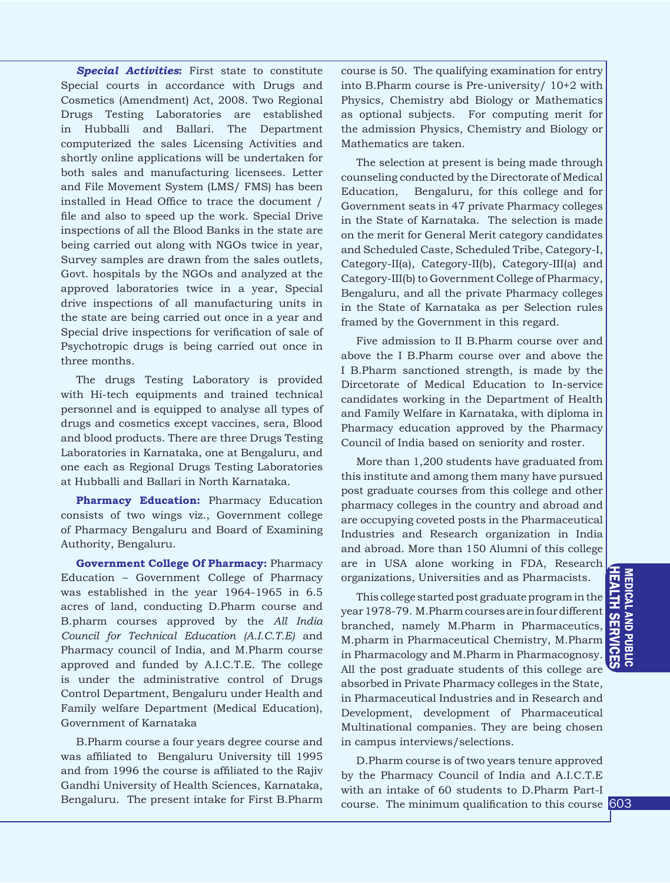***Special Activities*:** First state to constitute Special courts in accordance with Drugs and Cosmetics (Amendment) Act, 2008. Two Regional Drugs Testing Laboratories are established in Hubballi and Ballari. The Department computerized the sales Licensing Activities and shortly online applications will be undertaken for both sales and manufacturing licensees. Letter and File Movement System (LMS/ FMS) has been installed in Head Office to trace the document / file and also to speed up the work. Special Drive inspections of all the Blood Banks in the state are being carried out along with NGOs twice in year, Survey samples are drawn from the sales outlets, Govt. hospitals by the NGOs and analyzed at the approved laboratories twice in a year, Special drive inspections of all manufacturing units in the state are being carried out once in a year and Special drive inspections for verification of sale of Psychotropic drugs is being carried out once in three months.

The drugs Testing Laboratory is provided with Hi-tech equipments and trained technical personnel and is equipped to analyse all types of drugs and cosmetics except vaccines, sera, Blood and blood products. There are three Drugs Testing Laboratories in Karnataka, one at Bengaluru, and one each as Regional Drugs Testing Laboratories at Hubballi and Ballari in North Karnataka.

**Pharmacy Education:** Pharmacy Education consists of two wings viz., Government college of Pharmacy Bengaluru and Board of Examining Authority, Bengaluru.

**Government College Of Pharmacy:** Pharmacy Education – Government College of Pharmacy was established in the year 1964-1965 in 6.5 acres of land, conducting D.Pharm course and B.pharm courses approved by the *All India Council for Technical Education (A.I.C.T.E)* and Pharmacy council of India, and M.Pharm course approved and funded by A.I.C.T.E. The college is under the administrative control of Drugs Control Department, Bengaluru under Health and Family welfare Department (Medical Education), Government of Karnataka

B.Pharm course a four years degree course and was affiliated to Bengaluru University till 1995 and from 1996 the course is affiliated to the Rajiv Gandhi University of Health Sciences, Karnataka, Bengaluru. The present intake for First B.Pharm course is 50. The qualifying examination for entry into B.Pharm course is Pre-university/ 10+2 with Physics, Chemistry abd Biology or Mathematics as optional subjects. For computing merit for the admission Physics, Chemistry and Biology or Mathematics are taken.

The selection at present is being made through counseling conducted by the Directorate of Medical Education, Bengaluru, for this college and for Government seats in 47 private Pharmacy colleges in the State of Karnataka. The selection is made on the merit for General Merit category candidates and Scheduled Caste, Scheduled Tribe, Category-I, Category-II(a), Category-II(b), Category-III(a) and Category-III(b) to Government College of Pharmacy, Bengaluru, and all the private Pharmacy colleges in the State of Karnataka as per Selection rules framed by the Government in this regard.

Five admission to II B.Pharm course over and above the I B.Pharm course over and above the I B.Pharm sanctioned strength, is made by the Dircetorate of Medical Education to In-service candidates working in the Department of Health and Family Welfare in Karnataka, with diploma in Pharmacy education approved by the Pharmacy Council of India based on seniority and roster.

More than 1,200 students have graduated from this institute and among them many have pursued post graduate courses from this college and other pharmacy colleges in the country and abroad and are occupying coveted posts in the Pharmaceutical Industries and Research organization in India and abroad. More than 150 Alumni of this college are in USA alone working in FDA, Research organizations, Universities and as Pharmacists.

This college started post graduate program in the year 1978-79. M.Pharm courses are in four different branched, namely M.Pharm in Pharmaceutics, M.pharm in Pharmaceutical Chemistry, M.Pharm in Pharmacology and M.Pharm in Pharmacognosy. All the post graduate students of this college are absorbed in Private Pharmacy colleges in the State, in Pharmaceutical Industries and in Research and Development, development of Pharmaceutical Multinational companies. They are being chosen in campus interviews/selections.

D.Pharm course is of two years tenure approved by the Pharmacy Council of India and A.I.C.T.E with an intake of 60 students to D.Pharm Part-I course. The minimum qualification to this course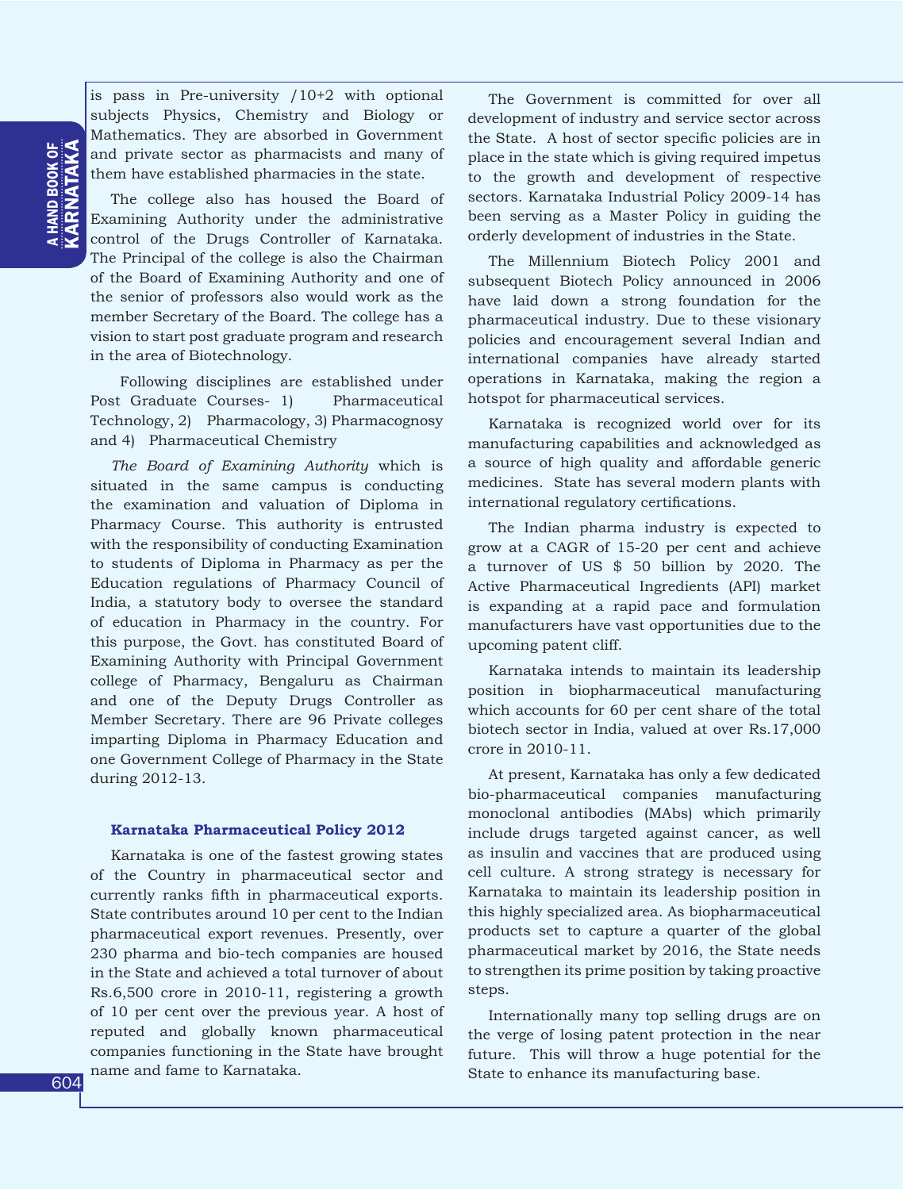is pass in Pre-university /10+2 with optional subjects Physics, Chemistry and Biology or Mathematics. They are absorbed in Government and private sector as pharmacists and many of them have established pharmacies in the state.

The college also has housed the Board of Examining Authority under the administrative control of the Drugs Controller of Karnataka. The Principal of the college is also the Chairman of the Board of Examining Authority and one of the senior of professors also would work as the member Secretary of the Board. The college has a vision to start post graduate program and research in the area of Biotechnology.

Following disciplines are established under Post Graduate Courses- 1) Pharmaceutical Technology, 2) Pharmacology, 3) Pharmacognosy and 4) Pharmaceutical Chemistry

*The Board of Examining Authority* which is situated in the same campus is conducting the examination and valuation of Diploma in Pharmacy Course. This authority is entrusted with the responsibility of conducting Examination to students of Diploma in Pharmacy as per the Education regulations of Pharmacy Council of India, a statutory body to oversee the standard of education in Pharmacy in the country. For this purpose, the Govt. has constituted Board of Examining Authority with Principal Government college of Pharmacy, Bengaluru as Chairman and one of the Deputy Drugs Controller as Member Secretary. There are 96 Private colleges imparting Diploma in Pharmacy Education and one Government College of Pharmacy in the State during 2012-13.

### Karnataka Pharmaceutical Policy 2012

Karnataka is one of the fastest growing states of the Country in pharmaceutical sector and currently ranks fifth in pharmaceutical exports. State contributes around 10 per cent to the Indian pharmaceutical export revenues. Presently, over 230 pharma and bio-tech companies are housed in the State and achieved a total turnover of about Rs.6,500 crore in 2010-11, registering a growth of 10 per cent over the previous year. A host of reputed and globally known pharmaceutical companies functioning in the State have brought name and fame to Karnataka.

The Government is committed for over all development of industry and service sector across the State. A host of sector specific policies are in place in the state which is giving required impetus to the growth and development of respective sectors. Karnataka Industrial Policy 2009-14 has been serving as a Master Policy in guiding the orderly development of industries in the State.

The Millennium Biotech Policy 2001 and subsequent Biotech Policy announced in 2006 have laid down a strong foundation for the pharmaceutical industry. Due to these visionary policies and encouragement several Indian and international companies have already started operations in Karnataka, making the region a hotspot for pharmaceutical services.

Karnataka is recognized world over for its manufacturing capabilities and acknowledged as a source of high quality and affordable generic medicines. State has several modern plants with international regulatory certifications.

The Indian pharma industry is expected to grow at a CAGR of 15-20 per cent and achieve a turnover of US $ 50 billion by 2020. The Active Pharmaceutical Ingredients (API) market is expanding at a rapid pace and formulation manufacturers have vast opportunities due to the upcoming patent cliff.

Karnataka intends to maintain its leadership position in biopharmaceutical manufacturing which accounts for 60 per cent share of the total biotech sector in India, valued at over Rs.17,000 crore in 2010-11.

At present, Karnataka has only a few dedicated bio-pharmaceutical companies manufacturing monoclonal antibodies (MAbs) which primarily include drugs targeted against cancer, as well as insulin and vaccines that are produced using cell culture. A strong strategy is necessary for Karnataka to maintain its leadership position in this highly specialized area. As biopharmaceutical products set to capture a quarter of the global pharmaceutical market by 2016, the State needs to strengthen its prime position by taking proactive steps.

Internationally many top selling drugs are on the verge of losing patent protection in the near future. This will throw a huge potential for the State to enhance its manufacturing base.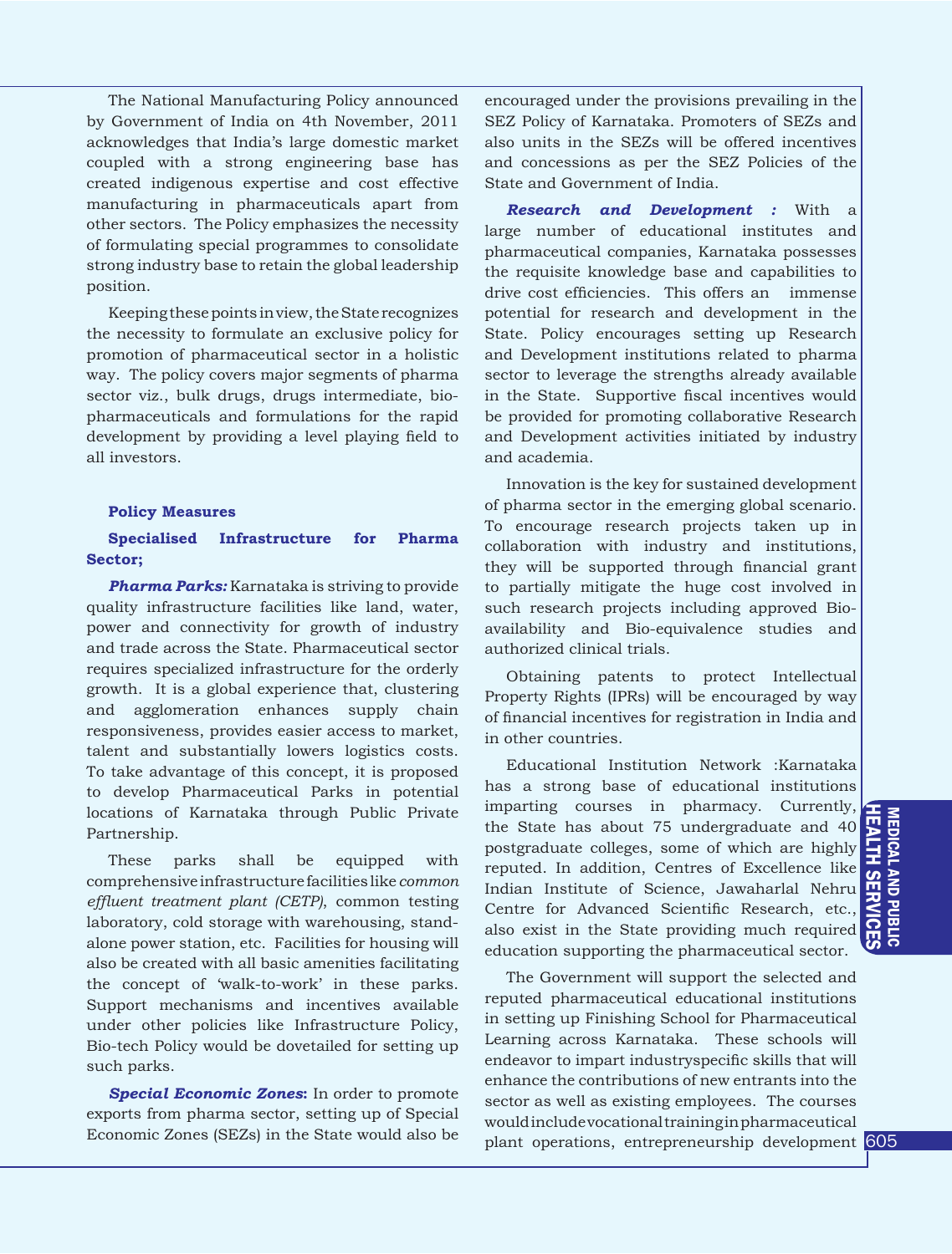The National Manufacturing Policy announced by Government of India on 4th November, 2011 acknowledges that India's large domestic market coupled with a strong engineering base has created indigenous expertise and cost effective manufacturing in pharmaceuticals apart from other sectors. The Policy emphasizes the necessity of formulating special programmes to consolidate strong industry base to retain the global leadership position.

Keeping these points in view, the State recognizes the necessity to formulate an exclusive policy for promotion of pharmaceutical sector in a holistic way. The policy covers major segments of pharma sector viz., bulk drugs, drugs intermediate, bio-pharmaceuticals and formulations for the rapid development by providing a level playing field to all investors.

**Policy Measures**

**Specialised Infrastructure for Pharma Sector;**

***Pharma Parks:*** Karnataka is striving to provide quality infrastructure facilities like land, water, power and connectivity for growth of industry and trade across the State. Pharmaceutical sector requires specialized infrastructure for the orderly growth. It is a global experience that, clustering and agglomeration enhances supply chain responsiveness, provides easier access to market, talent and substantially lowers logistics costs. To take advantage of this concept, it is proposed to develop Pharmaceutical Parks in potential locations of Karnataka through Public Private Partnership.

These parks shall be equipped with comprehensive infrastructure facilities like *common effluent treatment plant (CETP)*, common testing laboratory, cold storage with warehousing, stand-alone power station, etc. Facilities for housing will also be created with all basic amenities facilitating the concept of 'walk-to-work' in these parks. Support mechanisms and incentives available under other policies like Infrastructure Policy, Bio-tech Policy would be dovetailed for setting up such parks.

***Special Economic Zones*:** In order to promote exports from pharma sector, setting up of Special Economic Zones (SEZs) in the State would also be encouraged under the provisions prevailing in the SEZ Policy of Karnataka. Promoters of SEZs and also units in the SEZs will be offered incentives and concessions as per the SEZ Policies of the State and Government of India.

***Research and Development :*** With a large number of educational institutes and pharmaceutical companies, Karnataka possesses the requisite knowledge base and capabilities to drive cost efficiencies. This offers an immense potential for research and development in the State. Policy encourages setting up Research and Development institutions related to pharma sector to leverage the strengths already available in the State. Supportive fiscal incentives would be provided for promoting collaborative Research and Development activities initiated by industry and academia.

Innovation is the key for sustained development of pharma sector in the emerging global scenario. To encourage research projects taken up in collaboration with industry and institutions, they will be supported through financial grant to partially mitigate the huge cost involved in such research projects including approved Bio-availability and Bio-equivalence studies and authorized clinical trials.

Obtaining patents to protect Intellectual Property Rights (IPRs) will be encouraged by way of financial incentives for registration in India and in other countries.

Educational Institution Network :Karnataka has a strong base of educational institutions imparting courses in pharmacy. Currently, the State has about 75 undergraduate and 40 postgraduate colleges, some of which are highly reputed. In addition, Centres of Excellence like Indian Institute of Science, Jawaharlal Nehru Centre for Advanced Scientific Research, etc., also exist in the State providing much required education supporting the pharmaceutical sector.

The Government will support the selected and reputed pharmaceutical educational institutions in setting up Finishing School for Pharmaceutical Learning across Karnataka. These schools will endeavor to impart industryspecific skills that will enhance the contributions of new entrants into the sector as well as existing employees. The courses would include vocational training in pharmaceutical plant operations, entrepreneurship development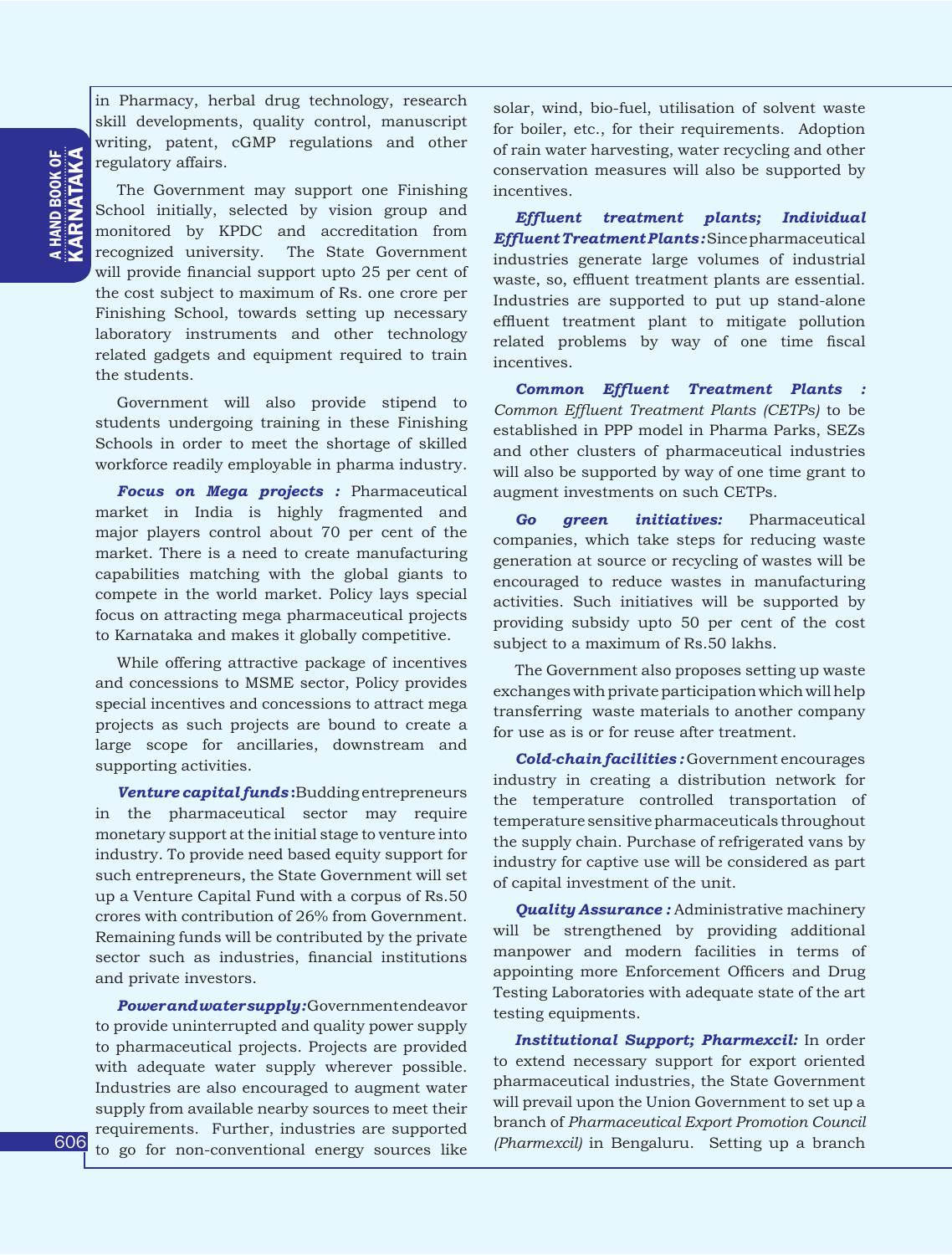in Pharmacy, herbal drug technology, research skill developments, quality control, manuscript writing, patent, cGMP regulations and other regulatory affairs.

The Government may support one Finishing School initially, selected by vision group and monitored by KPDC and accreditation from recognized university. The State Government will provide financial support upto 25 per cent of the cost subject to maximum of Rs. one crore per Finishing School, towards setting up necessary laboratory instruments and other technology related gadgets and equipment required to train the students.

Government will also provide stipend to students undergoing training in these Finishing Schools in order to meet the shortage of skilled workforce readily employable in pharma industry.

***Focus on Mega projects :*** Pharmaceutical market in India is highly fragmented and major players control about 70 per cent of the market. There is a need to create manufacturing capabilities matching with the global giants to compete in the world market. Policy lays special focus on attracting mega pharmaceutical projects to Karnataka and makes it globally competitive.

While offering attractive package of incentives and concessions to MSME sector, Policy provides special incentives and concessions to attract mega projects as such projects are bound to create a large scope for ancillaries, downstream and supporting activities.

***Venture capital funds :*** Budding entrepreneurs in the pharmaceutical sector may require monetary support at the initial stage to venture into industry. To provide need based equity support for such entrepreneurs, the State Government will set up a Venture Capital Fund with a corpus of Rs.50 crores with contribution of 26% from Government. Remaining funds will be contributed by the private sector such as industries, financial institutions and private investors.

***Power and water supply:*** Government endeavor to provide uninterrupted and quality power supply to pharmaceutical projects. Projects are provided with adequate water supply wherever possible. Industries are also encouraged to augment water supply from available nearby sources to meet their requirements. Further, industries are supported to go for non-conventional energy sources like solar, wind, bio-fuel, utilisation of solvent waste for boiler, etc., for their requirements. Adoption of rain water harvesting, water recycling and other conservation measures will also be supported by incentives.

***Effluent treatment plants; Individual Effluent Treatment Plants :*** Since pharmaceutical industries generate large volumes of industrial waste, so, effluent treatment plants are essential. Industries are supported to put up stand-alone effluent treatment plant to mitigate pollution related problems by way of one time fiscal incentives.

***Common Effluent Treatment Plants :*** *Common Effluent Treatment Plants (CETPs)* to be established in PPP model in Pharma Parks, SEZs and other clusters of pharmaceutical industries will also be supported by way of one time grant to augment investments on such CETPs.

***Go green initiatives:*** Pharmaceutical companies, which take steps for reducing waste generation at source or recycling of wastes will be encouraged to reduce wastes in manufacturing activities. Such initiatives will be supported by providing subsidy upto 50 per cent of the cost subject to a maximum of Rs.50 lakhs.

The Government also proposes setting up waste exchanges with private participation which will help transferring waste materials to another company for use as is or for reuse after treatment.

***Cold-chain facilities :*** Government encourages industry in creating a distribution network for the temperature controlled transportation of temperature sensitive pharmaceuticals throughout the supply chain. Purchase of refrigerated vans by industry for captive use will be considered as part of capital investment of the unit.

***Quality Assurance :*** Administrative machinery will be strengthened by providing additional manpower and modern facilities in terms of appointing more Enforcement Officers and Drug Testing Laboratories with adequate state of the art testing equipments.

***Institutional Support; Pharmexcil:*** In order to extend necessary support for export oriented pharmaceutical industries, the State Government will prevail upon the Union Government to set up a branch of *Pharmaceutical Export Promotion Council (Pharmexcil)* in Bengaluru. Setting up a branch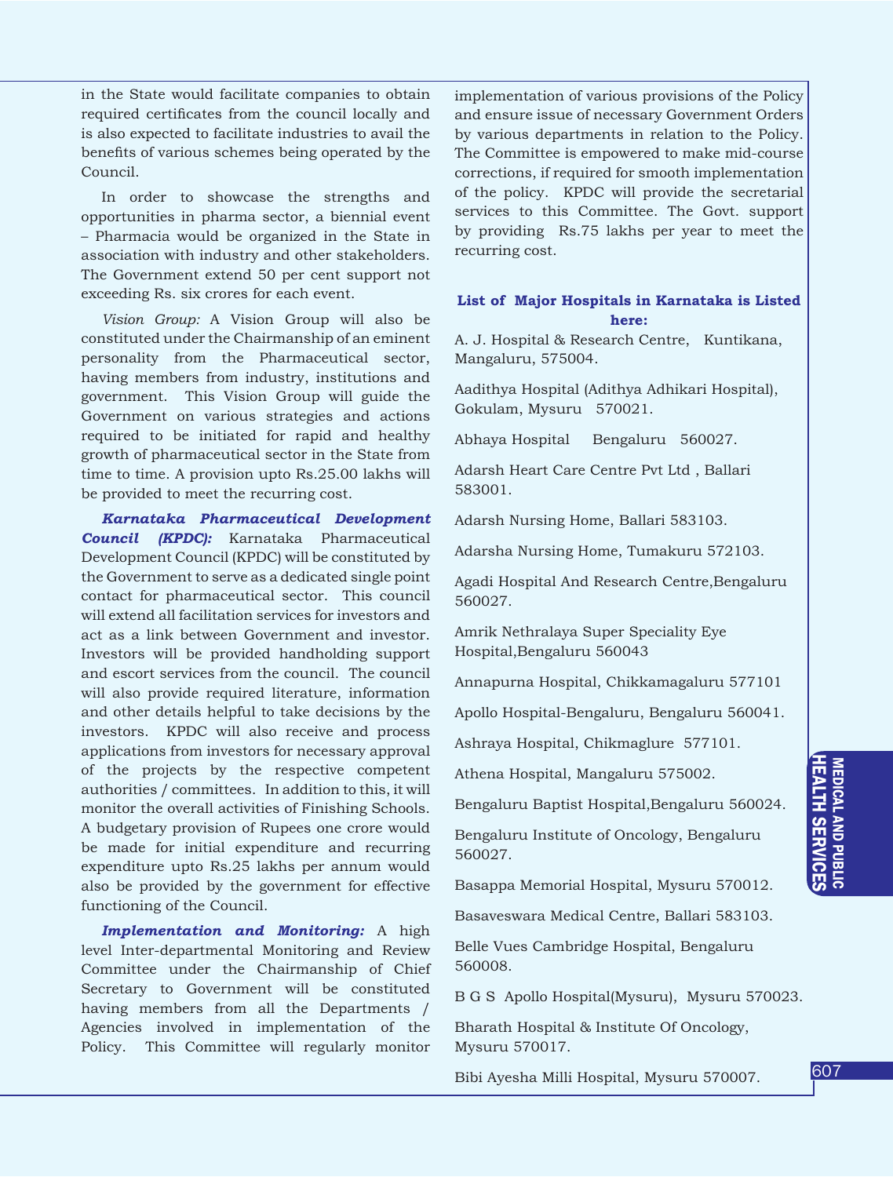in the State would facilitate companies to obtain required certificates from the council locally and is also expected to facilitate industries to avail the benefits of various schemes being operated by the Council.

In order to showcase the strengths and opportunities in pharma sector, a biennial event – Pharmacia would be organized in the State in association with industry and other stakeholders. The Government extend 50 per cent support not exceeding Rs. six crores for each event.

*Vision Group:* A Vision Group will also be constituted under the Chairmanship of an eminent personality from the Pharmaceutical sector, having members from industry, institutions and government. This Vision Group will guide the Government on various strategies and actions required to be initiated for rapid and healthy growth of pharmaceutical sector in the State from time to time. A provision upto Rs.25.00 lakhs will be provided to meet the recurring cost.

***Karnataka Pharmaceutical Development Council (KPDC):*** Karnataka Pharmaceutical Development Council (KPDC) will be constituted by the Government to serve as a dedicated single point contact for pharmaceutical sector. This council will extend all facilitation services for investors and act as a link between Government and investor. Investors will be provided handholding support and escort services from the council. The council will also provide required literature, information and other details helpful to take decisions by the investors. KPDC will also receive and process applications from investors for necessary approval of the projects by the respective competent authorities / committees. In addition to this, it will monitor the overall activities of Finishing Schools. A budgetary provision of Rupees one crore would be made for initial expenditure and recurring expenditure upto Rs.25 lakhs per annum would also be provided by the government for effective functioning of the Council.

***Implementation and Monitoring:*** A high level Inter-departmental Monitoring and Review Committee under the Chairmanship of Chief Secretary to Government will be constituted having members from all the Departments / Agencies involved in implementation of the Policy. This Committee will regularly monitor implementation of various provisions of the Policy and ensure issue of necessary Government Orders by various departments in relation to the Policy. The Committee is empowered to make mid-course corrections, if required for smooth implementation of the policy. KPDC will provide the secretarial services to this Committee. The Govt. support by providing Rs.75 lakhs per year to meet the recurring cost.

**List of Major Hospitals in Karnataka is Listed here:**

A. J. Hospital & Research Centre, Kuntikana, Mangaluru, 575004.

Aadithya Hospital (Adithya Adhikari Hospital), Gokulam, Mysuru 570021.

Abhaya Hospital Bengaluru 560027.

Adarsh Heart Care Centre Pvt Ltd , Ballari 583001.

Adarsh Nursing Home, Ballari 583103.

Adarsha Nursing Home, Tumakuru 572103.

Agadi Hospital And Research Centre,Bengaluru 560027.

Amrik Nethralaya Super Speciality Eye Hospital,Bengaluru 560043

Annapurna Hospital, Chikkamagaluru 577101

Apollo Hospital-Bengaluru, Bengaluru 560041.

Ashraya Hospital, Chikmaglure 577101.

Athena Hospital, Mangaluru 575002.

Bengaluru Baptist Hospital,Bengaluru 560024.

Bengaluru Institute of Oncology, Bengaluru 560027.

Basappa Memorial Hospital, Mysuru 570012.

Basaveswara Medical Centre, Ballari 583103.

Belle Vues Cambridge Hospital, Bengaluru 560008.

B G S Apollo Hospital(Mysuru), Mysuru 570023.

Bharath Hospital & Institute Of Oncology, Mysuru 570017.

Bibi Ayesha Milli Hospital, Mysuru 570007.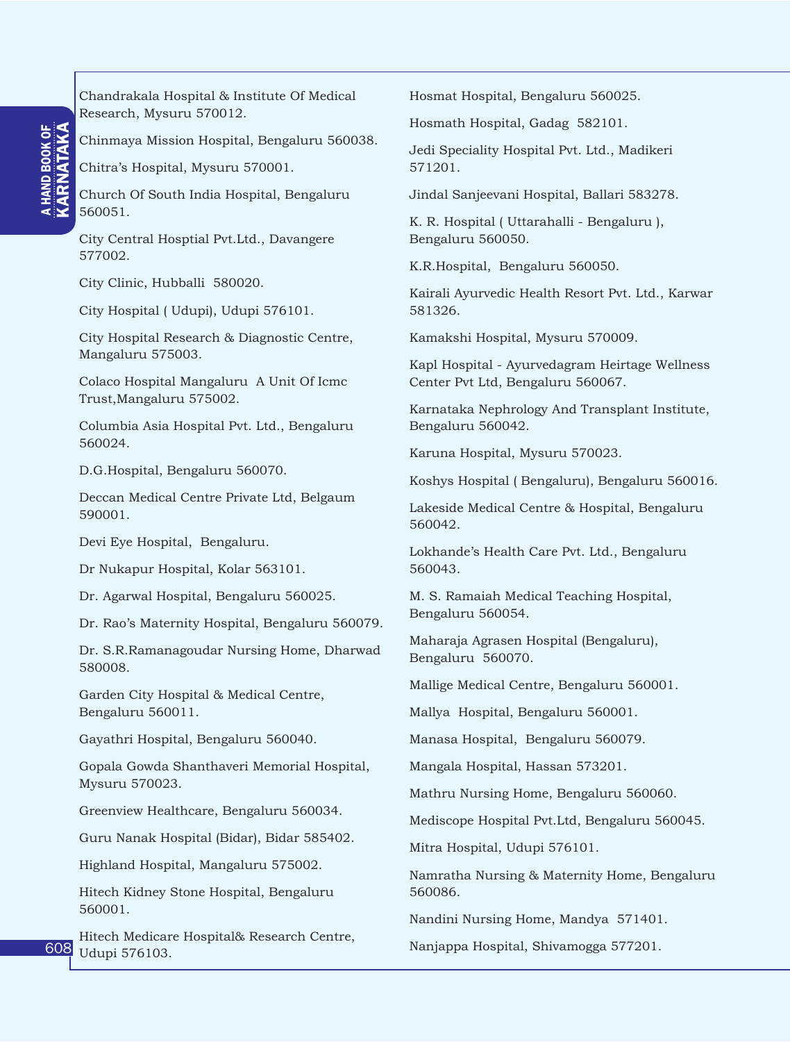Chandrakala Hospital & Institute Of Medical Research, Mysuru 570012.

Chinmaya Mission Hospital, Bengaluru 560038.

Chitra's Hospital, Mysuru 570001.

Church Of South India Hospital, Bengaluru 560051.

City Central Hosptial Pvt.Ltd., Davangere 577002.

City Clinic, Hubballi 580020.

City Hospital ( Udupi), Udupi 576101.

City Hospital Research & Diagnostic Centre, Mangaluru 575003.

Colaco Hospital Mangaluru A Unit Of Icmc Trust,Mangaluru 575002.

Columbia Asia Hospital Pvt. Ltd., Bengaluru 560024.

D.G.Hospital, Bengaluru 560070.

Deccan Medical Centre Private Ltd, Belgaum 590001.

Devi Eye Hospital, Bengaluru.

Dr Nukapur Hospital, Kolar 563101.

Dr. Agarwal Hospital, Bengaluru 560025.

Dr. Rao's Maternity Hospital, Bengaluru 560079.

Dr. S.R.Ramanagoudar Nursing Home, Dharwad 580008.

Garden City Hospital & Medical Centre, Bengaluru 560011.

Gayathri Hospital, Bengaluru 560040.

Gopala Gowda Shanthaveri Memorial Hospital, Mysuru 570023.

Greenview Healthcare, Bengaluru 560034.

Guru Nanak Hospital (Bidar), Bidar 585402.

Highland Hospital, Mangaluru 575002.

Hitech Kidney Stone Hospital, Bengaluru 560001.

Hitech Medicare Hospital& Research Centre, Udupi 576103.

Hosmat Hospital, Bengaluru 560025.

Hosmath Hospital, Gadag 582101.

Jedi Speciality Hospital Pvt. Ltd., Madikeri 571201.

Jindal Sanjeevani Hospital, Ballari 583278.

K. R. Hospital ( Uttarahalli - Bengaluru ), Bengaluru 560050.

K.R.Hospital, Bengaluru 560050.

Kairali Ayurvedic Health Resort Pvt. Ltd., Karwar 581326.

Kamakshi Hospital, Mysuru 570009.

Kapl Hospital - Ayurvedagram Heirtage Wellness Center Pvt Ltd, Bengaluru 560067.

Karnataka Nephrology And Transplant Institute, Bengaluru 560042.

Karuna Hospital, Mysuru 570023.

Koshys Hospital ( Bengaluru), Bengaluru 560016.

Lakeside Medical Centre & Hospital, Bengaluru 560042.

Lokhande's Health Care Pvt. Ltd., Bengaluru 560043.

M. S. Ramaiah Medical Teaching Hospital, Bengaluru 560054.

Maharaja Agrasen Hospital (Bengaluru), Bengaluru 560070.

Mallige Medical Centre, Bengaluru 560001.

Mallya Hospital, Bengaluru 560001.

Manasa Hospital, Bengaluru 560079.

Mangala Hospital, Hassan 573201.

Mathru Nursing Home, Bengaluru 560060.

Mediscope Hospital Pvt.Ltd, Bengaluru 560045.

Mitra Hospital, Udupi 576101.

Namratha Nursing & Maternity Home, Bengaluru 560086.

Nandini Nursing Home, Mandya 571401.

Nanjappa Hospital, Shivamogga 577201.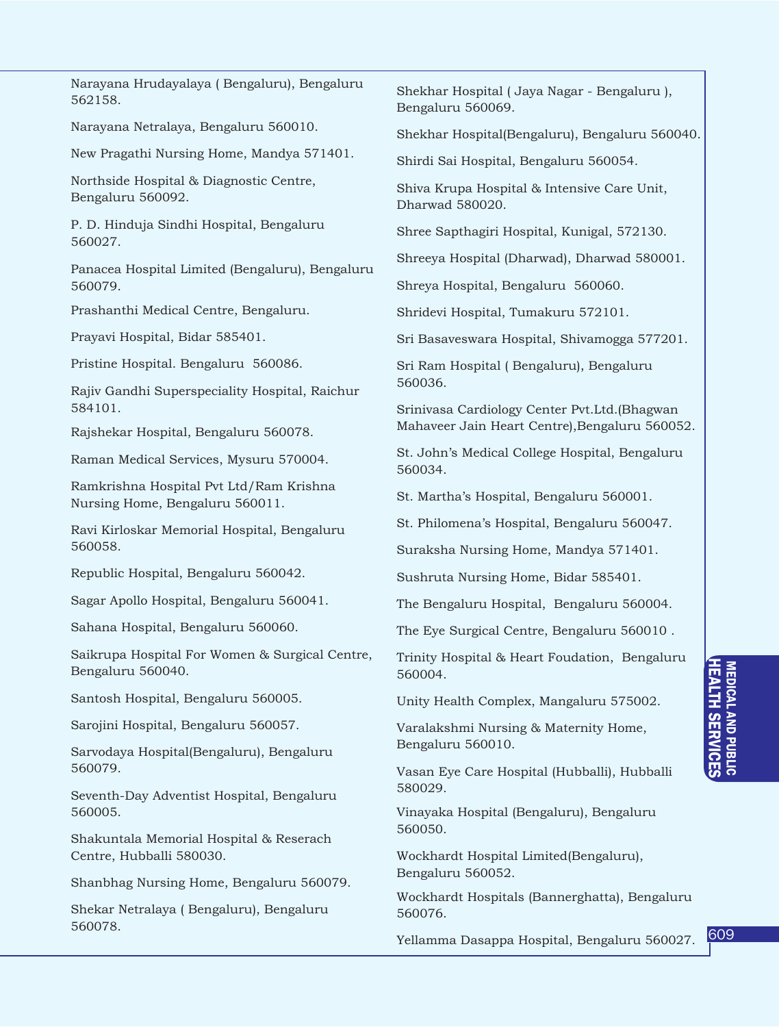Narayana Hrudayalaya ( Bengaluru), Bengaluru 562158.

Narayana Netralaya, Bengaluru 560010.

New Pragathi Nursing Home, Mandya 571401.

Northside Hospital & Diagnostic Centre, Bengaluru 560092.

P. D. Hinduja Sindhi Hospital, Bengaluru 560027.

Panacea Hospital Limited (Bengaluru), Bengaluru 560079.

Prashanthi Medical Centre, Bengaluru.

Prayavi Hospital, Bidar 585401.

Pristine Hospital. Bengaluru 560086.

Rajiv Gandhi Superspeciality Hospital, Raichur 584101.

Rajshekar Hospital, Bengaluru 560078.

Raman Medical Services, Mysuru 570004.

Ramkrishna Hospital Pvt Ltd/Ram Krishna Nursing Home, Bengaluru 560011.

Ravi Kirloskar Memorial Hospital, Bengaluru 560058.

Republic Hospital, Bengaluru 560042.

Sagar Apollo Hospital, Bengaluru 560041.

Sahana Hospital, Bengaluru 560060.

Saikrupa Hospital For Women & Surgical Centre, Bengaluru 560040.

Santosh Hospital, Bengaluru 560005.

Sarojini Hospital, Bengaluru 560057.

Sarvodaya Hospital(Bengaluru), Bengaluru 560079.

Seventh-Day Adventist Hospital, Bengaluru 560005.

Shakuntala Memorial Hospital & Reserach Centre, Hubballi 580030.

Shanbhag Nursing Home, Bengaluru 560079.

Shekar Netralaya ( Bengaluru), Bengaluru 560078.

Shekhar Hospital ( Jaya Nagar - Bengaluru ), Bengaluru 560069.

Shekhar Hospital(Bengaluru), Bengaluru 560040.

Shirdi Sai Hospital, Bengaluru 560054.

Shiva Krupa Hospital & Intensive Care Unit, Dharwad 580020.

Shree Sapthagiri Hospital, Kunigal, 572130.

Shreeya Hospital (Dharwad), Dharwad 580001.

Shreya Hospital, Bengaluru 560060.

Shridevi Hospital, Tumakuru 572101.

Sri Basaveswara Hospital, Shivamogga 577201.

Sri Ram Hospital ( Bengaluru), Bengaluru 560036.

Srinivasa Cardiology Center Pvt.Ltd.(Bhagwan Mahaveer Jain Heart Centre),Bengaluru 560052.

St. John's Medical College Hospital, Bengaluru 560034.

St. Martha's Hospital, Bengaluru 560001.

St. Philomena's Hospital, Bengaluru 560047.

Suraksha Nursing Home, Mandya 571401.

Sushruta Nursing Home, Bidar 585401.

The Bengaluru Hospital, Bengaluru 560004.

The Eye Surgical Centre, Bengaluru 560010 .

Trinity Hospital & Heart Foudation, Bengaluru 560004.

Unity Health Complex, Mangaluru 575002.

Varalakshmi Nursing & Maternity Home, Bengaluru 560010.

Vasan Eye Care Hospital (Hubballi), Hubballi 580029.

Vinayaka Hospital (Bengaluru), Bengaluru 560050.

Wockhardt Hospital Limited(Bengaluru), Bengaluru 560052.

Wockhardt Hospitals (Bannerghatta), Bengaluru 560076.

Yellamma Dasappa Hospital, Bengaluru 560027.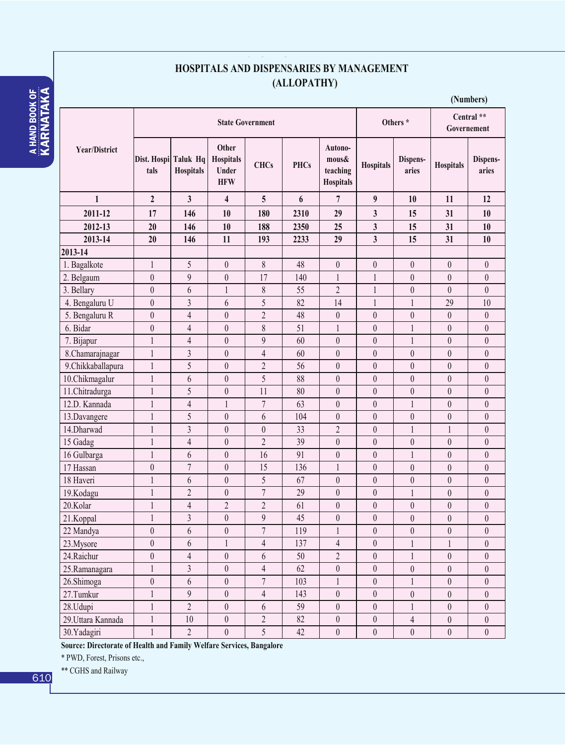## HOSPITALS AND DISPENSARIES BY MANAGEMENT (ALLOPATHY)

(Numbers)

| Year/District | State Government | | | | | | Others * | | Central ** Governement | |
|---|---|---|---|---|---|---|---|---|---|---|
| | Dist. Hospitals | Taluk Hq Hospitals | Other Hospitals Under HFW | CHCs | PHCs | Autonomous& teaching Hospitals | Hospitals | Dispensaries | Hospitals | Dispensaries |
| **1** | **2** | **3** | **4** | **5** | **6** | **7** | **9** | **10** | **11** | **12** |
| **2011-12** | **17** | **146** | **10** | **180** | **2310** | **29** | **3** | **15** | **31** | **10** |
| **2012-13** | **20** | **146** | **10** | **188** | **2350** | **25** | **3** | **15** | **31** | **10** |
| **2013-14** | **20** | **146** | **11** | **193** | **2233** | **29** | **3** | **15** | **31** | **10** |
| **2013-14** | | | | | | | | | | |
| 1. Bagalkote | 1 | 5 | 0 | 8 | 48 | 0 | 0 | 0 | 0 | 0 |
| 2. Belgaum | 0 | 9 | 0 | 17 | 140 | 1 | 1 | 0 | 0 | 0 |
| 3. Bellary | 0 | 6 | 1 | 8 | 55 | 2 | 1 | 0 | 0 | 0 |
| 4. Bengaluru U | 0 | 3 | 6 | 5 | 82 | 14 | 1 | 1 | 29 | 10 |
| 5. Bengaluru R | 0 | 4 | 0 | 2 | 48 | 0 | 0 | 0 | 0 | 0 |
| 6. Bidar | 0 | 4 | 0 | 8 | 51 | 1 | 0 | 1 | 0 | 0 |
| 7. Bijapur | 1 | 4 | 0 | 9 | 60 | 0 | 0 | 1 | 0 | 0 |
| 8.Chamarajnagar | 1 | 3 | 0 | 4 | 60 | 0 | 0 | 0 | 0 | 0 |
| 9.Chikkaballapura | 1 | 5 | 0 | 2 | 56 | 0 | 0 | 0 | 0 | 0 |
| 10.Chikmagalur | 1 | 6 | 0 | 5 | 88 | 0 | 0 | 0 | 0 | 0 |
| 11.Chitradurga | 1 | 5 | 0 | 11 | 80 | 0 | 0 | 0 | 0 | 0 |
| 12.D. Kannada | 1 | 4 | 1 | 7 | 63 | 0 | 0 | 1 | 0 | 0 |
| 13.Davangere | 1 | 5 | 0 | 6 | 104 | 0 | 0 | 0 | 0 | 0 |
| 14.Dharwad | 1 | 3 | 0 | 0 | 33 | 2 | 0 | 1 | 1 | 0 |
| 15 Gadag | 1 | 4 | 0 | 2 | 39 | 0 | 0 | 0 | 0 | 0 |
| 16 Gulbarga | 1 | 6 | 0 | 16 | 91 | 0 | 0 | 1 | 0 | 0 |
| 17 Hassan | 0 | 7 | 0 | 15 | 136 | 1 | 0 | 0 | 0 | 0 |
| 18 Haveri | 1 | 6 | 0 | 5 | 67 | 0 | 0 | 0 | 0 | 0 |
| 19.Kodagu | 1 | 2 | 0 | 7 | 29 | 0 | 0 | 1 | 0 | 0 |
| 20.Kolar | 1 | 4 | 2 | 2 | 61 | 0 | 0 | 0 | 0 | 0 |
| 21.Koppal | 1 | 3 | 0 | 9 | 45 | 0 | 0 | 0 | 0 | 0 |
| 22 Mandya | 0 | 6 | 0 | 7 | 119 | 1 | 0 | 0 | 0 | 0 |
| 23.Mysore | 0 | 6 | 1 | 4 | 137 | 4 | 0 | 1 | 1 | 0 |
| 24.Raichur | 0 | 4 | 0 | 6 | 50 | 2 | 0 | 1 | 0 | 0 |
| 25.Ramanagara | 1 | 3 | 0 | 4 | 62 | 0 | 0 | 0 | 0 | 0 |
| 26.Shimoga | 0 | 6 | 0 | 7 | 103 | 1 | 0 | 1 | 0 | 0 |
| 27.Tumkur | 1 | 9 | 0 | 4 | 143 | 0 | 0 | 0 | 0 | 0 |
| 28.Udupi | 1 | 2 | 0 | 6 | 59 | 0 | 0 | 1 | 0 | 0 |
| 29.Uttara Kannada | 1 | 10 | 0 | 2 | 82 | 0 | 0 | 4 | 0 | 0 |
| 30.Yadagiri | 1 | 2 | 0 | 5 | 42 | 0 | 0 | 0 | 0 | 0 |

**Source: Directorate of Health and Family Welfare Services, Bangalore**

* PWD, Forest, Prisons etc.,

** CGHS and Railway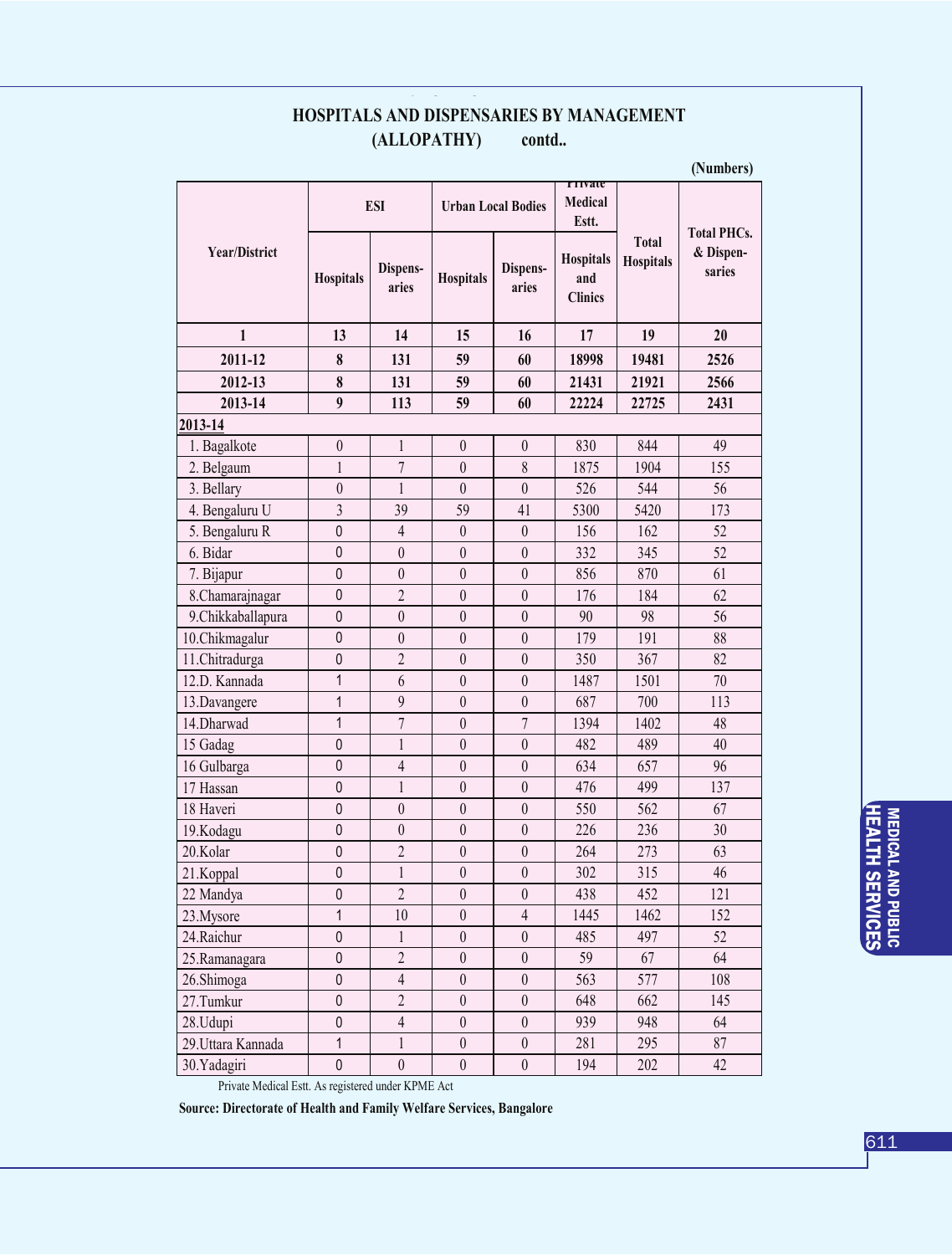## HOSPITALS AND DISPENSARIES BY MANAGEMENT (ALLOPATHY) contd..

(Numbers)

| Year/District | ESI | | Urban Local Bodies | | Private Medical Estt. | Total Hospitals | Total PHCs. & Dispen-saries |
|---|---|---|---|---|---|---|---|
| | Hospitals | Dispens-aries | Hospitals | Dispens-aries | Hospitals and Clinics | | |
| 1 | 13 | 14 | 15 | 16 | 17 | 19 | 20 |
| **2011-12** | **8** | **131** | **59** | **60** | **18998** | **19481** | **2526** |
| **2012-13** | **8** | **131** | **59** | **60** | **21431** | **21921** | **2566** |
| **2013-14** | **9** | **113** | **59** | **60** | **22224** | **22725** | **2431** |
| **2013-14** | | | | | | | |
| 1. Bagalkote | 0 | 1 | 0 | 0 | 830 | 844 | 49 |
| 2. Belgaum | 1 | 7 | 0 | 8 | 1875 | 1904 | 155 |
| 3. Bellary | 0 | 1 | 0 | 0 | 526 | 544 | 56 |
| 4. Bengaluru U | 3 | 39 | 59 | 41 | 5300 | 5420 | 173 |
| 5. Bengaluru R | 0 | 4 | 0 | 0 | 156 | 162 | 52 |
| 6. Bidar | 0 | 0 | 0 | 0 | 332 | 345 | 52 |
| 7. Bijapur | 0 | 0 | 0 | 0 | 856 | 870 | 61 |
| 8.Chamarajnagar | 0 | 2 | 0 | 0 | 176 | 184 | 62 |
| 9.Chikkaballapura | 0 | 0 | 0 | 0 | 90 | 98 | 56 |
| 10.Chikmagalur | 0 | 0 | 0 | 0 | 179 | 191 | 88 |
| 11.Chitradurga | 0 | 2 | 0 | 0 | 350 | 367 | 82 |
| 12.D. Kannada | 1 | 6 | 0 | 0 | 1487 | 1501 | 70 |
| 13.Davangere | 1 | 9 | 0 | 0 | 687 | 700 | 113 |
| 14.Dharwad | 1 | 7 | 0 | 7 | 1394 | 1402 | 48 |
| 15 Gadag | 0 | 1 | 0 | 0 | 482 | 489 | 40 |
| 16 Gulbarga | 0 | 4 | 0 | 0 | 634 | 657 | 96 |
| 17 Hassan | 0 | 1 | 0 | 0 | 476 | 499 | 137 |
| 18 Haveri | 0 | 0 | 0 | 0 | 550 | 562 | 67 |
| 19.Kodagu | 0 | 0 | 0 | 0 | 226 | 236 | 30 |
| 20.Kolar | 0 | 2 | 0 | 0 | 264 | 273 | 63 |
| 21.Koppal | 0 | 1 | 0 | 0 | 302 | 315 | 46 |
| 22 Mandya | 0 | 2 | 0 | 0 | 438 | 452 | 121 |
| 23.Mysore | 1 | 10 | 0 | 4 | 1445 | 1462 | 152 |
| 24.Raichur | 0 | 1 | 0 | 0 | 485 | 497 | 52 |
| 25.Ramanagara | 0 | 2 | 0 | 0 | 59 | 67 | 64 |
| 26.Shimoga | 0 | 4 | 0 | 0 | 563 | 577 | 108 |
| 27.Tumkur | 0 | 2 | 0 | 0 | 648 | 662 | 145 |
| 28.Udupi | 0 | 4 | 0 | 0 | 939 | 948 | 64 |
| 29.Uttara Kannada | 1 | 1 | 0 | 0 | 281 | 295 | 87 |
| 30.Yadagiri | 0 | 0 | 0 | 0 | 194 | 202 | 42 |

Private Medical Estt. As registered under KPME Act

**Source: Directorate of Health and Family Welfare Services, Bangalore**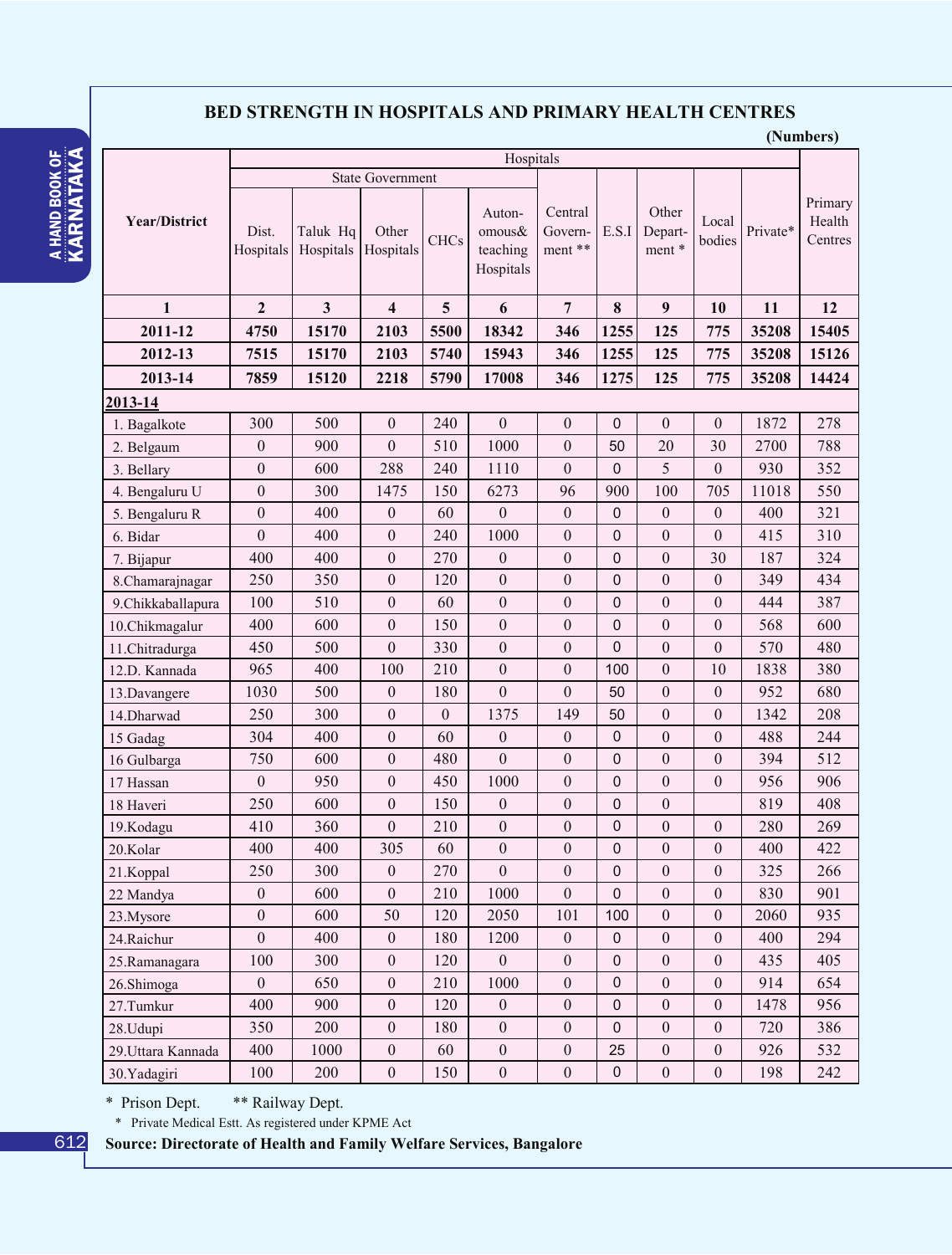## BED STRENGTH IN HOSPITALS AND PRIMARY HEALTH CENTRES

**(Numbers)**

| Year/District | Hospitals | | | | | | | | | | Primary Health Centres |
|---|---|---|---|---|---|---|---|---|---|---|---|
| | State Government | | | | | Central Govern-ment ** | E.S.I | Other Depart-ment * | Local bodies | Private* | |
| | Dist. Hospitals | Taluk Hq Hospitals | Other Hospitals | CHCs | Auton-omous& teaching Hospitals | | | | | | |
| **1** | **2** | **3** | **4** | **5** | **6** | **7** | **8** | **9** | **10** | **11** | **12** |
| **2011-12** | **4750** | **15170** | **2103** | **5500** | **18342** | **346** | **1255** | **125** | **775** | **35208** | **15405** |
| **2012-13** | **7515** | **15170** | **2103** | **5740** | **15943** | **346** | **1255** | **125** | **775** | **35208** | **15126** |
| **2013-14** | **7859** | **15120** | **2218** | **5790** | **17008** | **346** | **1275** | **125** | **775** | **35208** | **14424** |
| **2013-14** | | | | | | | | | | | |
| 1. Bagalkote | 300 | 500 | 0 | 240 | 0 | 0 | 0 | 0 | 0 | 1872 | 278 |
| 2. Belgaum | 0 | 900 | 0 | 510 | 1000 | 0 | 50 | 20 | 30 | 2700 | 788 |
| 3. Bellary | 0 | 600 | 288 | 240 | 1110 | 0 | 0 | 5 | 0 | 930 | 352 |
| 4. Bengaluru U | 0 | 300 | 1475 | 150 | 6273 | 96 | 900 | 100 | 705 | 11018 | 550 |
| 5. Bengaluru R | 0 | 400 | 0 | 60 | 0 | 0 | 0 | 0 | 0 | 400 | 321 |
| 6. Bidar | 0 | 400 | 0 | 240 | 1000 | 0 | 0 | 0 | 0 | 415 | 310 |
| 7. Bijapur | 400 | 400 | 0 | 270 | 0 | 0 | 0 | 0 | 30 | 187 | 324 |
| 8.Chamarajnagar | 250 | 350 | 0 | 120 | 0 | 0 | 0 | 0 | 0 | 349 | 434 |
| 9.Chikkaballapura | 100 | 510 | 0 | 60 | 0 | 0 | 0 | 0 | 0 | 444 | 387 |
| 10.Chikmagalur | 400 | 600 | 0 | 150 | 0 | 0 | 0 | 0 | 0 | 568 | 600 |
| 11.Chitradurga | 450 | 500 | 0 | 330 | 0 | 0 | 0 | 0 | 0 | 570 | 480 |
| 12.D. Kannada | 965 | 400 | 100 | 210 | 0 | 0 | 100 | 0 | 10 | 1838 | 380 |
| 13.Davangere | 1030 | 500 | 0 | 180 | 0 | 0 | 50 | 0 | 0 | 952 | 680 |
| 14.Dharwad | 250 | 300 | 0 | 0 | 1375 | 149 | 50 | 0 | 0 | 1342 | 208 |
| 15 Gadag | 304 | 400 | 0 | 60 | 0 | 0 | 0 | 0 | 0 | 488 | 244 |
| 16 Gulbarga | 750 | 600 | 0 | 480 | 0 | 0 | 0 | 0 | 0 | 394 | 512 |
| 17 Hassan | 0 | 950 | 0 | 450 | 1000 | 0 | 0 | 0 | 0 | 956 | 906 |
| 18 Haveri | 250 | 600 | 0 | 150 | 0 | 0 | 0 | 0 | | 819 | 408 |
| 19.Kodagu | 410 | 360 | 0 | 210 | 0 | 0 | 0 | 0 | 0 | 280 | 269 |
| 20.Kolar | 400 | 400 | 305 | 60 | 0 | 0 | 0 | 0 | 0 | 400 | 422 |
| 21.Koppal | 250 | 300 | 0 | 270 | 0 | 0 | 0 | 0 | 0 | 325 | 266 |
| 22 Mandya | 0 | 600 | 0 | 210 | 1000 | 0 | 0 | 0 | 0 | 830 | 901 |
| 23.Mysore | 0 | 600 | 50 | 120 | 2050 | 101 | 100 | 0 | 0 | 2060 | 935 |
| 24.Raichur | 0 | 400 | 0 | 180 | 1200 | 0 | 0 | 0 | 0 | 400 | 294 |
| 25.Ramanagara | 100 | 300 | 0 | 120 | 0 | 0 | 0 | 0 | 0 | 435 | 405 |
| 26.Shimoga | 0 | 650 | 0 | 210 | 1000 | 0 | 0 | 0 | 0 | 914 | 654 |
| 27.Tumkur | 400 | 900 | 0 | 120 | 0 | 0 | 0 | 0 | 0 | 1478 | 956 |
| 28.Udupi | 350 | 200 | 0 | 180 | 0 | 0 | 0 | 0 | 0 | 720 | 386 |
| 29.Uttara Kannada | 400 | 1000 | 0 | 60 | 0 | 0 | 25 | 0 | 0 | 926 | 532 |
| 30.Yadagiri | 100 | 200 | 0 | 150 | 0 | 0 | 0 | 0 | 0 | 198 | 242 |

\* Prison Dept. &nbsp;&nbsp;&nbsp; ** Railway Dept.

\* Private Medical Estt. As registered under KPME Act

**Source: Directorate of Health and Family Welfare Services, Bangalore**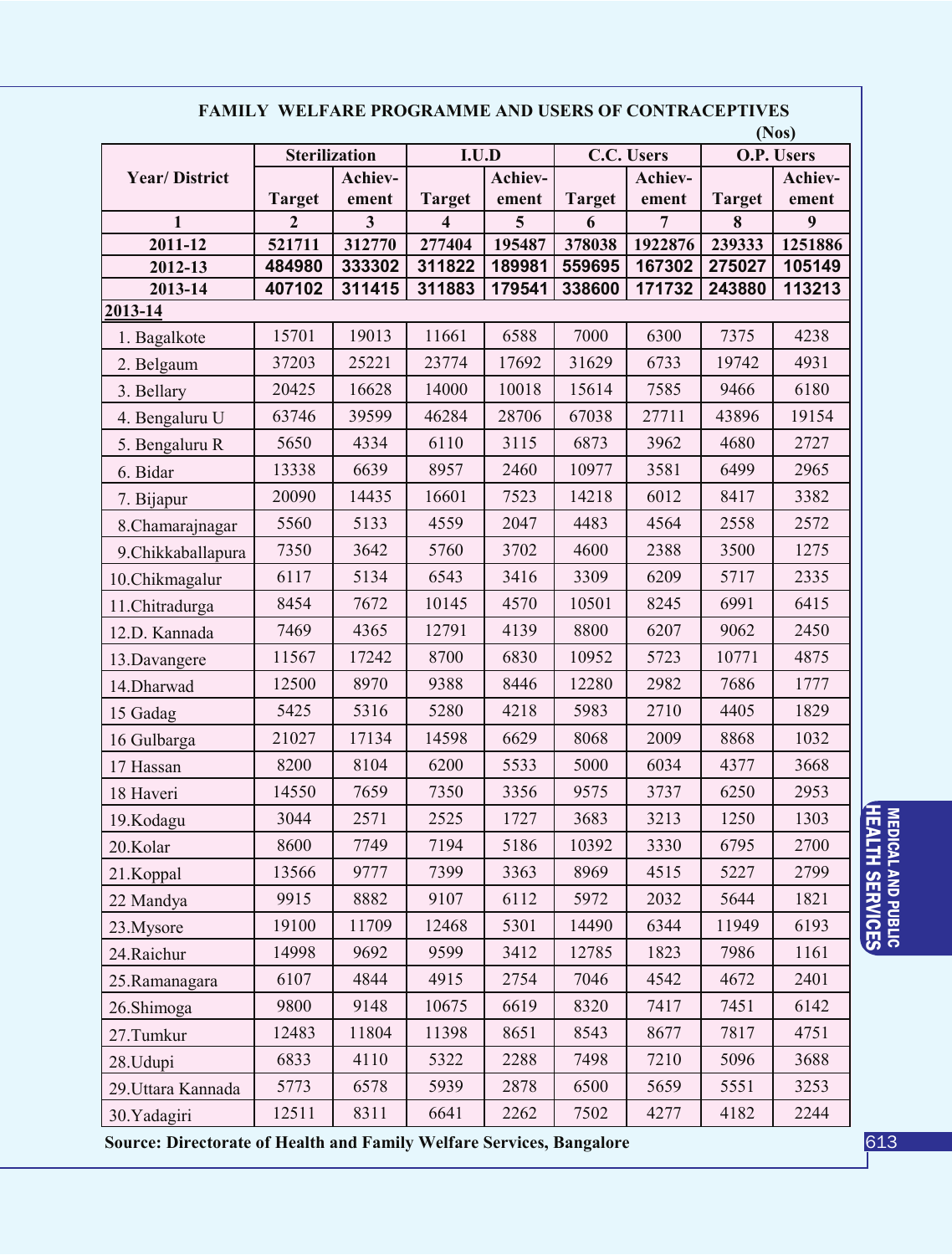## FAMILY WELFARE PROGRAMME AND USERS OF CONTRACEPTIVES

(Nos)

| Year/ District | Sterilization | | I.U.D | | C.C. Users | | O.P. Users | |
|---|---|---|---|---|---|---|---|---|
| | Target | Achiev-ement | Target | Achiev-ement | Target | Achiev-ement | Target | Achiev-ement |
| 1 | 2 | 3 | 4 | 5 | 6 | 7 | 8 | 9 |
| 2011-12 | 521711 | 312770 | 277404 | 195487 | 378038 | 1922876 | 239333 | 1251886 |
| 2012-13 | 484980 | 333302 | 311822 | 189981 | 559695 | 167302 | 275027 | 105149 |
| 2013-14 | 407102 | 311415 | 311883 | 179541 | 338600 | 171732 | 243880 | 113213 |
| 2013-14 | | | | | | | | |
| 1. Bagalkote | 15701 | 19013 | 11661 | 6588 | 7000 | 6300 | 7375 | 4238 |
| 2. Belgaum | 37203 | 25221 | 23774 | 17692 | 31629 | 6733 | 19742 | 4931 |
| 3. Bellary | 20425 | 16628 | 14000 | 10018 | 15614 | 7585 | 9466 | 6180 |
| 4. Bengaluru U | 63746 | 39599 | 46284 | 28706 | 67038 | 27711 | 43896 | 19154 |
| 5. Bengaluru R | 5650 | 4334 | 6110 | 3115 | 6873 | 3962 | 4680 | 2727 |
| 6. Bidar | 13338 | 6639 | 8957 | 2460 | 10977 | 3581 | 6499 | 2965 |
| 7. Bijapur | 20090 | 14435 | 16601 | 7523 | 14218 | 6012 | 8417 | 3382 |
| 8.Chamarajnagar | 5560 | 5133 | 4559 | 2047 | 4483 | 4564 | 2558 | 2572 |
| 9.Chikkaballapura | 7350 | 3642 | 5760 | 3702 | 4600 | 2388 | 3500 | 1275 |
| 10.Chikmagalur | 6117 | 5134 | 6543 | 3416 | 3309 | 6209 | 5717 | 2335 |
| 11.Chitradurga | 8454 | 7672 | 10145 | 4570 | 10501 | 8245 | 6991 | 6415 |
| 12.D. Kannada | 7469 | 4365 | 12791 | 4139 | 8800 | 6207 | 9062 | 2450 |
| 13.Davangere | 11567 | 17242 | 8700 | 6830 | 10952 | 5723 | 10771 | 4875 |
| 14.Dharwad | 12500 | 8970 | 9388 | 8446 | 12280 | 2982 | 7686 | 1777 |
| 15 Gadag | 5425 | 5316 | 5280 | 4218 | 5983 | 2710 | 4405 | 1829 |
| 16 Gulbarga | 21027 | 17134 | 14598 | 6629 | 8068 | 2009 | 8868 | 1032 |
| 17 Hassan | 8200 | 8104 | 6200 | 5533 | 5000 | 6034 | 4377 | 3668 |
| 18 Haveri | 14550 | 7659 | 7350 | 3356 | 9575 | 3737 | 6250 | 2953 |
| 19.Kodagu | 3044 | 2571 | 2525 | 1727 | 3683 | 3213 | 1250 | 1303 |
| 20.Kolar | 8600 | 7749 | 7194 | 5186 | 10392 | 3330 | 6795 | 2700 |
| 21.Koppal | 13566 | 9777 | 7399 | 3363 | 8969 | 4515 | 5227 | 2799 |
| 22 Mandya | 9915 | 8882 | 9107 | 6112 | 5972 | 2032 | 5644 | 1821 |
| 23.Mysore | 19100 | 11709 | 12468 | 5301 | 14490 | 6344 | 11949 | 6193 |
| 24.Raichur | 14998 | 9692 | 9599 | 3412 | 12785 | 1823 | 7986 | 1161 |
| 25.Ramanagara | 6107 | 4844 | 4915 | 2754 | 7046 | 4542 | 4672 | 2401 |
| 26.Shimoga | 9800 | 9148 | 10675 | 6619 | 8320 | 7417 | 7451 | 6142 |
| 27.Tumkur | 12483 | 11804 | 11398 | 8651 | 8543 | 8677 | 7817 | 4751 |
| 28.Udupi | 6833 | 4110 | 5322 | 2288 | 7498 | 7210 | 5096 | 3688 |
| 29.Uttara Kannada | 5773 | 6578 | 5939 | 2878 | 6500 | 5659 | 5551 | 3253 |
| 30.Yadagiri | 12511 | 8311 | 6641 | 2262 | 7502 | 4277 | 4182 | 2244 |

**Source: Directorate of Health and Family Welfare Services, Bangalore**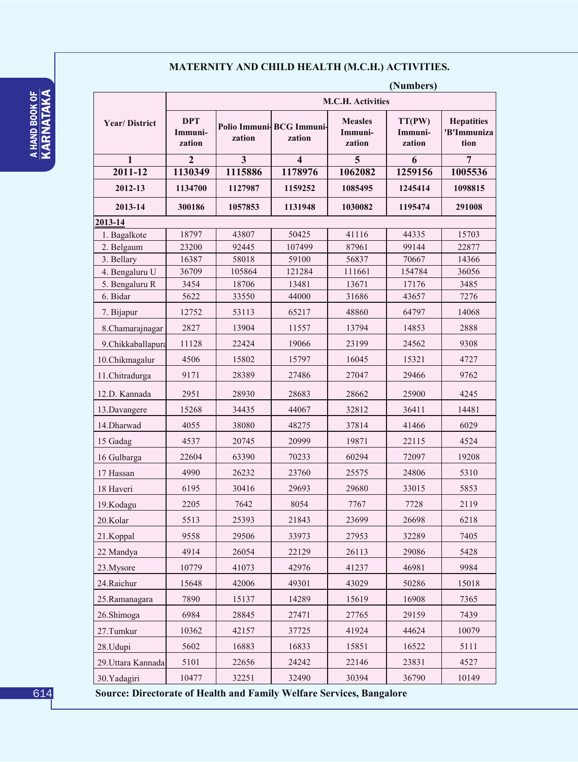## MATERNITY AND CHILD HEALTH (M.C.H.) ACTIVITIES.

(Numbers)

| Year/ District | M.C.H. Activities | | | | | |
|---|---|---|---|---|---|---|
| | DPT Immuni-zation | Polio Immuni-zation | BCG Immuni-zation | Measles Immuni-zation | TT(PW) Immuni-zation | Hepatities 'B'Immuniza tion |
| 1 | 2 | 3 | 4 | 5 | 6 | 7 |
| **2011-12** | **1130349** | **1115886** | **1178976** | **1062082** | **1259156** | **1005536** |
| **2012-13** | **1134700** | **1127987** | **1159252** | **1085495** | **1245414** | **1098815** |
| **2013-14** | **300186** | **1057853** | **1131948** | **1030082** | **1195474** | **291008** |
| **2013-14** | | | | | | |
| 1. Bagalkote | 18797 | 43807 | 50425 | 41116 | 44335 | 15703 |
| 2. Belgaum | 23200 | 92445 | 107499 | 87961 | 99144 | 22877 |
| 3. Bellary | 16387 | 58018 | 59100 | 56837 | 70667 | 14366 |
| 4. Bengaluru U | 36709 | 105864 | 121284 | 111661 | 154784 | 36056 |
| 5. Bengaluru R | 3454 | 18706 | 13481 | 13671 | 17176 | 3485 |
| 6. Bidar | 5622 | 33550 | 44000 | 31686 | 43657 | 7276 |
| 7. Bijapur | 12752 | 53113 | 65217 | 48860 | 64797 | 14068 |
| 8.Chamarajnagar | 2827 | 13904 | 11557 | 13794 | 14853 | 2888 |
| 9.Chikkaballapura | 11128 | 22424 | 19066 | 23199 | 24562 | 9308 |
| 10.Chikmagalur | 4506 | 15802 | 15797 | 16045 | 15321 | 4727 |
| 11.Chitradurga | 9171 | 28389 | 27486 | 27047 | 29466 | 9762 |
| 12.D. Kannada | 2951 | 28930 | 28683 | 28662 | 25900 | 4245 |
| 13.Davangere | 15268 | 34435 | 44067 | 32812 | 36411 | 14481 |
| 14.Dharwad | 4055 | 38080 | 48275 | 37814 | 41466 | 6029 |
| 15 Gadag | 4537 | 20745 | 20999 | 19871 | 22115 | 4524 |
| 16 Gulbarga | 22604 | 63390 | 70233 | 60294 | 72097 | 19208 |
| 17 Hassan | 4990 | 26232 | 23760 | 25575 | 24806 | 5310 |
| 18 Haveri | 6195 | 30416 | 29693 | 29680 | 33015 | 5853 |
| 19.Kodagu | 2205 | 7642 | 8054 | 7767 | 7728 | 2119 |
| 20.Kolar | 5513 | 25393 | 21843 | 23699 | 26698 | 6218 |
| 21.Koppal | 9558 | 29506 | 33973 | 27953 | 32289 | 7405 |
| 22 Mandya | 4914 | 26054 | 22129 | 26113 | 29086 | 5428 |
| 23.Mysore | 10779 | 41073 | 42976 | 41237 | 46981 | 9984 |
| 24.Raichur | 15648 | 42006 | 49301 | 43029 | 50286 | 15018 |
| 25.Ramanagara | 7890 | 15137 | 14289 | 15619 | 16908 | 7365 |
| 26.Shimoga | 6984 | 28845 | 27471 | 27765 | 29159 | 7439 |
| 27.Tumkur | 10362 | 42157 | 37725 | 41924 | 44624 | 10079 |
| 28.Udupi | 5602 | 16883 | 16833 | 15851 | 16522 | 5111 |
| 29.Uttara Kannada | 5101 | 22656 | 24242 | 22146 | 23831 | 4527 |
| 30.Yadagiri | 10477 | 32251 | 32490 | 30394 | 36790 | 10149 |

**Source: Directorate of Health and Family Welfare Services, Bangalore**